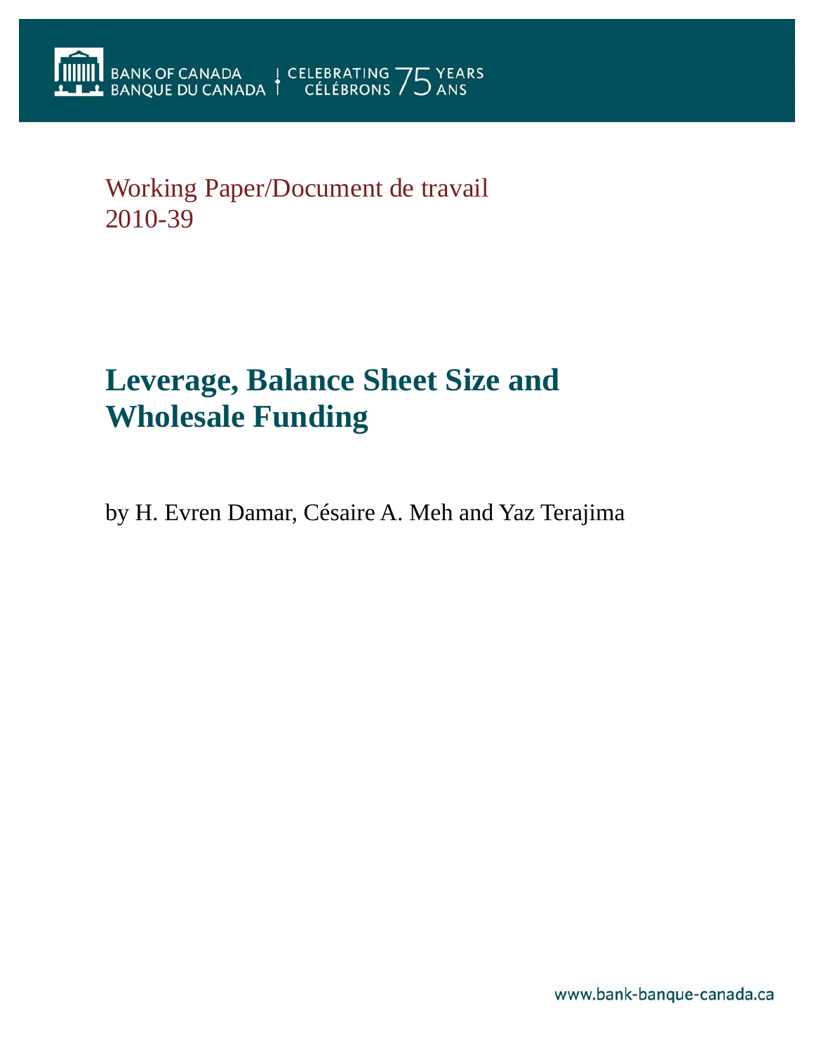BANK OF CANADA
BANQUE DU CANADA

CELEBRATING 75 YEARS
CÉLÉBRONS 75 ANS

Working Paper/Document de travail
2010-39

# Leverage, Balance Sheet Size and Wholesale Funding

by H. Evren Damar, Césaire A. Meh and Yaz Terajima

www.bank-banque-canada.ca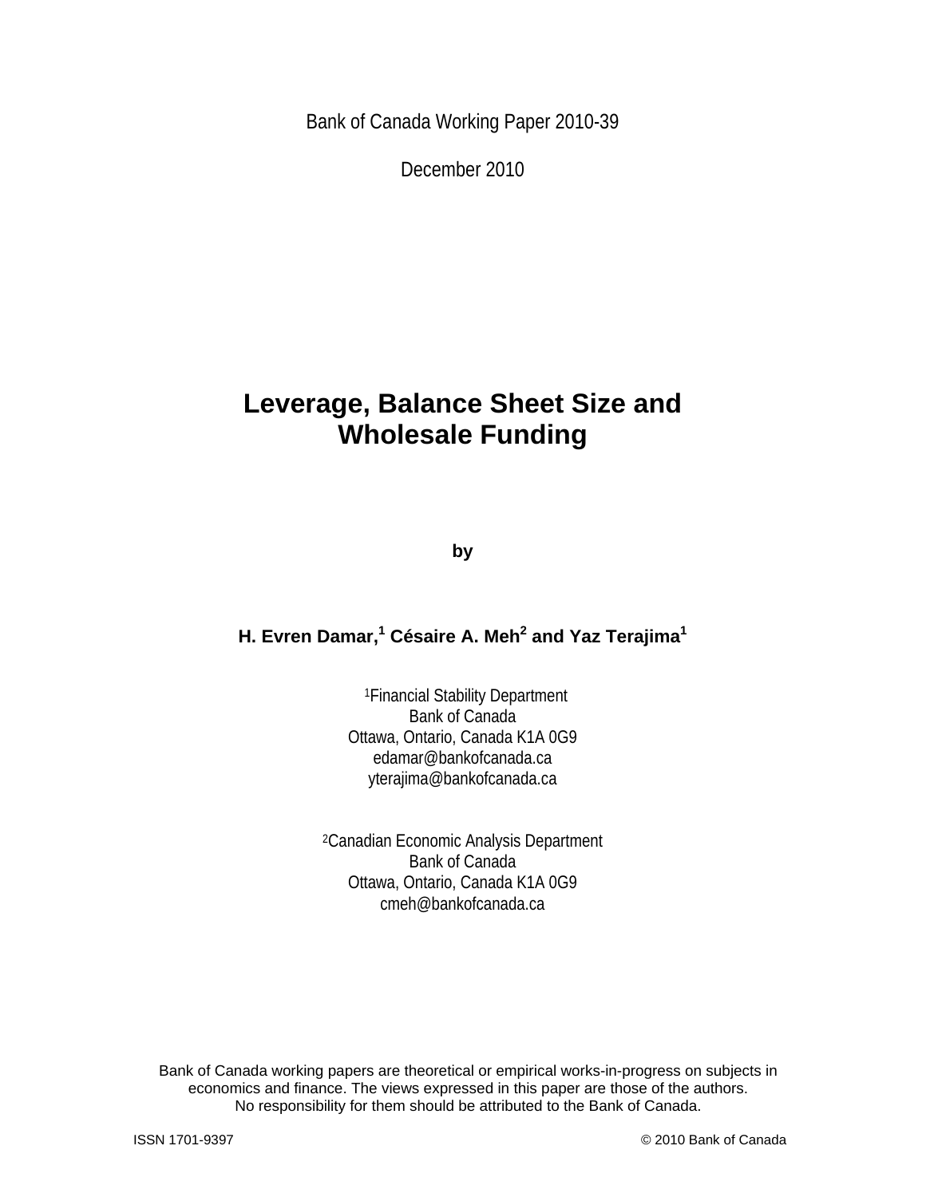Bank of Canada Working Paper 2010-39

December 2010

# Leverage, Balance Sheet Size and Wholesale Funding

**by**

**H. Evren Damar,[1] Césaire A. Meh[2] and Yaz Terajima[1]**

[1]Financial Stability Department
Bank of Canada
Ottawa, Ontario, Canada K1A 0G9
edamar@bankofcanada.ca
yterajima@bankofcanada.ca

[2]Canadian Economic Analysis Department
Bank of Canada
Ottawa, Ontario, Canada K1A 0G9
cmeh@bankofcanada.ca

Bank of Canada working papers are theoretical or empirical works-in-progress on subjects in economics and finance. The views expressed in this paper are those of the authors. No responsibility for them should be attributed to the Bank of Canada.

ISSN 1701-9397 © 2010 Bank of Canada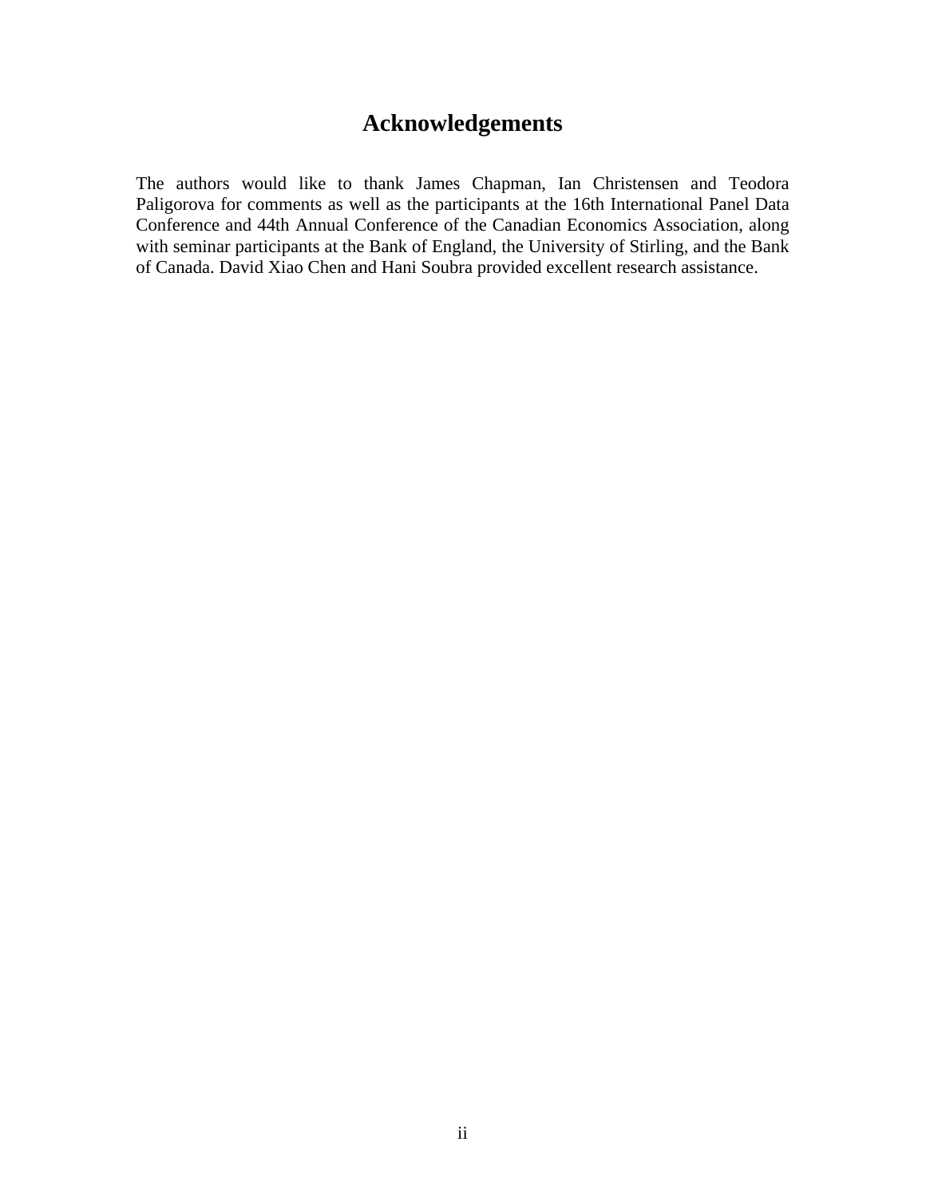# Acknowledgements

The authors would like to thank James Chapman, Ian Christensen and Teodora Paligorova for comments as well as the participants at the 16th International Panel Data Conference and 44th Annual Conference of the Canadian Economics Association, along with seminar participants at the Bank of England, the University of Stirling, and the Bank of Canada. David Xiao Chen and Hani Soubra provided excellent research assistance.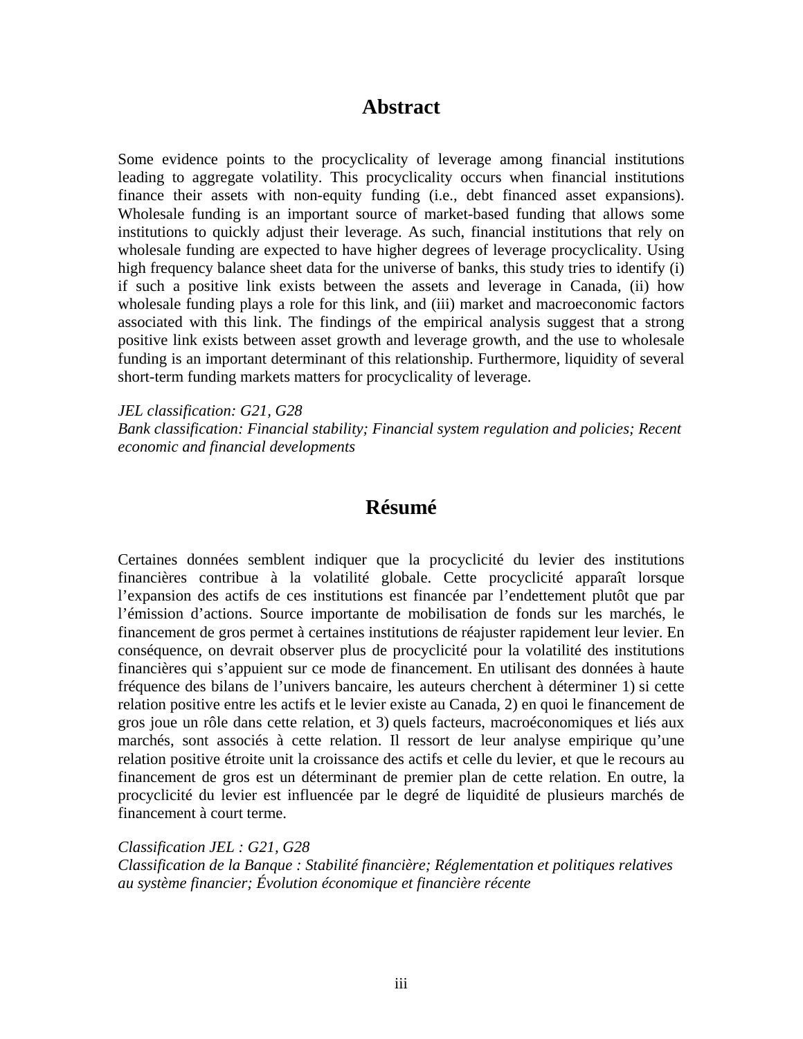# Abstract

Some evidence points to the procyclicality of leverage among financial institutions leading to aggregate volatility. This procyclicality occurs when financial institutions finance their assets with non-equity funding (i.e., debt financed asset expansions). Wholesale funding is an important source of market-based funding that allows some institutions to quickly adjust their leverage. As such, financial institutions that rely on wholesale funding are expected to have higher degrees of leverage procyclicality. Using high frequency balance sheet data for the universe of banks, this study tries to identify (i) if such a positive link exists between the assets and leverage in Canada, (ii) how wholesale funding plays a role for this link, and (iii) market and macroeconomic factors associated with this link. The findings of the empirical analysis suggest that a strong positive link exists between asset growth and leverage growth, and the use to wholesale funding is an important determinant of this relationship. Furthermore, liquidity of several short-term funding markets matters for procyclicality of leverage.

*JEL classification: G21, G28*
*Bank classification: Financial stability; Financial system regulation and policies; Recent economic and financial developments*

# Résumé

Certaines données semblent indiquer que la procyclicité du levier des institutions financières contribue à la volatilité globale. Cette procyclicité apparaît lorsque l'expansion des actifs de ces institutions est financée par l'endettement plutôt que par l'émission d'actions. Source importante de mobilisation de fonds sur les marchés, le financement de gros permet à certaines institutions de réajuster rapidement leur levier. En conséquence, on devrait observer plus de procyclicité pour la volatilité des institutions financières qui s'appuient sur ce mode de financement. En utilisant des données à haute fréquence des bilans de l'univers bancaire, les auteurs cherchent à déterminer 1) si cette relation positive entre les actifs et le levier existe au Canada, 2) en quoi le financement de gros joue un rôle dans cette relation, et 3) quels facteurs, macroéconomiques et liés aux marchés, sont associés à cette relation. Il ressort de leur analyse empirique qu'une relation positive étroite unit la croissance des actifs et celle du levier, et que le recours au financement de gros est un déterminant de premier plan de cette relation. En outre, la procyclicité du levier est influencée par le degré de liquidité de plusieurs marchés de financement à court terme.

*Classification JEL : G21, G28*
*Classification de la Banque : Stabilité financière; Réglementation et politiques relatives au système financier; Évolution économique et financière récente*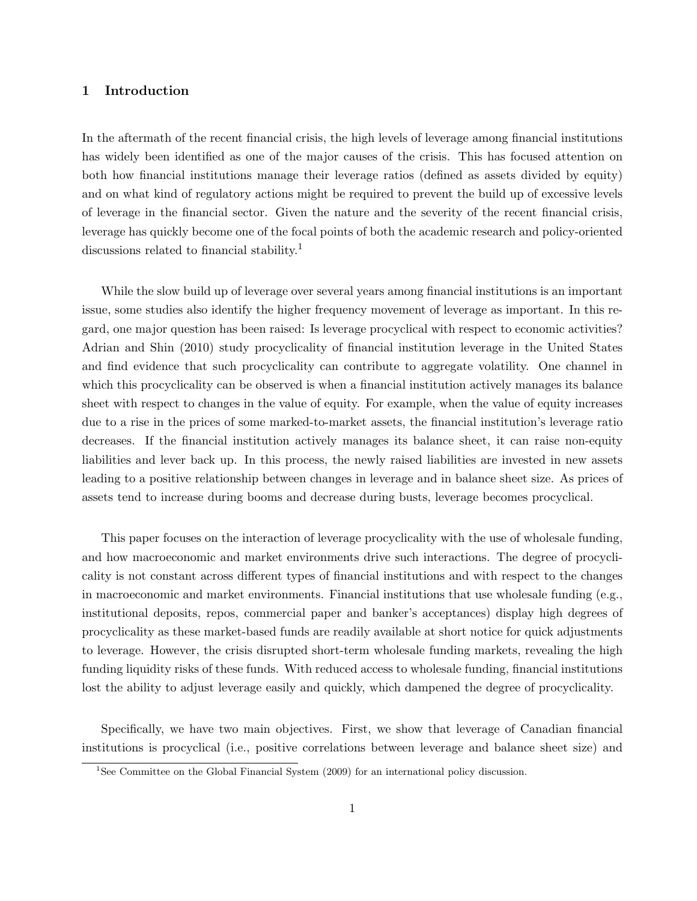## 1 Introduction

In the aftermath of the recent financial crisis, the high levels of leverage among financial institutions has widely been identified as one of the major causes of the crisis. This has focused attention on both how financial institutions manage their leverage ratios (defined as assets divided by equity) and on what kind of regulatory actions might be required to prevent the build up of excessive levels of leverage in the financial sector. Given the nature and the severity of the recent financial crisis, leverage has quickly become one of the focal points of both the academic research and policy-oriented discussions related to financial stability.[1]

While the slow build up of leverage over several years among financial institutions is an important issue, some studies also identify the higher frequency movement of leverage as important. In this regard, one major question has been raised: Is leverage procyclical with respect to economic activities? Adrian and Shin (2010) study procyclicality of financial institution leverage in the United States and find evidence that such procyclicality can contribute to aggregate volatility. One channel in which this procyclicality can be observed is when a financial institution actively manages its balance sheet with respect to changes in the value of equity. For example, when the value of equity increases due to a rise in the prices of some marked-to-market assets, the financial institution's leverage ratio decreases. If the financial institution actively manages its balance sheet, it can raise non-equity liabilities and lever back up. In this process, the newly raised liabilities are invested in new assets leading to a positive relationship between changes in leverage and in balance sheet size. As prices of assets tend to increase during booms and decrease during busts, leverage becomes procyclical.

This paper focuses on the interaction of leverage procyclicality with the use of wholesale funding, and how macroeconomic and market environments drive such interactions. The degree of procyclicality is not constant across different types of financial institutions and with respect to the changes in macroeconomic and market environments. Financial institutions that use wholesale funding (e.g., institutional deposits, repos, commercial paper and banker's acceptances) display high degrees of procyclicality as these market-based funds are readily available at short notice for quick adjustments to leverage. However, the crisis disrupted short-term wholesale funding markets, revealing the high funding liquidity risks of these funds. With reduced access to wholesale funding, financial institutions lost the ability to adjust leverage easily and quickly, which dampened the degree of procyclicality.

Specifically, we have two main objectives. First, we show that leverage of Canadian financial institutions is procyclical (i.e., positive correlations between leverage and balance sheet size) and

[1] See Committee on the Global Financial System (2009) for an international policy discussion.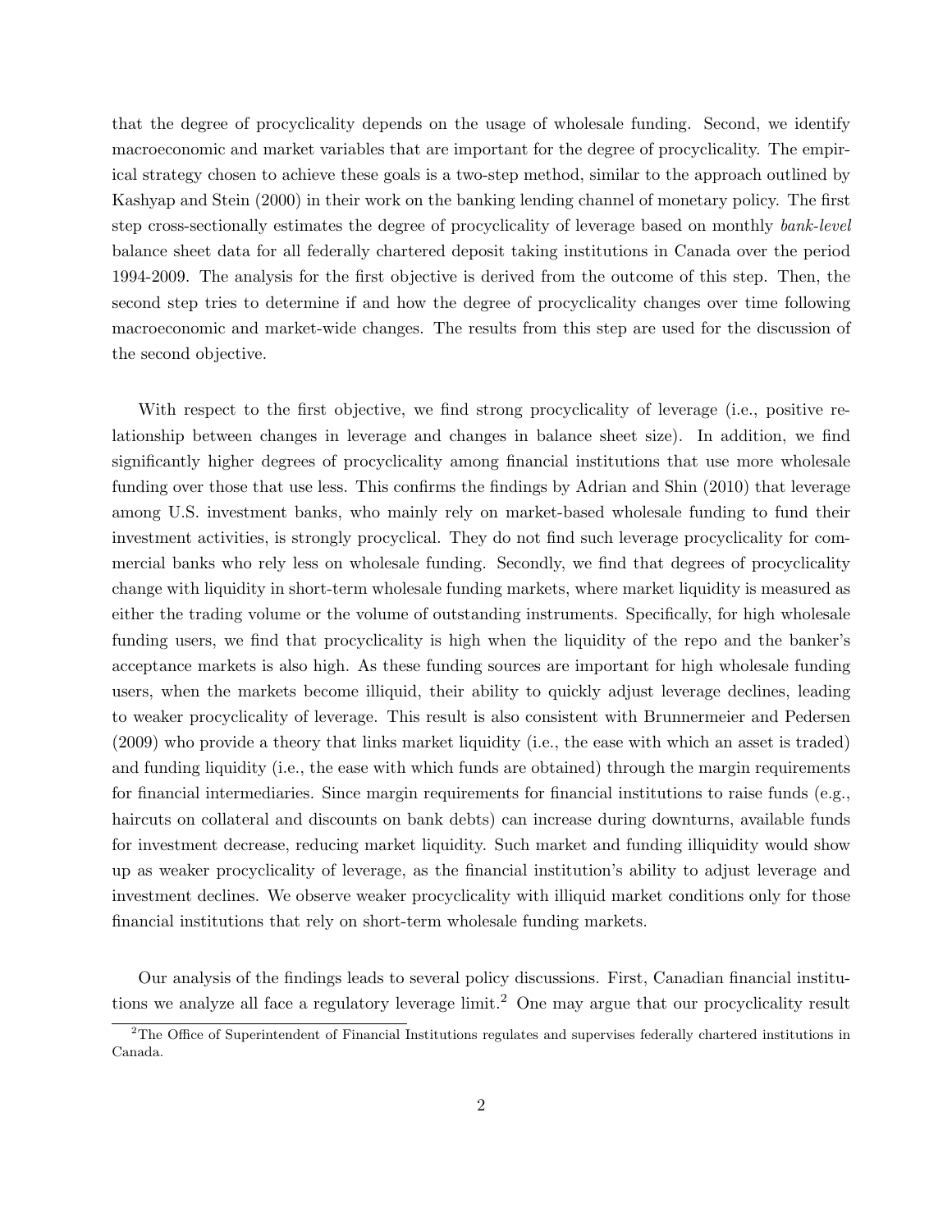that the degree of procyclicality depends on the usage of wholesale funding. Second, we identify macroeconomic and market variables that are important for the degree of procyclicality. The empirical strategy chosen to achieve these goals is a two-step method, similar to the approach outlined by Kashyap and Stein (2000) in their work on the banking lending channel of monetary policy. The first step cross-sectionally estimates the degree of procyclicality of leverage based on monthly *bank-level* balance sheet data for all federally chartered deposit taking institutions in Canada over the period 1994-2009. The analysis for the first objective is derived from the outcome of this step. Then, the second step tries to determine if and how the degree of procyclicality changes over time following macroeconomic and market-wide changes. The results from this step are used for the discussion of the second objective.

With respect to the first objective, we find strong procyclicality of leverage (i.e., positive relationship between changes in leverage and changes in balance sheet size). In addition, we find significantly higher degrees of procyclicality among financial institutions that use more wholesale funding over those that use less. This confirms the findings by Adrian and Shin (2010) that leverage among U.S. investment banks, who mainly rely on market-based wholesale funding to fund their investment activities, is strongly procyclical. They do not find such leverage procyclicality for commercial banks who rely less on wholesale funding. Secondly, we find that degrees of procyclicality change with liquidity in short-term wholesale funding markets, where market liquidity is measured as either the trading volume or the volume of outstanding instruments. Specifically, for high wholesale funding users, we find that procyclicality is high when the liquidity of the repo and the banker's acceptance markets is also high. As these funding sources are important for high wholesale funding users, when the markets become illiquid, their ability to quickly adjust leverage declines, leading to weaker procyclicality of leverage. This result is also consistent with Brunnermeier and Pedersen (2009) who provide a theory that links market liquidity (i.e., the ease with which an asset is traded) and funding liquidity (i.e., the ease with which funds are obtained) through the margin requirements for financial intermediaries. Since margin requirements for financial institutions to raise funds (e.g., haircuts on collateral and discounts on bank debts) can increase during downturns, available funds for investment decrease, reducing market liquidity. Such market and funding illiquidity would show up as weaker procyclicality of leverage, as the financial institution's ability to adjust leverage and investment declines. We observe weaker procyclicality with illiquid market conditions only for those financial institutions that rely on short-term wholesale funding markets.

Our analysis of the findings leads to several policy discussions. First, Canadian financial institutions we analyze all face a regulatory leverage limit.[2] One may argue that our procyclicality result

[2]The Office of Superintendent of Financial Institutions regulates and supervises federally chartered institutions in Canada.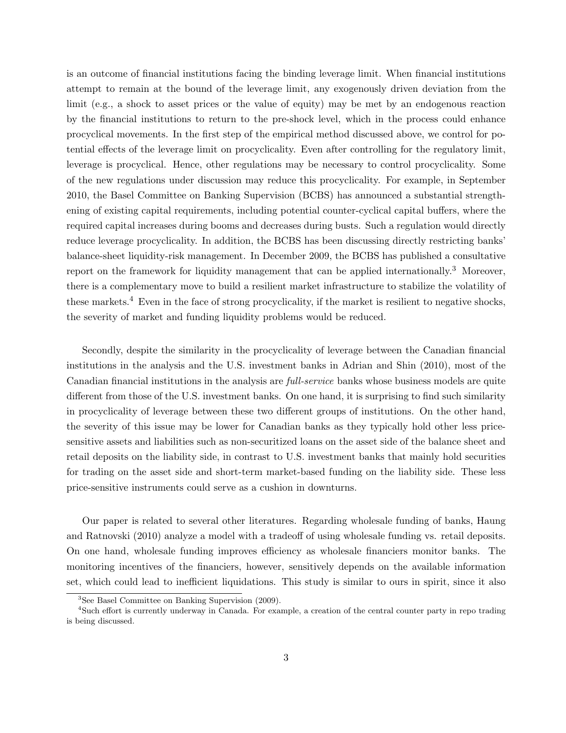is an outcome of financial institutions facing the binding leverage limit. When financial institutions attempt to remain at the bound of the leverage limit, any exogenously driven deviation from the limit (e.g., a shock to asset prices or the value of equity) may be met by an endogenous reaction by the financial institutions to return to the pre-shock level, which in the process could enhance procyclical movements. In the first step of the empirical method discussed above, we control for potential effects of the leverage limit on procyclicality. Even after controlling for the regulatory limit, leverage is procyclical. Hence, other regulations may be necessary to control procyclicality. Some of the new regulations under discussion may reduce this procyclicality. For example, in September 2010, the Basel Committee on Banking Supervision (BCBS) has announced a substantial strengthening of existing capital requirements, including potential counter-cyclical capital buffers, where the required capital increases during booms and decreases during busts. Such a regulation would directly reduce leverage procyclicality. In addition, the BCBS has been discussing directly restricting banks' balance-sheet liquidity-risk management. In December 2009, the BCBS has published a consultative report on the framework for liquidity management that can be applied internationally.[3] Moreover, there is a complementary move to build a resilient market infrastructure to stabilize the volatility of these markets.[4] Even in the face of strong procyclicality, if the market is resilient to negative shocks, the severity of market and funding liquidity problems would be reduced.

Secondly, despite the similarity in the procyclicality of leverage between the Canadian financial institutions in the analysis and the U.S. investment banks in Adrian and Shin (2010), most of the Canadian financial institutions in the analysis are *full-service* banks whose business models are quite different from those of the U.S. investment banks. On one hand, it is surprising to find such similarity in procyclicality of leverage between these two different groups of institutions. On the other hand, the severity of this issue may be lower for Canadian banks as they typically hold other less price-sensitive assets and liabilities such as non-securitized loans on the asset side of the balance sheet and retail deposits on the liability side, in contrast to U.S. investment banks that mainly hold securities for trading on the asset side and short-term market-based funding on the liability side. These less price-sensitive instruments could serve as a cushion in downturns.

Our paper is related to several other literatures. Regarding wholesale funding of banks, Haung and Ratnovski (2010) analyze a model with a tradeoff of using wholesale funding vs. retail deposits. On one hand, wholesale funding improves efficiency as wholesale financiers monitor banks. The monitoring incentives of the financiers, however, sensitively depends on the available information set, which could lead to inefficient liquidations. This study is similar to ours in spirit, since it also

[3] See Basel Committee on Banking Supervision (2009).

[4] Such effort is currently underway in Canada. For example, a creation of the central counter party in repo trading is being discussed.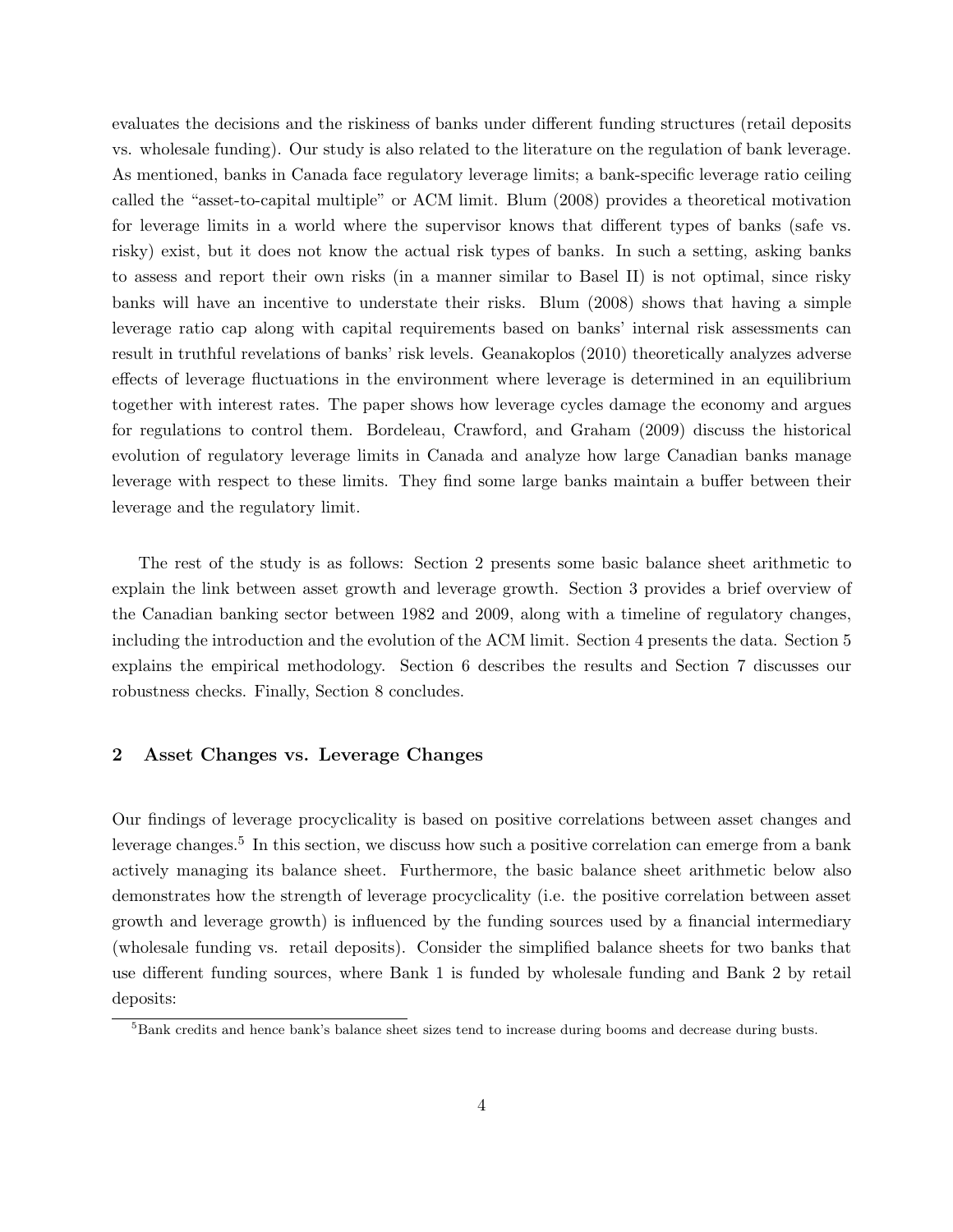evaluates the decisions and the riskiness of banks under different funding structures (retail deposits vs. wholesale funding). Our study is also related to the literature on the regulation of bank leverage. As mentioned, banks in Canada face regulatory leverage limits; a bank-specific leverage ratio ceiling called the "asset-to-capital multiple" or ACM limit. Blum (2008) provides a theoretical motivation for leverage limits in a world where the supervisor knows that different types of banks (safe vs. risky) exist, but it does not know the actual risk types of banks. In such a setting, asking banks to assess and report their own risks (in a manner similar to Basel II) is not optimal, since risky banks will have an incentive to understate their risks. Blum (2008) shows that having a simple leverage ratio cap along with capital requirements based on banks' internal risk assessments can result in truthful revelations of banks' risk levels. Geanakoplos (2010) theoretically analyzes adverse effects of leverage fluctuations in the environment where leverage is determined in an equilibrium together with interest rates. The paper shows how leverage cycles damage the economy and argues for regulations to control them. Bordeleau, Crawford, and Graham (2009) discuss the historical evolution of regulatory leverage limits in Canada and analyze how large Canadian banks manage leverage with respect to these limits. They find some large banks maintain a buffer between their leverage and the regulatory limit.

The rest of the study is as follows: Section 2 presents some basic balance sheet arithmetic to explain the link between asset growth and leverage growth. Section 3 provides a brief overview of the Canadian banking sector between 1982 and 2009, along with a timeline of regulatory changes, including the introduction and the evolution of the ACM limit. Section 4 presents the data. Section 5 explains the empirical methodology. Section 6 describes the results and Section 7 discusses our robustness checks. Finally, Section 8 concludes.

## 2 Asset Changes vs. Leverage Changes

Our findings of leverage procyclicality is based on positive correlations between asset changes and leverage changes.[5] In this section, we discuss how such a positive correlation can emerge from a bank actively managing its balance sheet. Furthermore, the basic balance sheet arithmetic below also demonstrates how the strength of leverage procyclicality (i.e. the positive correlation between asset growth and leverage growth) is influenced by the funding sources used by a financial intermediary (wholesale funding vs. retail deposits). Consider the simplified balance sheets for two banks that use different funding sources, where Bank 1 is funded by wholesale funding and Bank 2 by retail deposits:

[5] Bank credits and hence bank's balance sheet sizes tend to increase during booms and decrease during busts.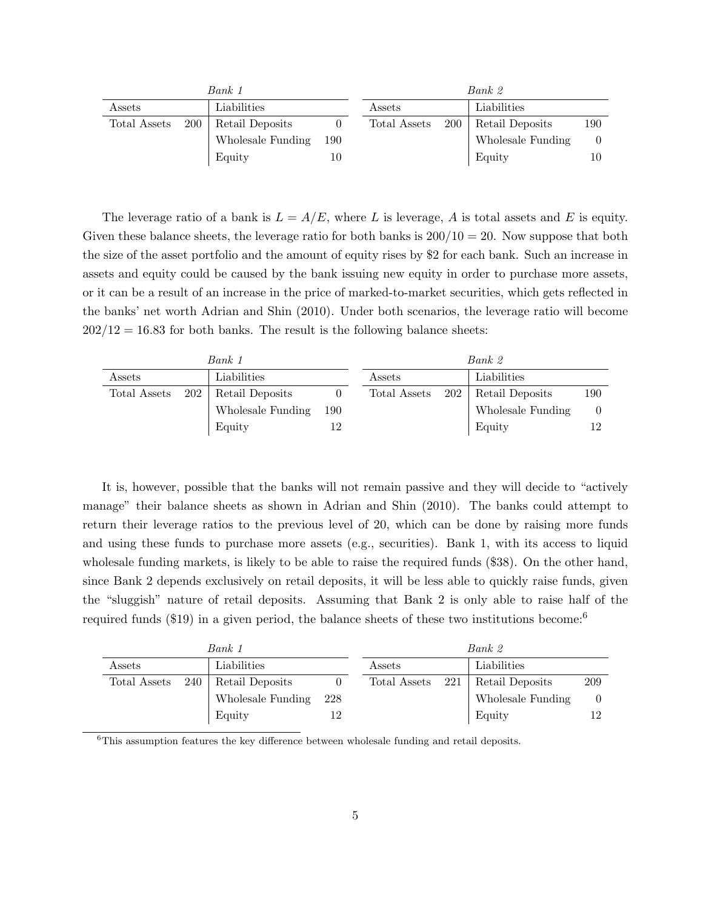*Bank 1*

| Assets | | Liabilities | |
|---|---|---|---|
| Total Assets | 200 | Retail Deposits | 0 |
| | | Wholesale Funding | 190 |
| | | Equity | 10 |

*Bank 2*

| Assets | | Liabilities | |
|---|---|---|---|
| Total Assets | 200 | Retail Deposits | 190 |
| | | Wholesale Funding | 0 |
| | | Equity | 10 |

The leverage ratio of a bank is $L = A/E$, where $L$ is leverage, $A$ is total assets and $E$ is equity. Given these balance sheets, the leverage ratio for both banks is $200/10 = 20$. Now suppose that both the size of the asset portfolio and the amount of equity rises by $2 for each bank. Such an increase in assets and equity could be caused by the bank issuing new equity in order to purchase more assets, or it can be a result of an increase in the price of marked-to-market securities, which gets reflected in the banks' net worth Adrian and Shin (2010). Under both scenarios, the leverage ratio will become $202/12 = 16.83$ for both banks. The result is the following balance sheets:

*Bank 1*

| Assets | | Liabilities | |
|---|---|---|---|
| Total Assets | 202 | Retail Deposits | 0 |
| | | Wholesale Funding | 190 |
| | | Equity | 12 |

*Bank 2*

| Assets | | Liabilities | |
|---|---|---|---|
| Total Assets | 202 | Retail Deposits | 190 |
| | | Wholesale Funding | 0 |
| | | Equity | 12 |

It is, however, possible that the banks will not remain passive and they will decide to "actively manage" their balance sheets as shown in Adrian and Shin (2010). The banks could attempt to return their leverage ratios to the previous level of 20, which can be done by raising more funds and using these funds to purchase more assets (e.g., securities). Bank 1, with its access to liquid wholesale funding markets, is likely to be able to raise the required funds ($38). On the other hand, since Bank 2 depends exclusively on retail deposits, it will be less able to quickly raise funds, given the "sluggish" nature of retail deposits. Assuming that Bank 2 is only able to raise half of the required funds ($19) in a given period, the balance sheets of these two institutions become:[6]

*Bank 1*

| Assets | | Liabilities | |
|---|---|---|---|
| Total Assets | 240 | Retail Deposits | 0 |
| | | Wholesale Funding | 228 |
| | | Equity | 12 |

*Bank 2*

| Assets | | Liabilities | |
|---|---|---|---|
| Total Assets | 221 | Retail Deposits | 209 |
| | | Wholesale Funding | 0 |
| | | Equity | 12 |

[6] This assumption features the key difference between wholesale funding and retail deposits.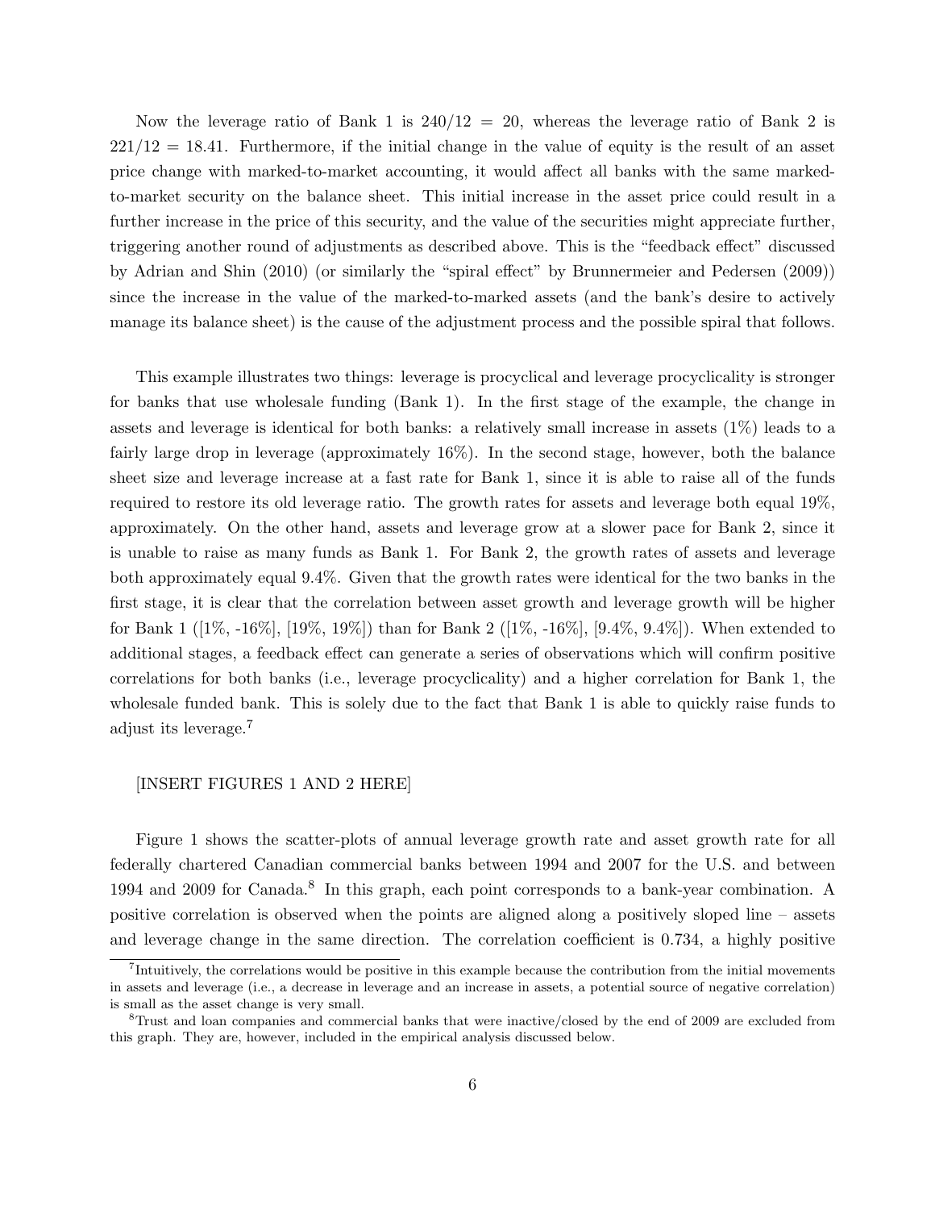Now the leverage ratio of Bank 1 is $240/12 = 20$, whereas the leverage ratio of Bank 2 is $221/12 = 18.41$. Furthermore, if the initial change in the value of equity is the result of an asset price change with marked-to-market accounting, it would affect all banks with the same marked-to-market security on the balance sheet. This initial increase in the asset price could result in a further increase in the price of this security, and the value of the securities might appreciate further, triggering another round of adjustments as described above. This is the "feedback effect" discussed by Adrian and Shin (2010) (or similarly the "spiral effect" by Brunnermeier and Pedersen (2009)) since the increase in the value of the marked-to-marked assets (and the bank's desire to actively manage its balance sheet) is the cause of the adjustment process and the possible spiral that follows.

This example illustrates two things: leverage is procyclical and leverage procyclicality is stronger for banks that use wholesale funding (Bank 1). In the first stage of the example, the change in assets and leverage is identical for both banks: a relatively small increase in assets (1%) leads to a fairly large drop in leverage (approximately 16%). In the second stage, however, both the balance sheet size and leverage increase at a fast rate for Bank 1, since it is able to raise all of the funds required to restore its old leverage ratio. The growth rates for assets and leverage both equal 19%, approximately. On the other hand, assets and leverage grow at a slower pace for Bank 2, since it is unable to raise as many funds as Bank 1. For Bank 2, the growth rates of assets and leverage both approximately equal 9.4%. Given that the growth rates were identical for the two banks in the first stage, it is clear that the correlation between asset growth and leverage growth will be higher for Bank 1 ([1%, -16%], [19%, 19%]) than for Bank 2 ([1%, -16%], [9.4%, 9.4%]). When extended to additional stages, a feedback effect can generate a series of observations which will confirm positive correlations for both banks (i.e., leverage procyclicality) and a higher correlation for Bank 1, the wholesale funded bank. This is solely due to the fact that Bank 1 is able to quickly raise funds to adjust its leverage.[7]

[INSERT FIGURES 1 AND 2 HERE]

Figure 1 shows the scatter-plots of annual leverage growth rate and asset growth rate for all federally chartered Canadian commercial banks between 1994 and 2007 for the U.S. and between 1994 and 2009 for Canada.[8] In this graph, each point corresponds to a bank-year combination. A positive correlation is observed when the points are aligned along a positively sloped line – assets and leverage change in the same direction. The correlation coefficient is 0.734, a highly positive

---

[7] Intuitively, the correlations would be positive in this example because the contribution from the initial movements in assets and leverage (i.e., a decrease in leverage and an increase in assets, a potential source of negative correlation) is small as the asset change is very small.

[8] Trust and loan companies and commercial banks that were inactive/closed by the end of 2009 are excluded from this graph. They are, however, included in the empirical analysis discussed below.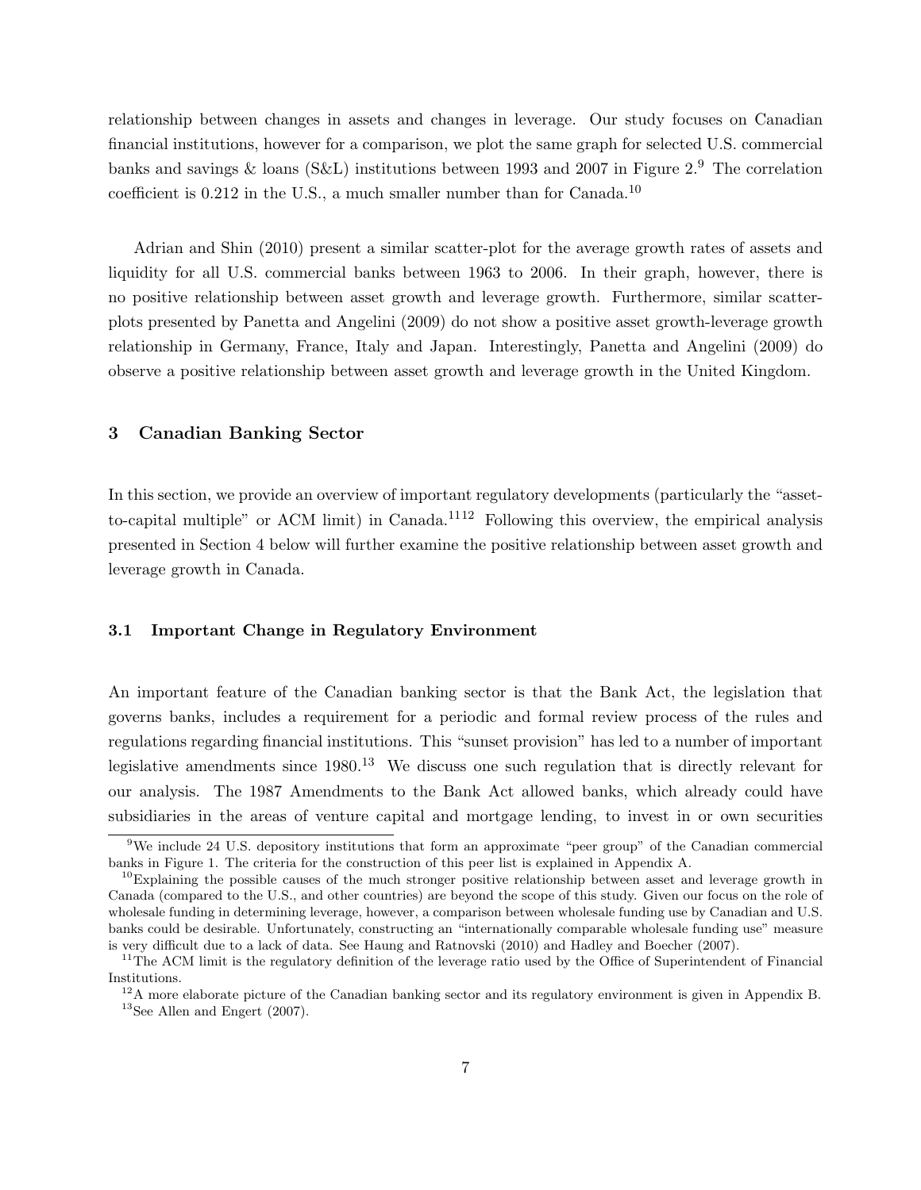relationship between changes in assets and changes in leverage. Our study focuses on Canadian financial institutions, however for a comparison, we plot the same graph for selected U.S. commercial banks and savings & loans (S&L) institutions between 1993 and 2007 in Figure 2.[9] The correlation coefficient is 0.212 in the U.S., a much smaller number than for Canada.[10]

Adrian and Shin (2010) present a similar scatter-plot for the average growth rates of assets and liquidity for all U.S. commercial banks between 1963 to 2006. In their graph, however, there is no positive relationship between asset growth and leverage growth. Furthermore, similar scatter-plots presented by Panetta and Angelini (2009) do not show a positive asset growth-leverage growth relationship in Germany, France, Italy and Japan. Interestingly, Panetta and Angelini (2009) do observe a positive relationship between asset growth and leverage growth in the United Kingdom.

## 3 Canadian Banking Sector

In this section, we provide an overview of important regulatory developments (particularly the "asset-to-capital multiple" or ACM limit) in Canada.[11][12] Following this overview, the empirical analysis presented in Section 4 below will further examine the positive relationship between asset growth and leverage growth in Canada.

### 3.1 Important Change in Regulatory Environment

An important feature of the Canadian banking sector is that the Bank Act, the legislation that governs banks, includes a requirement for a periodic and formal review process of the rules and regulations regarding financial institutions. This "sunset provision" has led to a number of important legislative amendments since 1980.[13] We discuss one such regulation that is directly relevant for our analysis. The 1987 Amendments to the Bank Act allowed banks, which already could have subsidiaries in the areas of venture capital and mortgage lending, to invest in or own securities

---

[9] We include 24 U.S. depository institutions that form an approximate "peer group" of the Canadian commercial banks in Figure 1. The criteria for the construction of this peer list is explained in Appendix A.

[10] Explaining the possible causes of the much stronger positive relationship between asset and leverage growth in Canada (compared to the U.S., and other countries) are beyond the scope of this study. Given our focus on the role of wholesale funding in determining leverage, however, a comparison between wholesale funding use by Canadian and U.S. banks could be desirable. Unfortunately, constructing an "internationally comparable wholesale funding use" measure is very difficult due to a lack of data. See Haung and Ratnovski (2010) and Hadley and Boecher (2007).

[11] The ACM limit is the regulatory definition of the leverage ratio used by the Office of Superintendent of Financial Institutions.

[12] A more elaborate picture of the Canadian banking sector and its regulatory environment is given in Appendix B.

[13] See Allen and Engert (2007).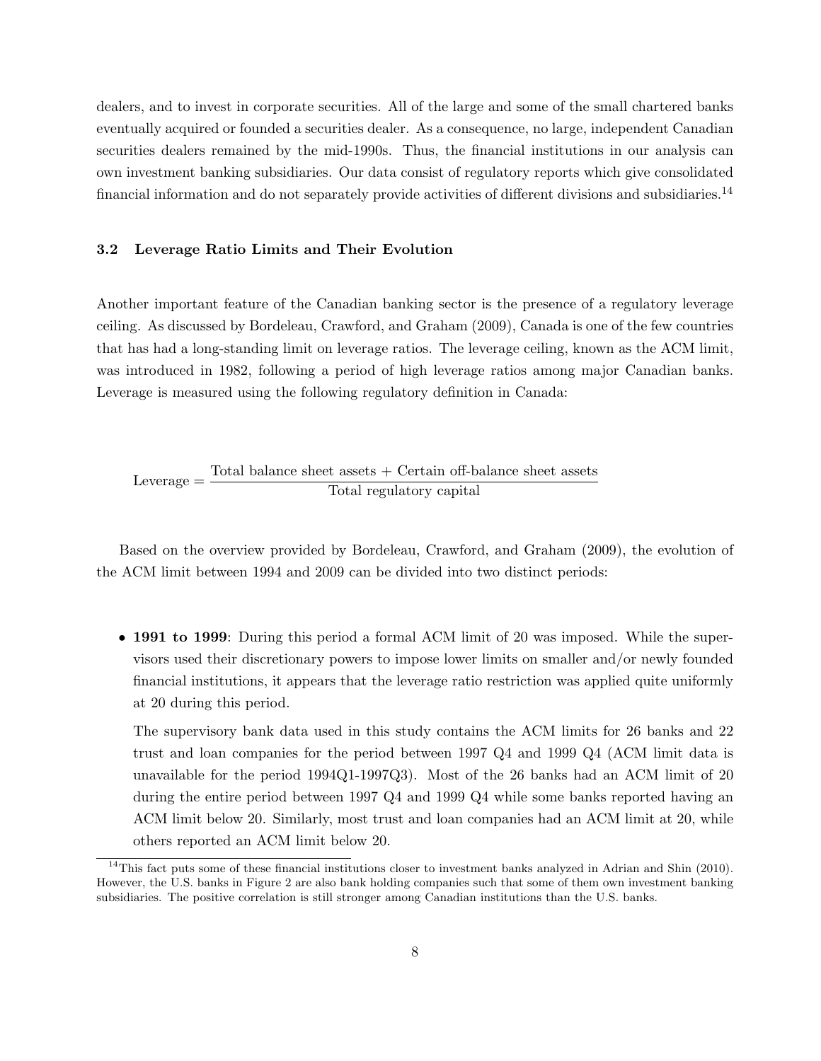dealers, and to invest in corporate securities. All of the large and some of the small chartered banks eventually acquired or founded a securities dealer. As a consequence, no large, independent Canadian securities dealers remained by the mid-1990s. Thus, the financial institutions in our analysis can own investment banking subsidiaries. Our data consist of regulatory reports which give consolidated financial information and do not separately provide activities of different divisions and subsidiaries.[14]

### 3.2 Leverage Ratio Limits and Their Evolution

Another important feature of the Canadian banking sector is the presence of a regulatory leverage ceiling. As discussed by Bordeleau, Crawford, and Graham (2009), Canada is one of the few countries that has had a long-standing limit on leverage ratios. The leverage ceiling, known as the ACM limit, was introduced in 1982, following a period of high leverage ratios among major Canadian banks. Leverage is measured using the following regulatory definition in Canada:

$$\text{Leverage} = \frac{\text{Total balance sheet assets} + \text{Certain off-balance sheet assets}}{\text{Total regulatory capital}}$$

Based on the overview provided by Bordeleau, Crawford, and Graham (2009), the evolution of the ACM limit between 1994 and 2009 can be divided into two distinct periods:

- **1991 to 1999**: During this period a formal ACM limit of 20 was imposed. While the supervisors used their discretionary powers to impose lower limits on smaller and/or newly founded financial institutions, it appears that the leverage ratio restriction was applied quite uniformly at 20 during this period.

  The supervisory bank data used in this study contains the ACM limits for 26 banks and 22 trust and loan companies for the period between 1997 Q4 and 1999 Q4 (ACM limit data is unavailable for the period 1994Q1-1997Q3). Most of the 26 banks had an ACM limit of 20 during the entire period between 1997 Q4 and 1999 Q4 while some banks reported having an ACM limit below 20. Similarly, most trust and loan companies had an ACM limit at 20, while others reported an ACM limit below 20.

[14] This fact puts some of these financial institutions closer to investment banks analyzed in Adrian and Shin (2010). However, the U.S. banks in Figure 2 are also bank holding companies such that some of them own investment banking subsidiaries. The positive correlation is still stronger among Canadian institutions than the U.S. banks.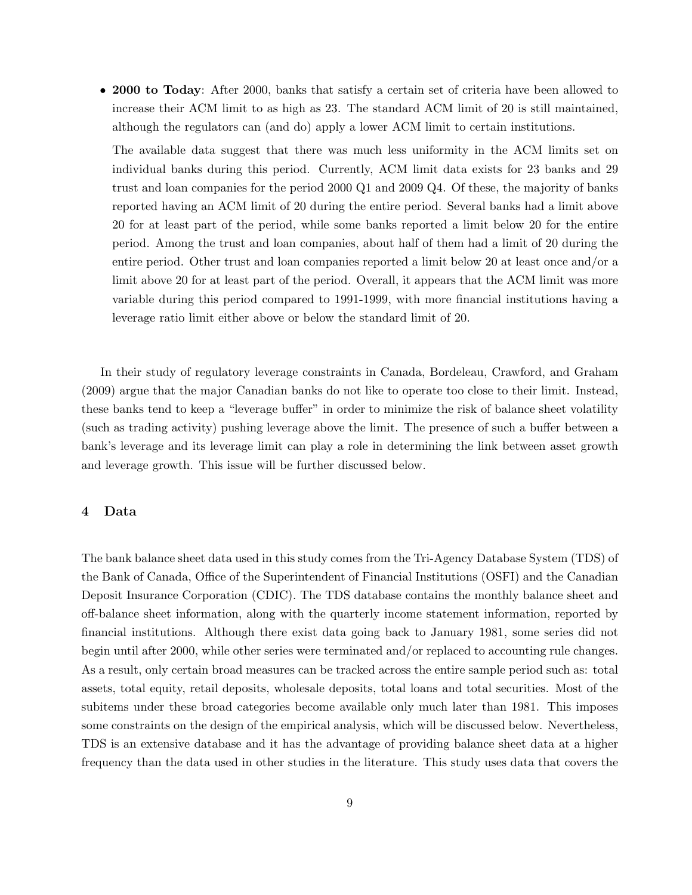- **2000 to Today**: After 2000, banks that satisfy a certain set of criteria have been allowed to increase their ACM limit to as high as 23. The standard ACM limit of 20 is still maintained, although the regulators can (and do) apply a lower ACM limit to certain institutions.

  The available data suggest that there was much less uniformity in the ACM limits set on individual banks during this period. Currently, ACM limit data exists for 23 banks and 29 trust and loan companies for the period 2000 Q1 and 2009 Q4. Of these, the majority of banks reported having an ACM limit of 20 during the entire period. Several banks had a limit above 20 for at least part of the period, while some banks reported a limit below 20 for the entire period. Among the trust and loan companies, about half of them had a limit of 20 during the entire period. Other trust and loan companies reported a limit below 20 at least once and/or a limit above 20 for at least part of the period. Overall, it appears that the ACM limit was more variable during this period compared to 1991-1999, with more financial institutions having a leverage ratio limit either above or below the standard limit of 20.

In their study of regulatory leverage constraints in Canada, Bordeleau, Crawford, and Graham (2009) argue that the major Canadian banks do not like to operate too close to their limit. Instead, these banks tend to keep a "leverage buffer" in order to minimize the risk of balance sheet volatility (such as trading activity) pushing leverage above the limit. The presence of such a buffer between a bank's leverage and its leverage limit can play a role in determining the link between asset growth and leverage growth. This issue will be further discussed below.

## 4 Data

The bank balance sheet data used in this study comes from the Tri-Agency Database System (TDS) of the Bank of Canada, Office of the Superintendent of Financial Institutions (OSFI) and the Canadian Deposit Insurance Corporation (CDIC). The TDS database contains the monthly balance sheet and off-balance sheet information, along with the quarterly income statement information, reported by financial institutions. Although there exist data going back to January 1981, some series did not begin until after 2000, while other series were terminated and/or replaced to accounting rule changes. As a result, only certain broad measures can be tracked across the entire sample period such as: total assets, total equity, retail deposits, wholesale deposits, total loans and total securities. Most of the subitems under these broad categories become available only much later than 1981. This imposes some constraints on the design of the empirical analysis, which will be discussed below. Nevertheless, TDS is an extensive database and it has the advantage of providing balance sheet data at a higher frequency than the data used in other studies in the literature. This study uses data that covers the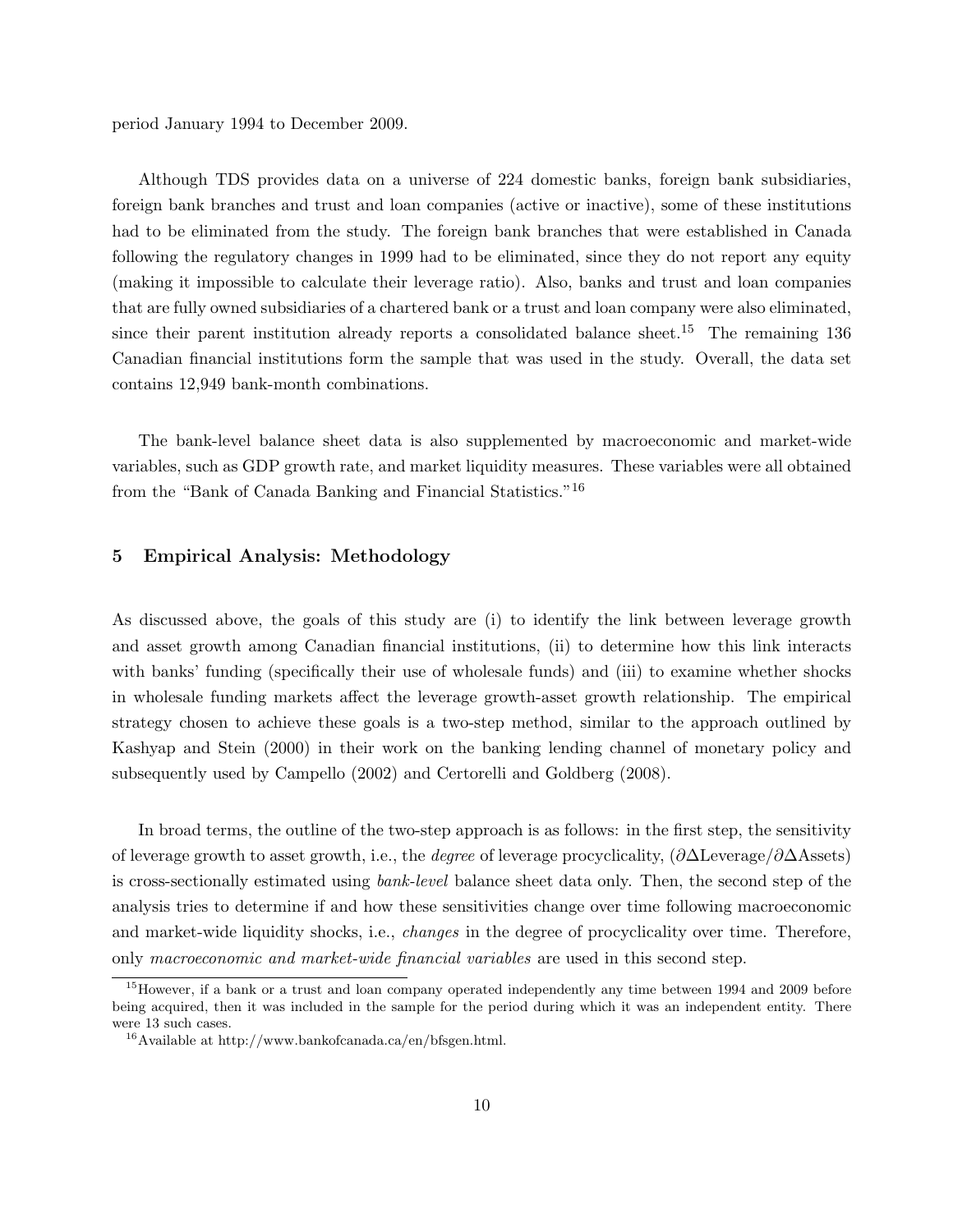period January 1994 to December 2009.

Although TDS provides data on a universe of 224 domestic banks, foreign bank subsidiaries, foreign bank branches and trust and loan companies (active or inactive), some of these institutions had to be eliminated from the study. The foreign bank branches that were established in Canada following the regulatory changes in 1999 had to be eliminated, since they do not report any equity (making it impossible to calculate their leverage ratio). Also, banks and trust and loan companies that are fully owned subsidiaries of a chartered bank or a trust and loan company were also eliminated, since their parent institution already reports a consolidated balance sheet.[15] The remaining 136 Canadian financial institutions form the sample that was used in the study. Overall, the data set contains 12,949 bank-month combinations.

The bank-level balance sheet data is also supplemented by macroeconomic and market-wide variables, such as GDP growth rate, and market liquidity measures. These variables were all obtained from the "Bank of Canada Banking and Financial Statistics."[16]

## 5 Empirical Analysis: Methodology

As discussed above, the goals of this study are (i) to identify the link between leverage growth and asset growth among Canadian financial institutions, (ii) to determine how this link interacts with banks' funding (specifically their use of wholesale funds) and (iii) to examine whether shocks in wholesale funding markets affect the leverage growth-asset growth relationship. The empirical strategy chosen to achieve these goals is a two-step method, similar to the approach outlined by Kashyap and Stein (2000) in their work on the banking lending channel of monetary policy and subsequently used by Campello (2002) and Certorelli and Goldberg (2008).

In broad terms, the outline of the two-step approach is as follows: in the first step, the sensitivity of leverage growth to asset growth, i.e., the *degree* of leverage procyclicality, ($\partial\Delta\text{Leverage}/\partial\Delta\text{Assets}$) is cross-sectionally estimated using *bank-level* balance sheet data only. Then, the second step of the analysis tries to determine if and how these sensitivities change over time following macroeconomic and market-wide liquidity shocks, i.e., *changes* in the degree of procyclicality over time. Therefore, only *macroeconomic and market-wide financial variables* are used in this second step.

[15] However, if a bank or a trust and loan company operated independently any time between 1994 and 2009 before being acquired, then it was included in the sample for the period during which it was an independent entity. There were 13 such cases.

[16] Available at http://www.bankofcanada.ca/en/bfsgen.html.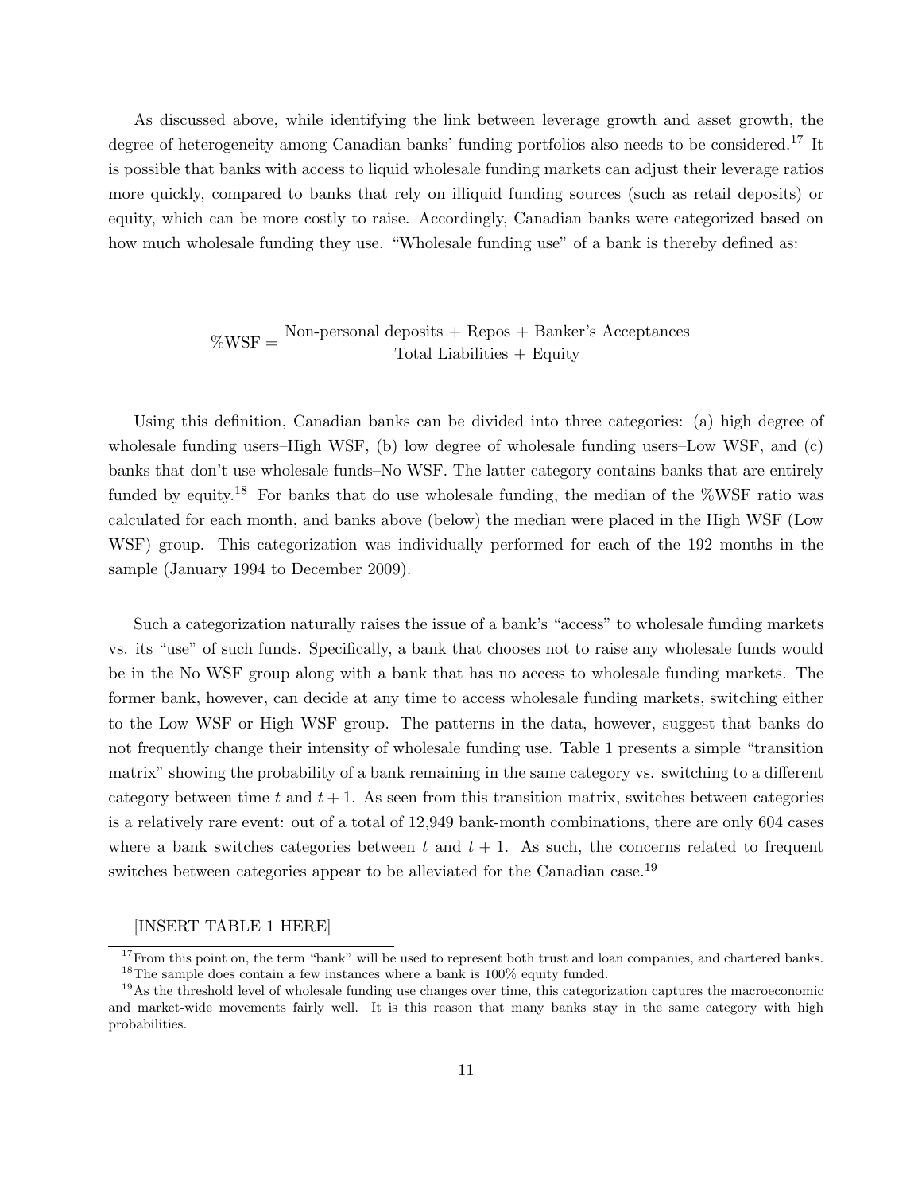As discussed above, while identifying the link between leverage growth and asset growth, the degree of heterogeneity among Canadian banks' funding portfolios also needs to be considered.[17] It is possible that banks with access to liquid wholesale funding markets can adjust their leverage ratios more quickly, compared to banks that rely on illiquid funding sources (such as retail deposits) or equity, which can be more costly to raise. Accordingly, Canadian banks were categorized based on how much wholesale funding they use. "Wholesale funding use" of a bank is thereby defined as:

$$\%\text{WSF} = \frac{\text{Non-personal deposits} + \text{Repos} + \text{Banker's Acceptances}}{\text{Total Liabilities} + \text{Equity}}$$

Using this definition, Canadian banks can be divided into three categories: (a) high degree of wholesale funding users–High WSF, (b) low degree of wholesale funding users–Low WSF, and (c) banks that don't use wholesale funds–No WSF. The latter category contains banks that are entirely funded by equity.[18] For banks that do use wholesale funding, the median of the %WSF ratio was calculated for each month, and banks above (below) the median were placed in the High WSF (Low WSF) group. This categorization was individually performed for each of the 192 months in the sample (January 1994 to December 2009).

Such a categorization naturally raises the issue of a bank's "access" to wholesale funding markets vs. its "use" of such funds. Specifically, a bank that chooses not to raise any wholesale funds would be in the No WSF group along with a bank that has no access to wholesale funding markets. The former bank, however, can decide at any time to access wholesale funding markets, switching either to the Low WSF or High WSF group. The patterns in the data, however, suggest that banks do not frequently change their intensity of wholesale funding use. Table 1 presents a simple "transition matrix" showing the probability of a bank remaining in the same category vs. switching to a different category between time $t$ and $t+1$. As seen from this transition matrix, switches between categories is a relatively rare event: out of a total of 12,949 bank-month combinations, there are only 604 cases where a bank switches categories between $t$ and $t+1$. As such, the concerns related to frequent switches between categories appear to be alleviated for the Canadian case.[19]

[INSERT TABLE 1 HERE]

[17] From this point on, the term "bank" will be used to represent both trust and loan companies, and chartered banks.

[18] The sample does contain a few instances where a bank is 100% equity funded.

[19] As the threshold level of wholesale funding use changes over time, this categorization captures the macroeconomic and market-wide movements fairly well. It is this reason that many banks stay in the same category with high probabilities.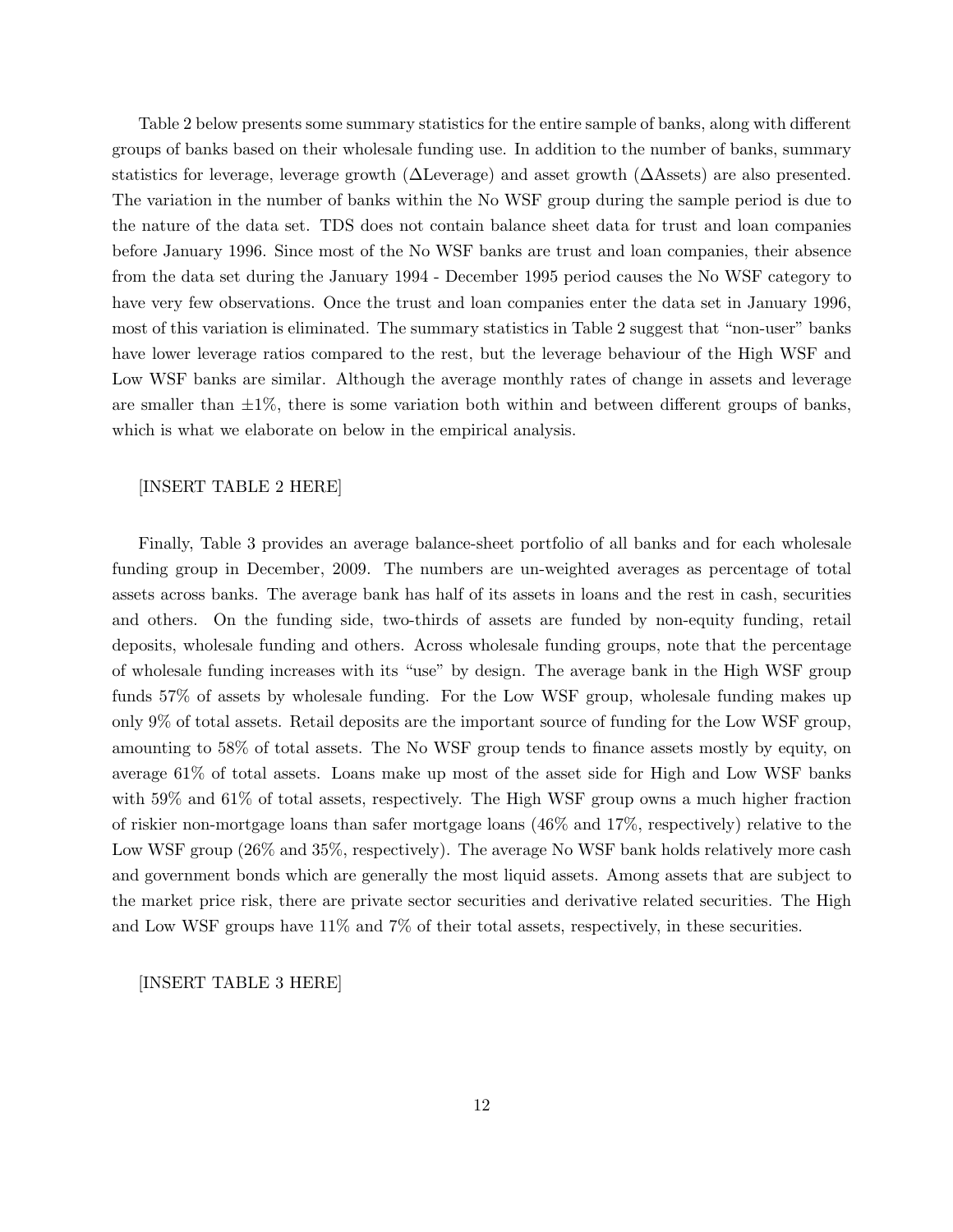Table 2 below presents some summary statistics for the entire sample of banks, along with different groups of banks based on their wholesale funding use. In addition to the number of banks, summary statistics for leverage, leverage growth ($\Delta$Leverage) and asset growth ($\Delta$Assets) are also presented. The variation in the number of banks within the No WSF group during the sample period is due to the nature of the data set. TDS does not contain balance sheet data for trust and loan companies before January 1996. Since most of the No WSF banks are trust and loan companies, their absence from the data set during the January 1994 - December 1995 period causes the No WSF category to have very few observations. Once the trust and loan companies enter the data set in January 1996, most of this variation is eliminated. The summary statistics in Table 2 suggest that "non-user" banks have lower leverage ratios compared to the rest, but the leverage behaviour of the High WSF and Low WSF banks are similar. Although the average monthly rates of change in assets and leverage are smaller than $\pm 1\%$, there is some variation both within and between different groups of banks, which is what we elaborate on below in the empirical analysis.

[INSERT TABLE 2 HERE]

Finally, Table 3 provides an average balance-sheet portfolio of all banks and for each wholesale funding group in December, 2009. The numbers are un-weighted averages as percentage of total assets across banks. The average bank has half of its assets in loans and the rest in cash, securities and others. On the funding side, two-thirds of assets are funded by non-equity funding, retail deposits, wholesale funding and others. Across wholesale funding groups, note that the percentage of wholesale funding increases with its "use" by design. The average bank in the High WSF group funds 57% of assets by wholesale funding. For the Low WSF group, wholesale funding makes up only 9% of total assets. Retail deposits are the important source of funding for the Low WSF group, amounting to 58% of total assets. The No WSF group tends to finance assets mostly by equity, on average 61% of total assets. Loans make up most of the asset side for High and Low WSF banks with 59% and 61% of total assets, respectively. The High WSF group owns a much higher fraction of riskier non-mortgage loans than safer mortgage loans (46% and 17%, respectively) relative to the Low WSF group (26% and 35%, respectively). The average No WSF bank holds relatively more cash and government bonds which are generally the most liquid assets. Among assets that are subject to the market price risk, there are private sector securities and derivative related securities. The High and Low WSF groups have 11% and 7% of their total assets, respectively, in these securities.

[INSERT TABLE 3 HERE]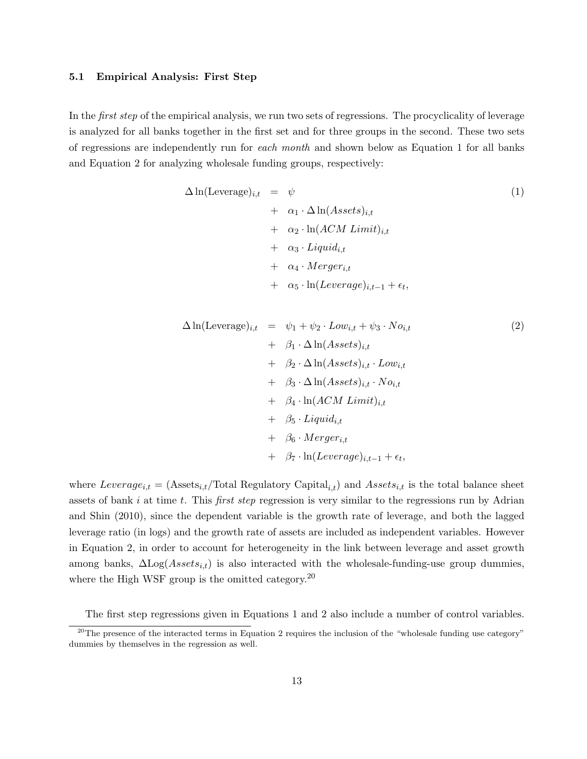### 5.1 Empirical Analysis: First Step

In the *first step* of the empirical analysis, we run two sets of regressions. The procyclicality of leverage is analyzed for all banks together in the first set and for three groups in the second. These two sets of regressions are independently run for *each month* and shown below as Equation 1 for all banks and Equation 2 for analyzing wholesale funding groups, respectively:

$$
\begin{aligned}
\Delta \ln(\text{Leverage})_{i,t} &= \psi \\
&+ \alpha_1 \cdot \Delta \ln(Assets)_{i,t} \\
&+ \alpha_2 \cdot \ln(ACM\ Limit)_{i,t} \\
&+ \alpha_3 \cdot Liquid_{i,t} \\
&+ \alpha_4 \cdot Merger_{i,t} \\
&+ \alpha_5 \cdot \ln(Leverage)_{i,t-1} + \epsilon_t,
\end{aligned} \tag{1}
$$

$$
\begin{aligned}
\Delta \ln(\text{Leverage})_{i,t} &= \psi_1 + \psi_2 \cdot Low_{i,t} + \psi_3 \cdot No_{i,t} \\
&+ \beta_1 \cdot \Delta \ln(Assets)_{i,t} \\
&+ \beta_2 \cdot \Delta \ln(Assets)_{i,t} \cdot Low_{i,t} \\
&+ \beta_3 \cdot \Delta \ln(Assets)_{i,t} \cdot No_{i,t} \\
&+ \beta_4 \cdot \ln(ACM\ Limit)_{i,t} \\
&+ \beta_5 \cdot Liquid_{i,t} \\
&+ \beta_6 \cdot Merger_{i,t} \\
&+ \beta_7 \cdot \ln(Leverage)_{i,t-1} + \epsilon_t,
\end{aligned} \tag{2}
$$

where $Leverage_{i,t} = (\text{Assets}_{i,t}/\text{Total Regulatory Capital}_{i,t})$ and $Assets_{i,t}$ is the total balance sheet assets of bank $i$ at time $t$. This *first step* regression is very similar to the regressions run by Adrian and Shin (2010), since the dependent variable is the growth rate of leverage, and both the lagged leverage ratio (in logs) and the growth rate of assets are included as independent variables. However in Equation 2, in order to account for heterogeneity in the link between leverage and asset growth among banks, $\Delta\text{Log}(Assets_{i,t})$ is also interacted with the wholesale-funding-use group dummies, where the High WSF group is the omitted category.[20]

The first step regressions given in Equations 1 and 2 also include a number of control variables.

[20] The presence of the interacted terms in Equation 2 requires the inclusion of the "wholesale funding use category" dummies by themselves in the regression as well.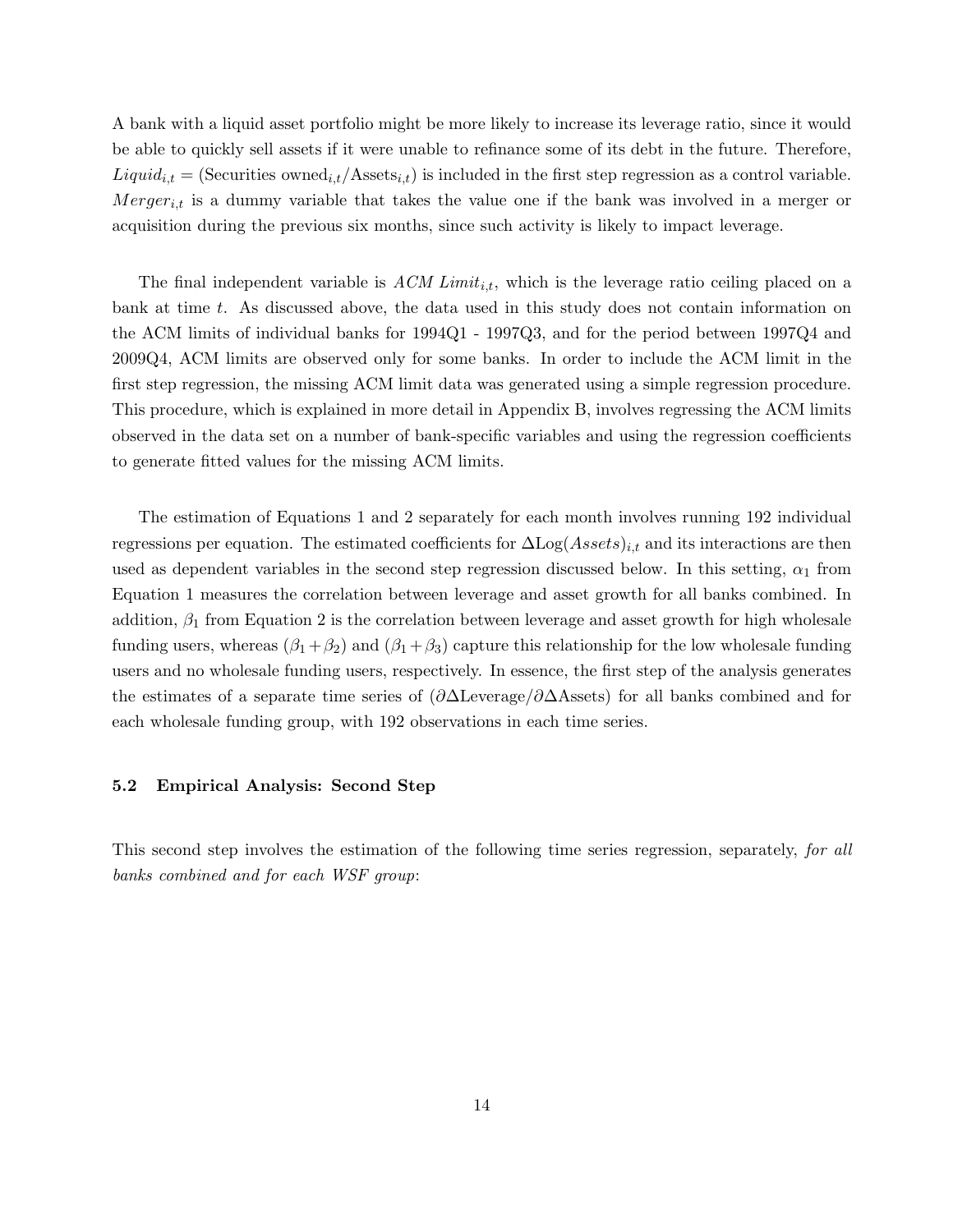A bank with a liquid asset portfolio might be more likely to increase its leverage ratio, since it would be able to quickly sell assets if it were unable to refinance some of its debt in the future. Therefore, $Liquid_{i,t} = (\text{Securities owned}_{i,t}/\text{Assets}_{i,t})$ is included in the first step regression as a control variable. $Merger_{i,t}$ is a dummy variable that takes the value one if the bank was involved in a merger or acquisition during the previous six months, since such activity is likely to impact leverage.

The final independent variable is $ACM\ Limit_{i,t}$, which is the leverage ratio ceiling placed on a bank at time $t$. As discussed above, the data used in this study does not contain information on the ACM limits of individual banks for 1994Q1 - 1997Q3, and for the period between 1997Q4 and 2009Q4, ACM limits are observed only for some banks. In order to include the ACM limit in the first step regression, the missing ACM limit data was generated using a simple regression procedure. This procedure, which is explained in more detail in Appendix B, involves regressing the ACM limits observed in the data set on a number of bank-specific variables and using the regression coefficients to generate fitted values for the missing ACM limits.

The estimation of Equations 1 and 2 separately for each month involves running 192 individual regressions per equation. The estimated coefficients for $\Delta\text{Log}(Assets)_{i,t}$ and its interactions are then used as dependent variables in the second step regression discussed below. In this setting, $\alpha_1$ from Equation 1 measures the correlation between leverage and asset growth for all banks combined. In addition, $\beta_1$ from Equation 2 is the correlation between leverage and asset growth for high wholesale funding users, whereas $(\beta_1 + \beta_2)$ and $(\beta_1 + \beta_3)$ capture this relationship for the low wholesale funding users and no wholesale funding users, respectively. In essence, the first step of the analysis generates the estimates of a separate time series of $(\partial\Delta\text{Leverage}/\partial\Delta\text{Assets})$ for all banks combined and for each wholesale funding group, with 192 observations in each time series.

### 5.2 Empirical Analysis: Second Step

This second step involves the estimation of the following time series regression, separately, *for all banks combined and for each WSF group*: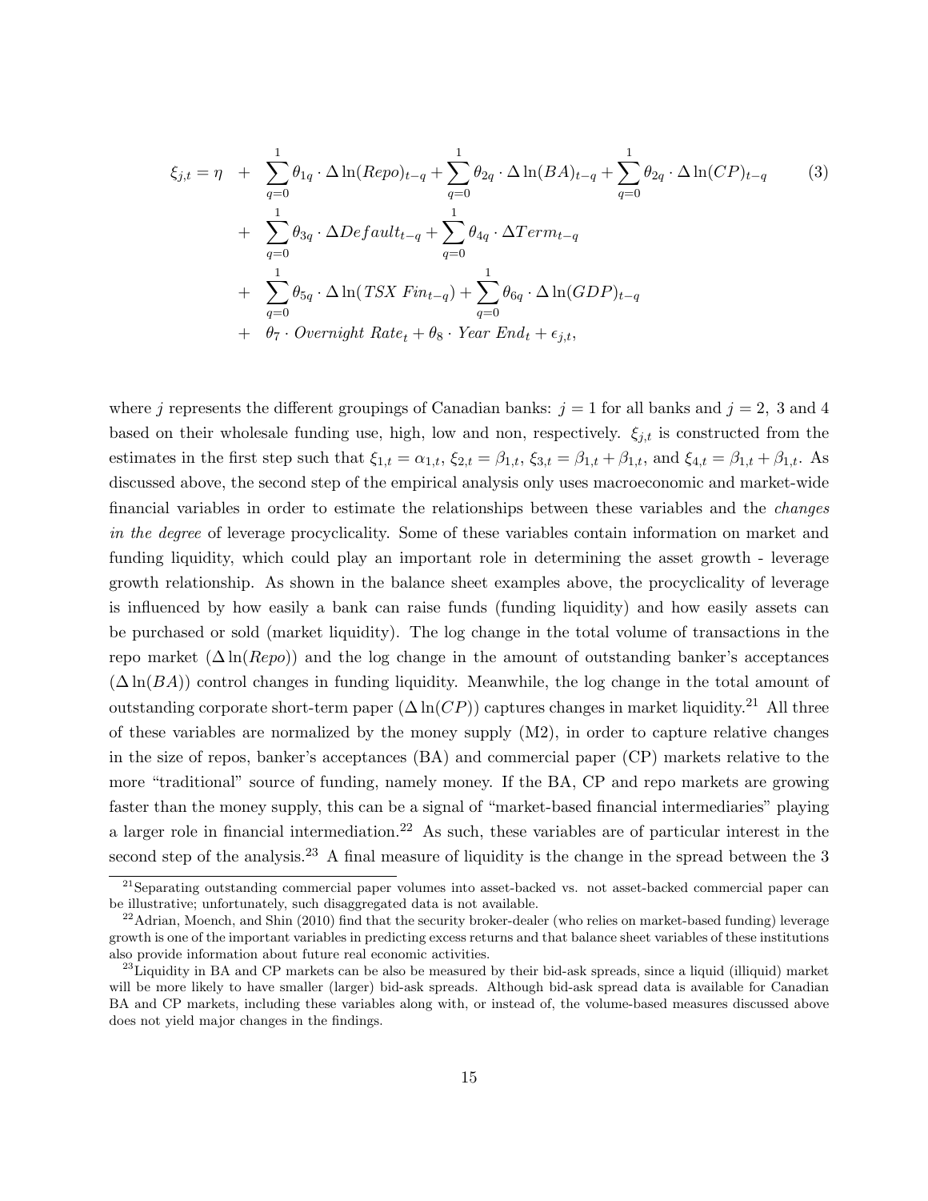$$
\begin{aligned}
\xi_{j,t} = \eta \quad &+ \quad \sum_{q=0}^{1} \theta_{1q} \cdot \Delta \ln(Repo)_{t-q} + \sum_{q=0}^{1} \theta_{2q} \cdot \Delta \ln(BA)_{t-q} + \sum_{q=0}^{1} \theta_{2q} \cdot \Delta \ln(CP)_{t-q} \\
&+ \quad \sum_{q=0}^{1} \theta_{3q} \cdot \Delta Default_{t-q} + \sum_{q=0}^{1} \theta_{4q} \cdot \Delta Term_{t-q} \\
&+ \quad \sum_{q=0}^{1} \theta_{5q} \cdot \Delta \ln(\mathit{TSX\ Fin}_{t-q}) + \sum_{q=0}^{1} \theta_{6q} \cdot \Delta \ln(GDP)_{t-q} \\
&+ \quad \theta_7 \cdot \mathit{Overnight\ Rate}_t + \theta_8 \cdot \mathit{Year\ End}_t + \epsilon_{j,t},
\end{aligned} \tag{3}
$$

where $j$ represents the different groupings of Canadian banks: $j = 1$ for all banks and $j = 2$, 3 and 4 based on their wholesale funding use, high, low and non, respectively. $\xi_{j,t}$ is constructed from the estimates in the first step such that $\xi_{1,t} = \alpha_{1,t}$, $\xi_{2,t} = \beta_{1,t}$, $\xi_{3,t} = \beta_{1,t} + \beta_{1,t}$, and $\xi_{4,t} = \beta_{1,t} + \beta_{1,t}$. As discussed above, the second step of the empirical analysis only uses macroeconomic and market-wide financial variables in order to estimate the relationships between these variables and the *changes in the degree* of leverage procyclicality. Some of these variables contain information on market and funding liquidity, which could play an important role in determining the asset growth - leverage growth relationship. As shown in the balance sheet examples above, the procyclicality of leverage is influenced by how easily a bank can raise funds (funding liquidity) and how easily assets can be purchased or sold (market liquidity). The log change in the total volume of transactions in the repo market ($\Delta \ln(Repo)$) and the log change in the amount of outstanding banker's acceptances ($\Delta \ln(BA)$) control changes in funding liquidity. Meanwhile, the log change in the total amount of outstanding corporate short-term paper ($\Delta \ln(CP)$) captures changes in market liquidity.[21] All three of these variables are normalized by the money supply (M2), in order to capture relative changes in the size of repos, banker's acceptances (BA) and commercial paper (CP) markets relative to the more "traditional" source of funding, namely money. If the BA, CP and repo markets are growing faster than the money supply, this can be a signal of "market-based financial intermediaries" playing a larger role in financial intermediation.[22] As such, these variables are of particular interest in the second step of the analysis.[23] A final measure of liquidity is the change in the spread between the 3

[21] Separating outstanding commercial paper volumes into asset-backed vs. not asset-backed commercial paper can be illustrative; unfortunately, such disaggregated data is not available.

[22] Adrian, Moench, and Shin (2010) find that the security broker-dealer (who relies on market-based funding) leverage growth is one of the important variables in predicting excess returns and that balance sheet variables of these institutions also provide information about future real economic activities.

[23] Liquidity in BA and CP markets can be also be measured by their bid-ask spreads, since a liquid (illiquid) market will be more likely to have smaller (larger) bid-ask spreads. Although bid-ask spread data is available for Canadian BA and CP markets, including these variables along with, or instead of, the volume-based measures discussed above does not yield major changes in the findings.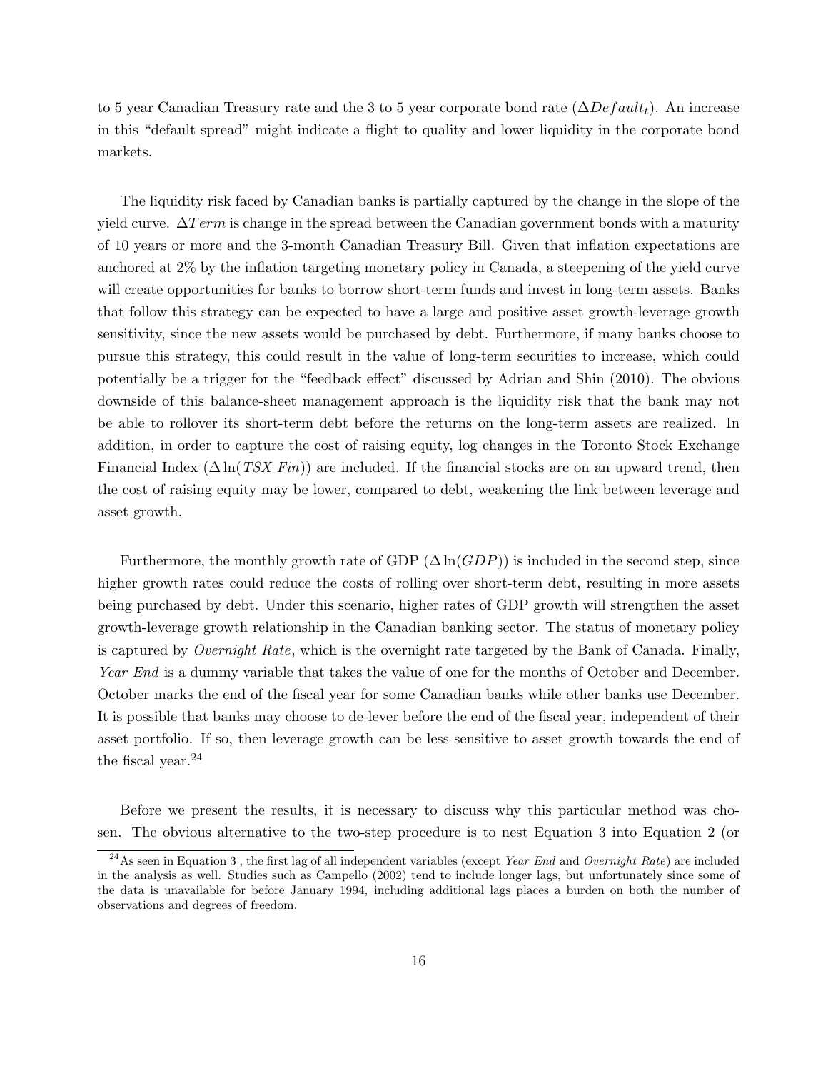to 5 year Canadian Treasury rate and the 3 to 5 year corporate bond rate ($\Delta Default_t$). An increase in this "default spread" might indicate a flight to quality and lower liquidity in the corporate bond markets.

The liquidity risk faced by Canadian banks is partially captured by the change in the slope of the yield curve. $\Delta Term$ is change in the spread between the Canadian government bonds with a maturity of 10 years or more and the 3-month Canadian Treasury Bill. Given that inflation expectations are anchored at 2% by the inflation targeting monetary policy in Canada, a steepening of the yield curve will create opportunities for banks to borrow short-term funds and invest in long-term assets. Banks that follow this strategy can be expected to have a large and positive asset growth-leverage growth sensitivity, since the new assets would be purchased by debt. Furthermore, if many banks choose to pursue this strategy, this could result in the value of long-term securities to increase, which could potentially be a trigger for the "feedback effect" discussed by Adrian and Shin (2010). The obvious downside of this balance-sheet management approach is the liquidity risk that the bank may not be able to rollover its short-term debt before the returns on the long-term assets are realized. In addition, in order to capture the cost of raising equity, log changes in the Toronto Stock Exchange Financial Index ($\Delta \ln(\mathit{TSX\ Fin})$) are included. If the financial stocks are on an upward trend, then the cost of raising equity may be lower, compared to debt, weakening the link between leverage and asset growth.

Furthermore, the monthly growth rate of GDP ($\Delta \ln(GDP)$) is included in the second step, since higher growth rates could reduce the costs of rolling over short-term debt, resulting in more assets being purchased by debt. Under this scenario, higher rates of GDP growth will strengthen the asset growth-leverage growth relationship in the Canadian banking sector. The status of monetary policy is captured by *Overnight Rate*, which is the overnight rate targeted by the Bank of Canada. Finally, *Year End* is a dummy variable that takes the value of one for the months of October and December. October marks the end of the fiscal year for some Canadian banks while other banks use December. It is possible that banks may choose to de-lever before the end of the fiscal year, independent of their asset portfolio. If so, then leverage growth can be less sensitive to asset growth towards the end of the fiscal year.[24]

Before we present the results, it is necessary to discuss why this particular method was chosen. The obvious alternative to the two-step procedure is to nest Equation 3 into Equation 2 (or

[24] As seen in Equation 3 , the first lag of all independent variables (except *Year End* and *Overnight Rate*) are included in the analysis as well. Studies such as Campello (2002) tend to include longer lags, but unfortunately since some of the data is unavailable for before January 1994, including additional lags places a burden on both the number of observations and degrees of freedom.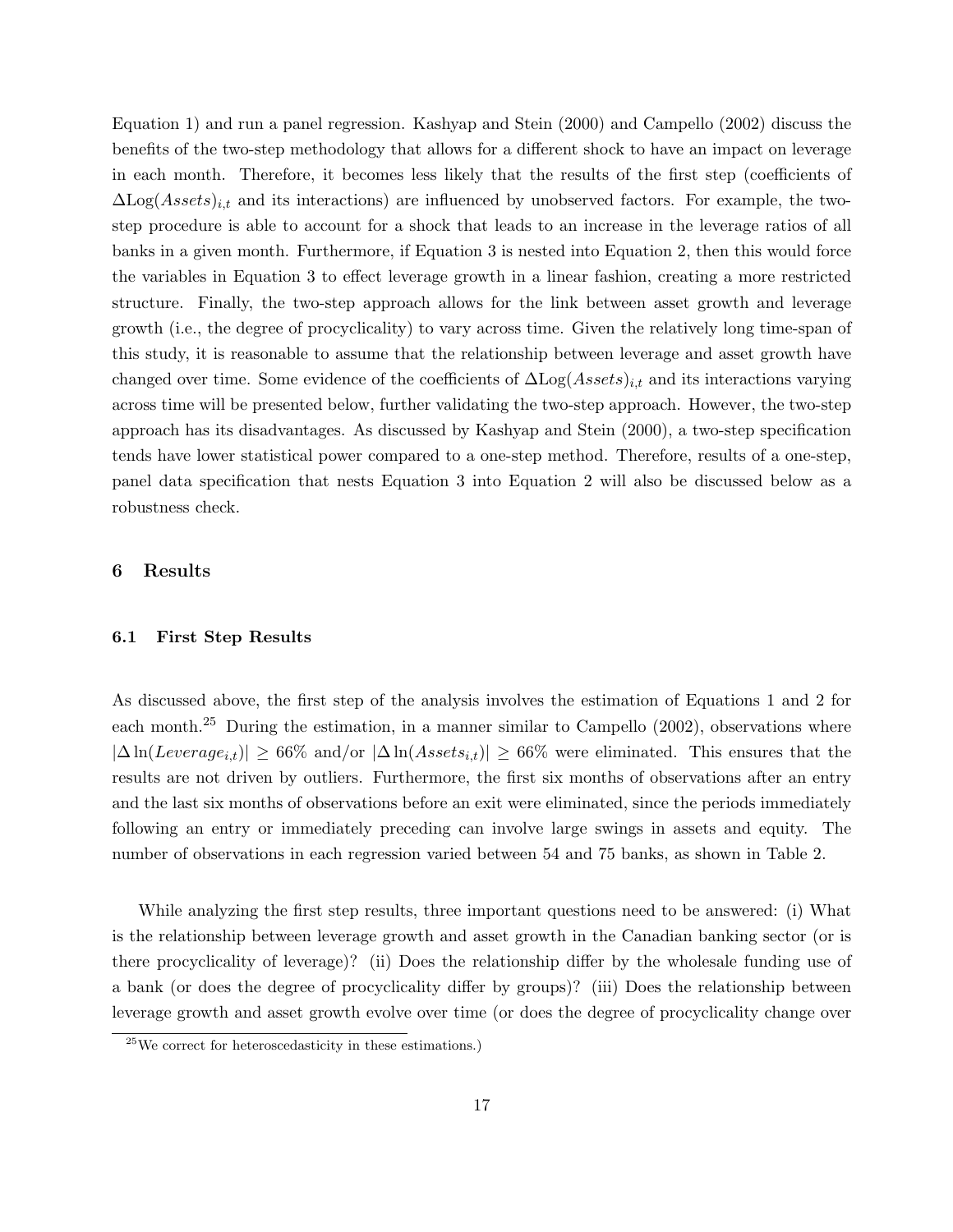Equation 1) and run a panel regression. Kashyap and Stein (2000) and Campello (2002) discuss the benefits of the two-step methodology that allows for a different shock to have an impact on leverage in each month. Therefore, it becomes less likely that the results of the first step (coefficients of $\Delta\text{Log}(Assets)_{i,t}$ and its interactions) are influenced by unobserved factors. For example, the two-step procedure is able to account for a shock that leads to an increase in the leverage ratios of all banks in a given month. Furthermore, if Equation 3 is nested into Equation 2, then this would force the variables in Equation 3 to effect leverage growth in a linear fashion, creating a more restricted structure. Finally, the two-step approach allows for the link between asset growth and leverage growth (i.e., the degree of procyclicality) to vary across time. Given the relatively long time-span of this study, it is reasonable to assume that the relationship between leverage and asset growth have changed over time. Some evidence of the coefficients of $\Delta\text{Log}(Assets)_{i,t}$ and its interactions varying across time will be presented below, further validating the two-step approach. However, the two-step approach has its disadvantages. As discussed by Kashyap and Stein (2000), a two-step specification tends have lower statistical power compared to a one-step method. Therefore, results of a one-step, panel data specification that nests Equation 3 into Equation 2 will also be discussed below as a robustness check.

## 6 Results

### 6.1 First Step Results

As discussed above, the first step of the analysis involves the estimation of Equations 1 and 2 for each month.[25] During the estimation, in a manner similar to Campello (2002), observations where $|\Delta \ln(Leverage_{i,t})| \geq 66\%$ and/or $|\Delta \ln(Assets_{i,t})| \geq 66\%$ were eliminated. This ensures that the results are not driven by outliers. Furthermore, the first six months of observations after an entry and the last six months of observations before an exit were eliminated, since the periods immediately following an entry or immediately preceding can involve large swings in assets and equity. The number of observations in each regression varied between 54 and 75 banks, as shown in Table 2.

While analyzing the first step results, three important questions need to be answered: (i) What is the relationship between leverage growth and asset growth in the Canadian banking sector (or is there procyclicality of leverage)? (ii) Does the relationship differ by the wholesale funding use of a bank (or does the degree of procyclicality differ by groups)? (iii) Does the relationship between leverage growth and asset growth evolve over time (or does the degree of procyclicality change over

[25] We correct for heteroscedasticity in these estimations.)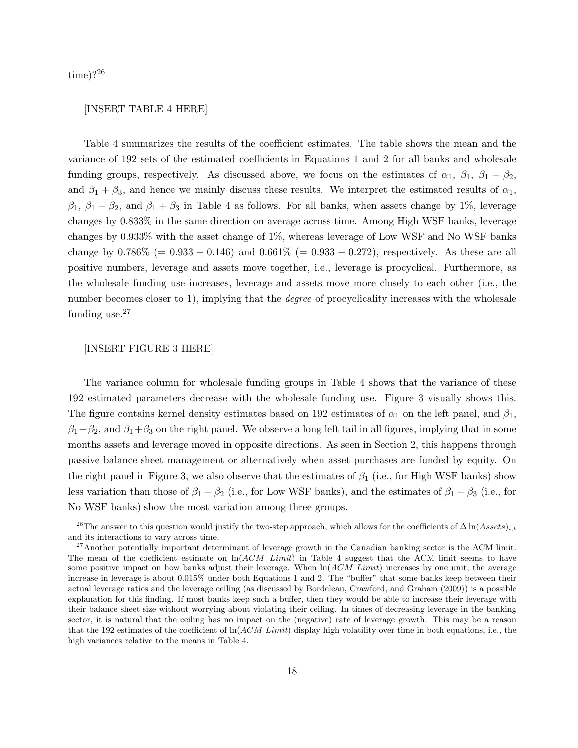time)?[26]

[INSERT TABLE 4 HERE]

Table 4 summarizes the results of the coefficient estimates. The table shows the mean and the variance of 192 sets of the estimated coefficients in Equations 1 and 2 for all banks and wholesale funding groups, respectively. As discussed above, we focus on the estimates of $\alpha_1$, $\beta_1$, $\beta_1 + \beta_2$, and $\beta_1 + \beta_3$, and hence we mainly discuss these results. We interpret the estimated results of $\alpha_1$, $\beta_1$, $\beta_1 + \beta_2$, and $\beta_1 + \beta_3$ in Table 4 as follows. For all banks, when assets change by 1%, leverage changes by 0.833% in the same direction on average across time. Among High WSF banks, leverage changes by 0.933% with the asset change of 1%, whereas leverage of Low WSF and No WSF banks change by 0.786% (= 0.933 − 0.146) and 0.661% (= 0.933 − 0.272), respectively. As these are all positive numbers, leverage and assets move together, i.e., leverage is procyclical. Furthermore, as the wholesale funding use increases, leverage and assets move more closely to each other (i.e., the number becomes closer to 1), implying that the *degree* of procyclicality increases with the wholesale funding use.[27]

[INSERT FIGURE 3 HERE]

The variance column for wholesale funding groups in Table 4 shows that the variance of these 192 estimated parameters decrease with the wholesale funding use. Figure 3 visually shows this. The figure contains kernel density estimates based on 192 estimates of $\alpha_1$ on the left panel, and $\beta_1$, $\beta_1 + \beta_2$, and $\beta_1 + \beta_3$ on the right panel. We observe a long left tail in all figures, implying that in some months assets and leverage moved in opposite directions. As seen in Section 2, this happens through passive balance sheet management or alternatively when asset purchases are funded by equity. On the right panel in Figure 3, we also observe that the estimates of $\beta_1$ (i.e., for High WSF banks) show less variation than those of $\beta_1 + \beta_2$ (i.e., for Low WSF banks), and the estimates of $\beta_1 + \beta_3$ (i.e., for No WSF banks) show the most variation among three groups.

[26] The answer to this question would justify the two-step approach, which allows for the coefficients of $\Delta \ln(Assets)_{i,t}$ and its interactions to vary across time.

[27] Another potentially important determinant of leverage growth in the Canadian banking sector is the ACM limit. The mean of the coefficient estimate on $\ln(ACM\ Limit)$ in Table 4 suggest that the ACM limit seems to have some positive impact on how banks adjust their leverage. When $\ln(ACM\ Limit)$ increases by one unit, the average increase in leverage is about 0.015% under both Equations 1 and 2. The "buffer" that some banks keep between their actual leverage ratios and the leverage ceiling (as discussed by Bordeleau, Crawford, and Graham (2009)) is a possible explanation for this finding. If most banks keep such a buffer, then they would be able to increase their leverage with their balance sheet size without worrying about violating their ceiling. In times of decreasing leverage in the banking sector, it is natural that the ceiling has no impact on the (negative) rate of leverage growth. This may be a reason that the 192 estimates of the coefficient of $\ln(ACM\ Limit)$ display high volatility over time in both equations, i.e., the high variances relative to the means in Table 4.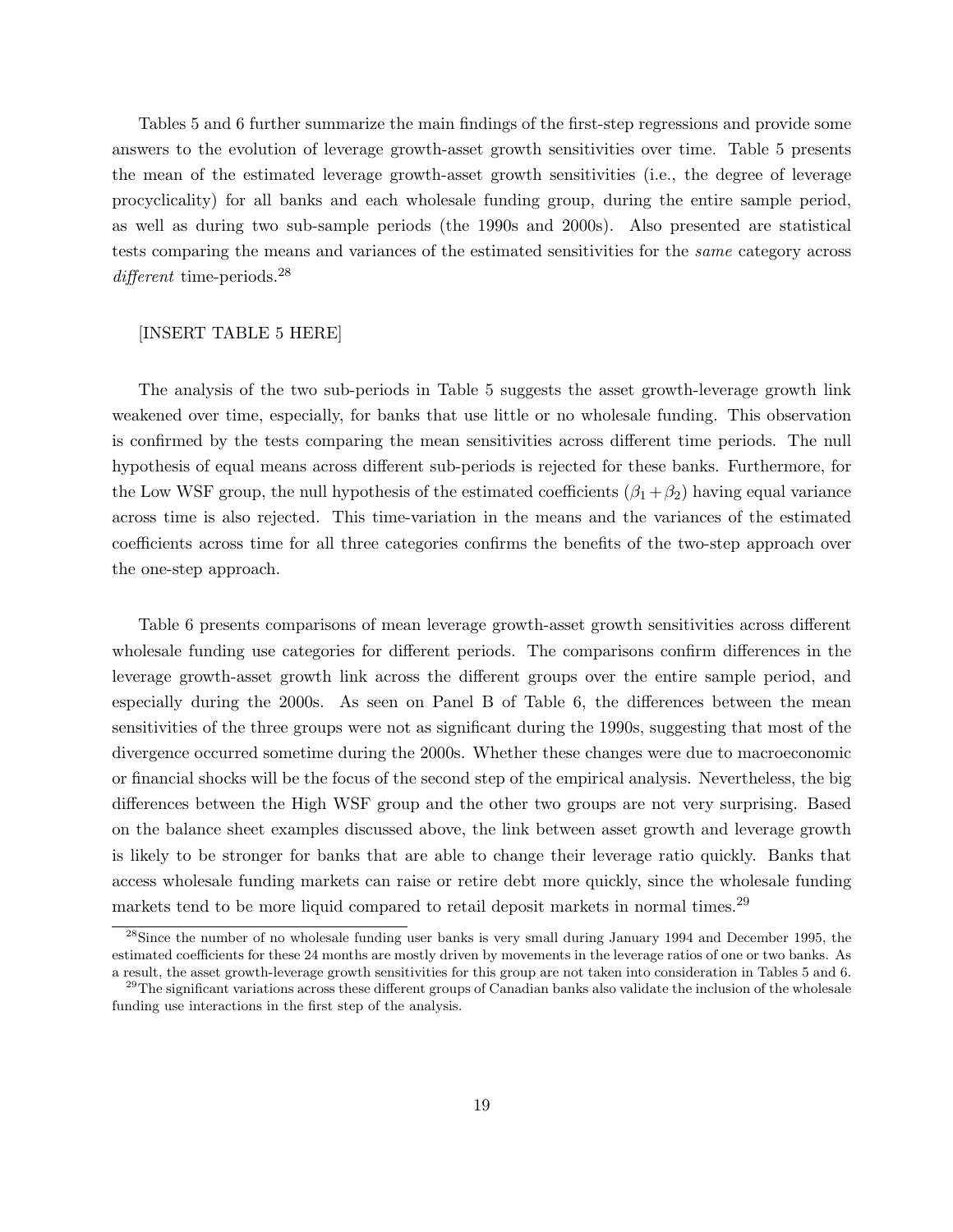Tables 5 and 6 further summarize the main findings of the first-step regressions and provide some answers to the evolution of leverage growth-asset growth sensitivities over time. Table 5 presents the mean of the estimated leverage growth-asset growth sensitivities (i.e., the degree of leverage procyclicality) for all banks and each wholesale funding group, during the entire sample period, as well as during two sub-sample periods (the 1990s and 2000s). Also presented are statistical tests comparing the means and variances of the estimated sensitivities for the *same* category across *different* time-periods.[28]

[INSERT TABLE 5 HERE]

The analysis of the two sub-periods in Table 5 suggests the asset growth-leverage growth link weakened over time, especially, for banks that use little or no wholesale funding. This observation is confirmed by the tests comparing the mean sensitivities across different time periods. The null hypothesis of equal means across different sub-periods is rejected for these banks. Furthermore, for the Low WSF group, the null hypothesis of the estimated coefficients ($\beta_1 + \beta_2$) having equal variance across time is also rejected. This time-variation in the means and the variances of the estimated coefficients across time for all three categories confirms the benefits of the two-step approach over the one-step approach.

Table 6 presents comparisons of mean leverage growth-asset growth sensitivities across different wholesale funding use categories for different periods. The comparisons confirm differences in the leverage growth-asset growth link across the different groups over the entire sample period, and especially during the 2000s. As seen on Panel B of Table 6, the differences between the mean sensitivities of the three groups were not as significant during the 1990s, suggesting that most of the divergence occurred sometime during the 2000s. Whether these changes were due to macroeconomic or financial shocks will be the focus of the second step of the empirical analysis. Nevertheless, the big differences between the High WSF group and the other two groups are not very surprising. Based on the balance sheet examples discussed above, the link between asset growth and leverage growth is likely to be stronger for banks that are able to change their leverage ratio quickly. Banks that access wholesale funding markets can raise or retire debt more quickly, since the wholesale funding markets tend to be more liquid compared to retail deposit markets in normal times.[29]

[28] Since the number of no wholesale funding user banks is very small during January 1994 and December 1995, the estimated coefficients for these 24 months are mostly driven by movements in the leverage ratios of one or two banks. As a result, the asset growth-leverage growth sensitivities for this group are not taken into consideration in Tables 5 and 6.

[29] The significant variations across these different groups of Canadian banks also validate the inclusion of the wholesale funding use interactions in the first step of the analysis.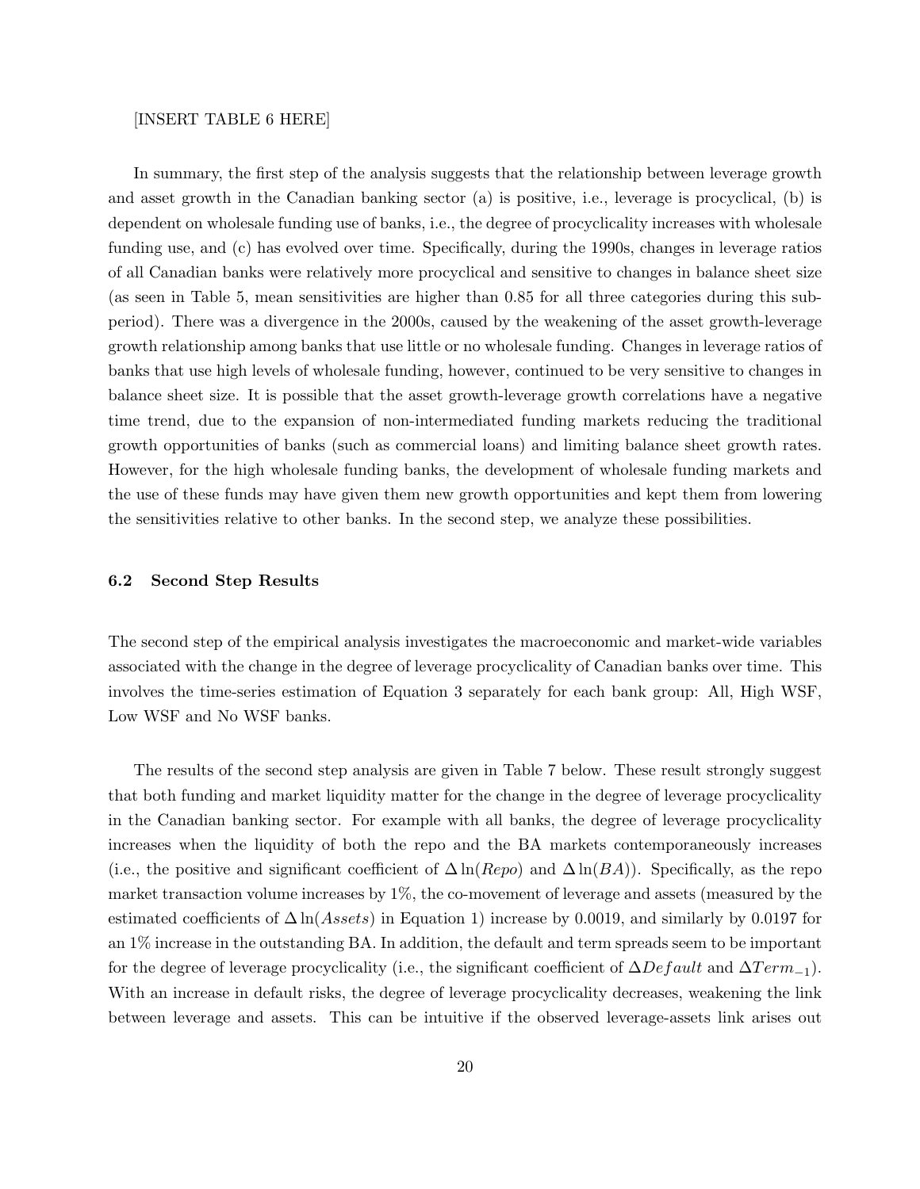[INSERT TABLE 6 HERE]

In summary, the first step of the analysis suggests that the relationship between leverage growth and asset growth in the Canadian banking sector (a) is positive, i.e., leverage is procyclical, (b) is dependent on wholesale funding use of banks, i.e., the degree of procyclicality increases with wholesale funding use, and (c) has evolved over time. Specifically, during the 1990s, changes in leverage ratios of all Canadian banks were relatively more procyclical and sensitive to changes in balance sheet size (as seen in Table 5, mean sensitivities are higher than 0.85 for all three categories during this subperiod). There was a divergence in the 2000s, caused by the weakening of the asset growth-leverage growth relationship among banks that use little or no wholesale funding. Changes in leverage ratios of banks that use high levels of wholesale funding, however, continued to be very sensitive to changes in balance sheet size. It is possible that the asset growth-leverage growth correlations have a negative time trend, due to the expansion of non-intermediated funding markets reducing the traditional growth opportunities of banks (such as commercial loans) and limiting balance sheet growth rates. However, for the high wholesale funding banks, the development of wholesale funding markets and the use of these funds may have given them new growth opportunities and kept them from lowering the sensitivities relative to other banks. In the second step, we analyze these possibilities.

### 6.2 Second Step Results

The second step of the empirical analysis investigates the macroeconomic and market-wide variables associated with the change in the degree of leverage procyclicality of Canadian banks over time. This involves the time-series estimation of Equation 3 separately for each bank group: All, High WSF, Low WSF and No WSF banks.

The results of the second step analysis are given in Table 7 below. These result strongly suggest that both funding and market liquidity matter for the change in the degree of leverage procyclicality in the Canadian banking sector. For example with all banks, the degree of leverage procyclicality increases when the liquidity of both the repo and the BA markets contemporaneously increases (i.e., the positive and significant coefficient of $\Delta \ln(Repo)$ and $\Delta \ln(BA)$). Specifically, as the repo market transaction volume increases by 1%, the co-movement of leverage and assets (measured by the estimated coefficients of $\Delta \ln(Assets)$ in Equation 1) increase by 0.0019, and similarly by 0.0197 for an 1% increase in the outstanding BA. In addition, the default and term spreads seem to be important for the degree of leverage procyclicality (i.e., the significant coefficient of $\Delta Default$ and $\Delta Term_{-1}$). With an increase in default risks, the degree of leverage procyclicality decreases, weakening the link between leverage and assets. This can be intuitive if the observed leverage-assets link arises out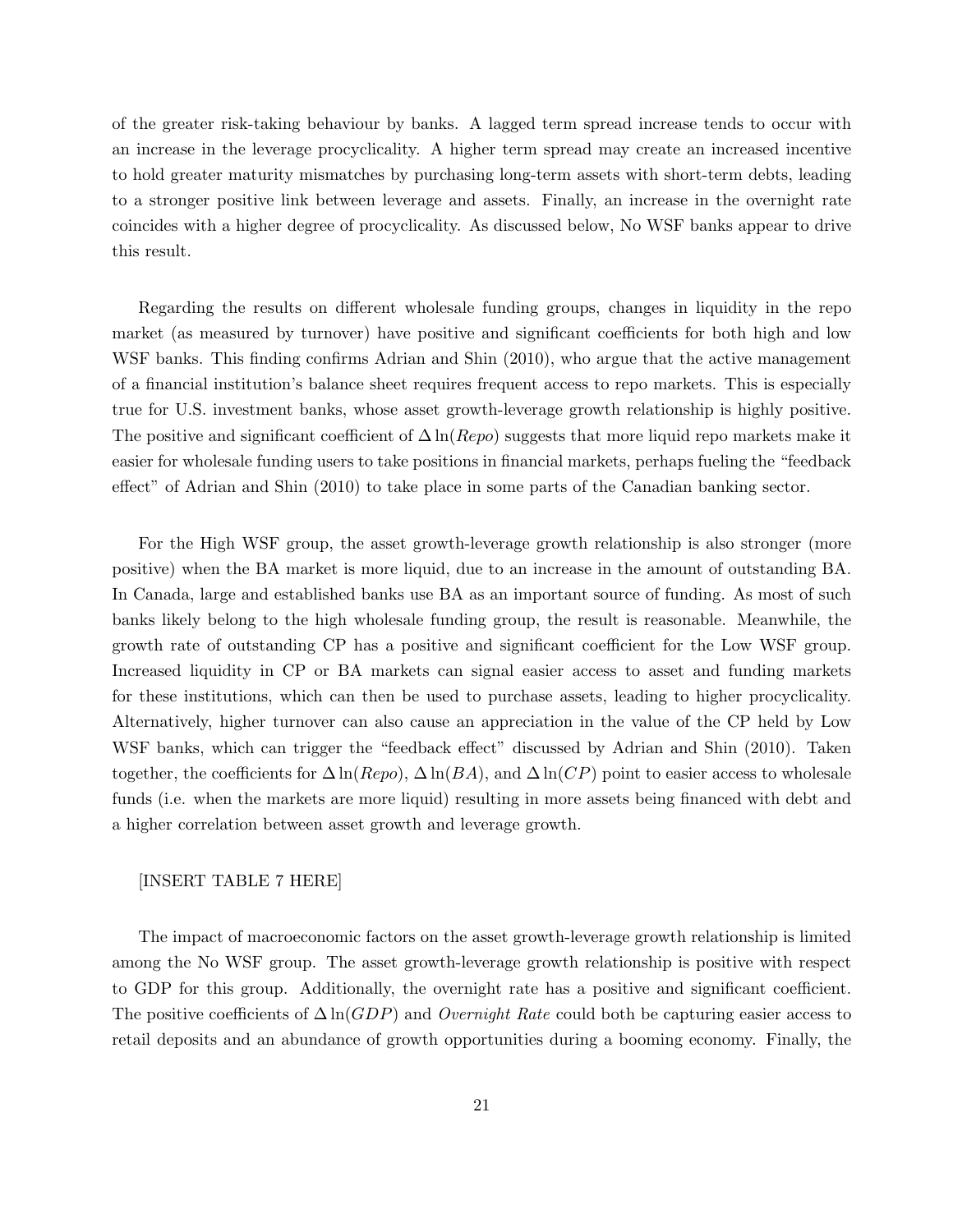of the greater risk-taking behaviour by banks. A lagged term spread increase tends to occur with an increase in the leverage procyclicality. A higher term spread may create an increased incentive to hold greater maturity mismatches by purchasing long-term assets with short-term debts, leading to a stronger positive link between leverage and assets. Finally, an increase in the overnight rate coincides with a higher degree of procyclicality. As discussed below, No WSF banks appear to drive this result.

Regarding the results on different wholesale funding groups, changes in liquidity in the repo market (as measured by turnover) have positive and significant coefficients for both high and low WSF banks. This finding confirms Adrian and Shin (2010), who argue that the active management of a financial institution's balance sheet requires frequent access to repo markets. This is especially true for U.S. investment banks, whose asset growth-leverage growth relationship is highly positive. The positive and significant coefficient of $\Delta \ln(\mathit{Repo})$ suggests that more liquid repo markets make it easier for wholesale funding users to take positions in financial markets, perhaps fueling the "feedback effect" of Adrian and Shin (2010) to take place in some parts of the Canadian banking sector.

For the High WSF group, the asset growth-leverage growth relationship is also stronger (more positive) when the BA market is more liquid, due to an increase in the amount of outstanding BA. In Canada, large and established banks use BA as an important source of funding. As most of such banks likely belong to the high wholesale funding group, the result is reasonable. Meanwhile, the growth rate of outstanding CP has a positive and significant coefficient for the Low WSF group. Increased liquidity in CP or BA markets can signal easier access to asset and funding markets for these institutions, which can then be used to purchase assets, leading to higher procyclicality. Alternatively, higher turnover can also cause an appreciation in the value of the CP held by Low WSF banks, which can trigger the "feedback effect" discussed by Adrian and Shin (2010). Taken together, the coefficients for $\Delta \ln(\mathit{Repo})$, $\Delta \ln(BA)$, and $\Delta \ln(CP)$ point to easier access to wholesale funds (i.e. when the markets are more liquid) resulting in more assets being financed with debt and a higher correlation between asset growth and leverage growth.

[INSERT TABLE 7 HERE]

The impact of macroeconomic factors on the asset growth-leverage growth relationship is limited among the No WSF group. The asset growth-leverage growth relationship is positive with respect to GDP for this group. Additionally, the overnight rate has a positive and significant coefficient. The positive coefficients of $\Delta \ln(GDP)$ and *Overnight Rate* could both be capturing easier access to retail deposits and an abundance of growth opportunities during a booming economy. Finally, the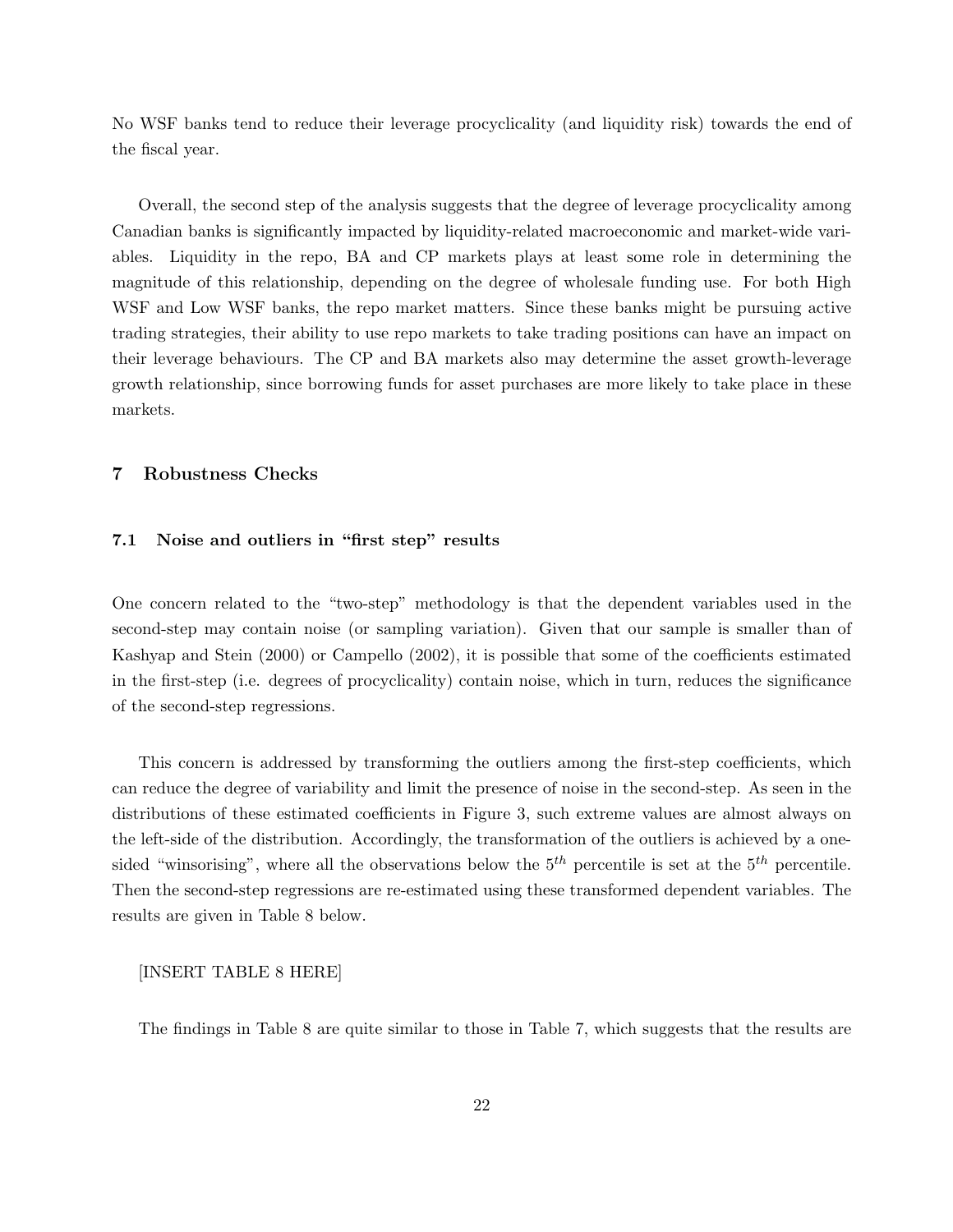No WSF banks tend to reduce their leverage procyclicality (and liquidity risk) towards the end of the fiscal year.

Overall, the second step of the analysis suggests that the degree of leverage procyclicality among Canadian banks is significantly impacted by liquidity-related macroeconomic and market-wide variables. Liquidity in the repo, BA and CP markets plays at least some role in determining the magnitude of this relationship, depending on the degree of wholesale funding use. For both High WSF and Low WSF banks, the repo market matters. Since these banks might be pursuing active trading strategies, their ability to use repo markets to take trading positions can have an impact on their leverage behaviours. The CP and BA markets also may determine the asset growth-leverage growth relationship, since borrowing funds for asset purchases are more likely to take place in these markets.

## 7 Robustness Checks

### 7.1 Noise and outliers in "first step" results

One concern related to the "two-step" methodology is that the dependent variables used in the second-step may contain noise (or sampling variation). Given that our sample is smaller than of Kashyap and Stein (2000) or Campello (2002), it is possible that some of the coefficients estimated in the first-step (i.e. degrees of procyclicality) contain noise, which in turn, reduces the significance of the second-step regressions.

This concern is addressed by transforming the outliers among the first-step coefficients, which can reduce the degree of variability and limit the presence of noise in the second-step. As seen in the distributions of these estimated coefficients in Figure 3, such extreme values are almost always on the left-side of the distribution. Accordingly, the transformation of the outliers is achieved by a one-sided "winsorising", where all the observations below the $5^{th}$ percentile is set at the $5^{th}$ percentile. Then the second-step regressions are re-estimated using these transformed dependent variables. The results are given in Table 8 below.

[INSERT TABLE 8 HERE]

The findings in Table 8 are quite similar to those in Table 7, which suggests that the results are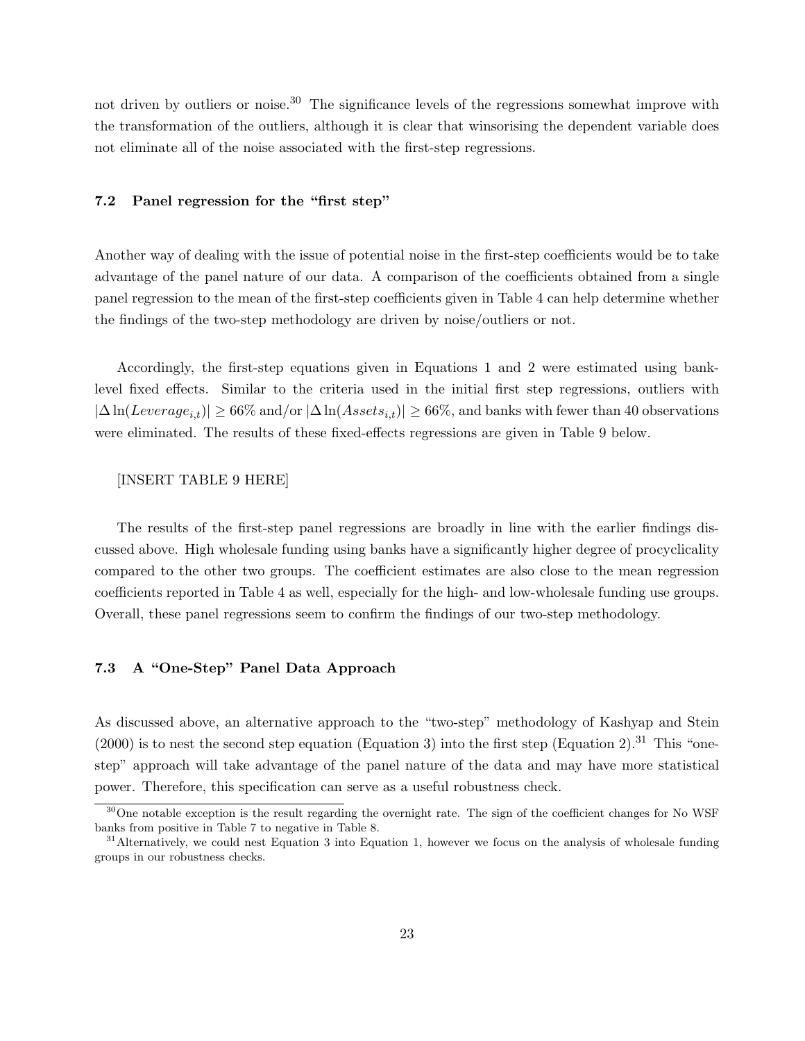not driven by outliers or noise.[30] The significance levels of the regressions somewhat improve with the transformation of the outliers, although it is clear that winsorising the dependent variable does not eliminate all of the noise associated with the first-step regressions.

### 7.2 Panel regression for the "first step"

Another way of dealing with the issue of potential noise in the first-step coefficients would be to take advantage of the panel nature of our data. A comparison of the coefficients obtained from a single panel regression to the mean of the first-step coefficients given in Table 4 can help determine whether the findings of the two-step methodology are driven by noise/outliers or not.

Accordingly, the first-step equations given in Equations 1 and 2 were estimated using bank-level fixed effects. Similar to the criteria used in the initial first step regressions, outliers with $|\Delta \ln(Leverage_{i,t})| \geq 66\%$ and/or $|\Delta \ln(Assets_{i,t})| \geq 66\%$, and banks with fewer than 40 observations were eliminated. The results of these fixed-effects regressions are given in Table 9 below.

[INSERT TABLE 9 HERE]

The results of the first-step panel regressions are broadly in line with the earlier findings discussed above. High wholesale funding using banks have a significantly higher degree of procyclicality compared to the other two groups. The coefficient estimates are also close to the mean regression coefficients reported in Table 4 as well, especially for the high- and low-wholesale funding use groups. Overall, these panel regressions seem to confirm the findings of our two-step methodology.

### 7.3 A "One-Step" Panel Data Approach

As discussed above, an alternative approach to the "two-step" methodology of Kashyap and Stein (2000) is to nest the second step equation (Equation 3) into the first step (Equation 2).[31] This "one-step" approach will take advantage of the panel nature of the data and may have more statistical power. Therefore, this specification can serve as a useful robustness check.

[30] One notable exception is the result regarding the overnight rate. The sign of the coefficient changes for No WSF banks from positive in Table 7 to negative in Table 8.

[31] Alternatively, we could nest Equation 3 into Equation 1, however we focus on the analysis of wholesale funding groups in our robustness checks.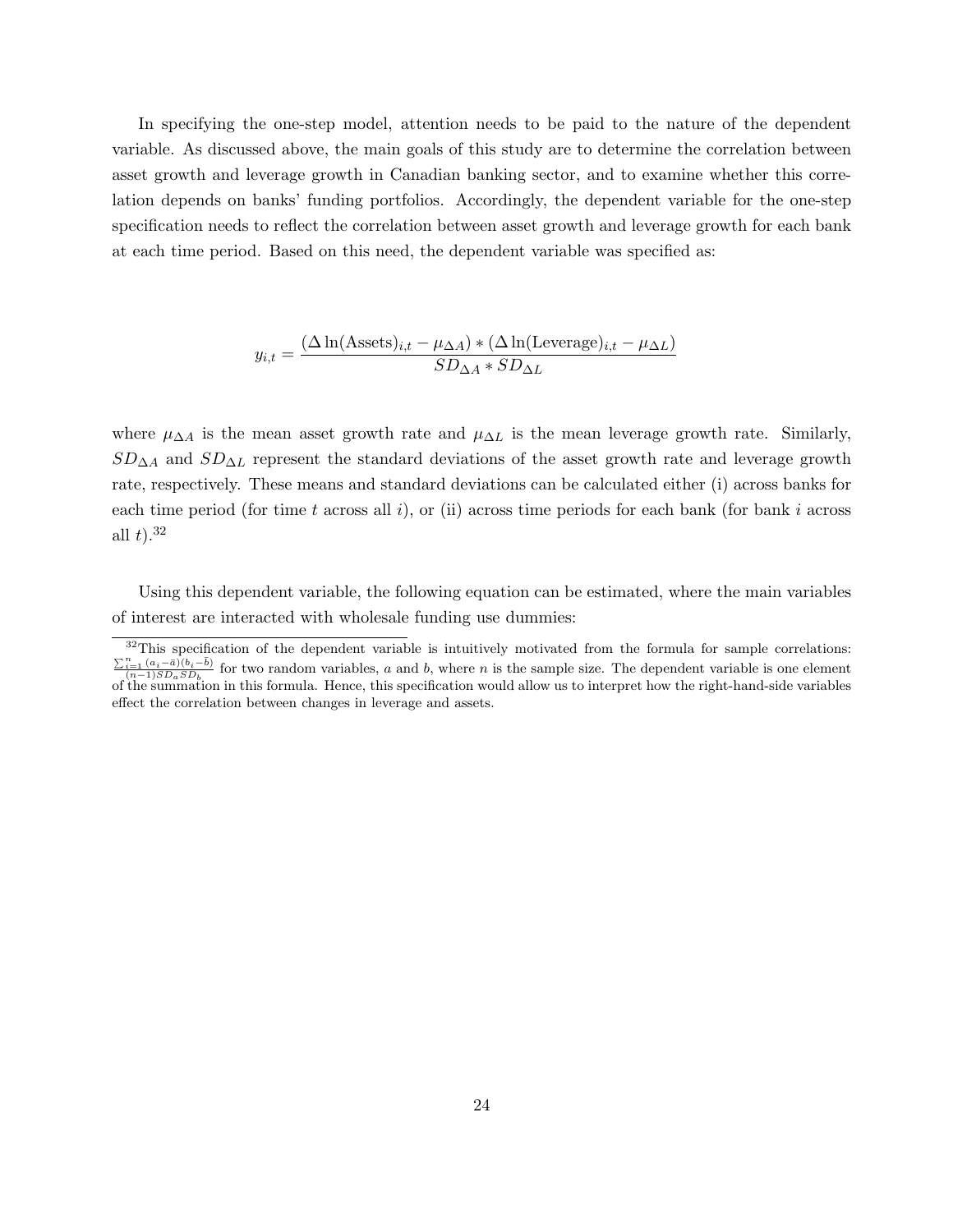In specifying the one-step model, attention needs to be paid to the nature of the dependent variable. As discussed above, the main goals of this study are to determine the correlation between asset growth and leverage growth in Canadian banking sector, and to examine whether this correlation depends on banks' funding portfolios. Accordingly, the dependent variable for the one-step specification needs to reflect the correlation between asset growth and leverage growth for each bank at each time period. Based on this need, the dependent variable was specified as:

$$y_{i,t} = \frac{(\Delta \ln(\text{Assets})_{i,t} - \mu_{\Delta A}) * (\Delta \ln(\text{Leverage})_{i,t} - \mu_{\Delta L})}{SD_{\Delta A} * SD_{\Delta L}}$$

where $\mu_{\Delta A}$ is the mean asset growth rate and $\mu_{\Delta L}$ is the mean leverage growth rate. Similarly, $SD_{\Delta A}$ and $SD_{\Delta L}$ represent the standard deviations of the asset growth rate and leverage growth rate, respectively. These means and standard deviations can be calculated either (i) across banks for each time period (for time $t$ across all $i$), or (ii) across time periods for each bank (for bank $i$ across all $t$).[32]

Using this dependent variable, the following equation can be estimated, where the main variables of interest are interacted with wholesale funding use dummies:

[32] This specification of the dependent variable is intuitively motivated from the formula for sample correlations: $\frac{\sum_{i=1}^{n}(a_i-\bar{a})(b_i-\bar{b})}{(n-1)SD_a SD_b}$ for two random variables, $a$ and $b$, where $n$ is the sample size. The dependent variable is one element of the summation in this formula. Hence, this specification would allow us to interpret how the right-hand-side variables effect the correlation between changes in leverage and assets.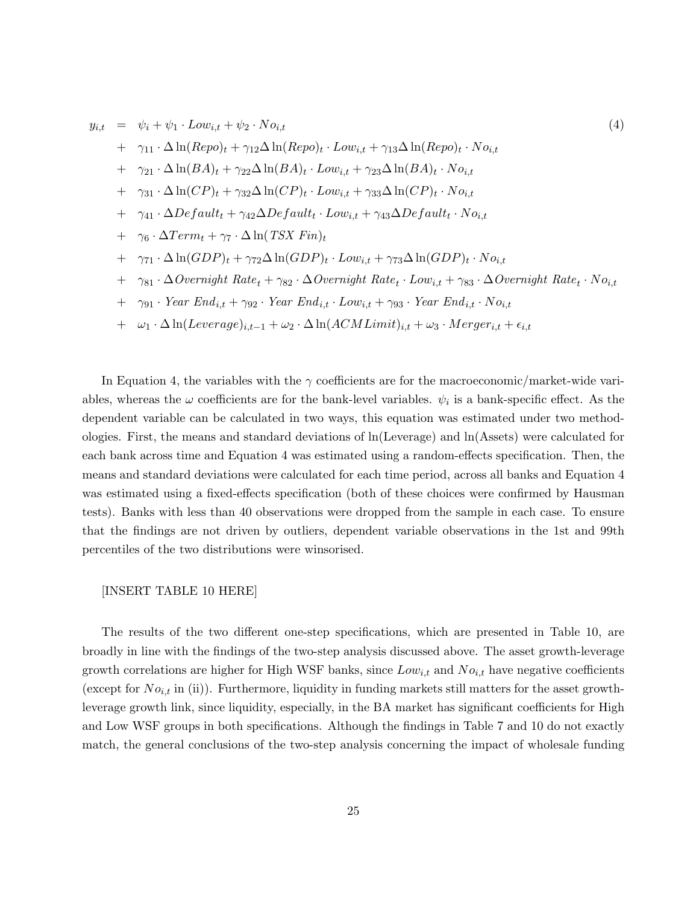$$
\begin{aligned}
y_{i,t} &= \psi_i + \psi_1 \cdot Low_{i,t} + \psi_2 \cdot No_{i,t} \\
&+ \gamma_{11} \cdot \Delta \ln(Repo)_t + \gamma_{12} \Delta \ln(Repo)_t \cdot Low_{i,t} + \gamma_{13} \Delta \ln(Repo)_t \cdot No_{i,t} \\
&+ \gamma_{21} \cdot \Delta \ln(BA)_t + \gamma_{22} \Delta \ln(BA)_t \cdot Low_{i,t} + \gamma_{23} \Delta \ln(BA)_t \cdot No_{i,t} \\
&+ \gamma_{31} \cdot \Delta \ln(CP)_t + \gamma_{32} \Delta \ln(CP)_t \cdot Low_{i,t} + \gamma_{33} \Delta \ln(CP)_t \cdot No_{i,t} \\
&+ \gamma_{41} \cdot \Delta Default_t + \gamma_{42} \Delta Default_t \cdot Low_{i,t} + \gamma_{43} \Delta Default_t \cdot No_{i,t} \\
&+ \gamma_6 \cdot \Delta Term_t + \gamma_7 \cdot \Delta \ln(TSX\ Fin)_t \\
&+ \gamma_{71} \cdot \Delta \ln(GDP)_t + \gamma_{72} \Delta \ln(GDP)_t \cdot Low_{i,t} + \gamma_{73} \Delta \ln(GDP)_t \cdot No_{i,t} \\
&+ \gamma_{81} \cdot \Delta Overnight\ Rate_t + \gamma_{82} \cdot \Delta Overnight\ Rate_t \cdot Low_{i,t} + \gamma_{83} \cdot \Delta Overnight\ Rate_t \cdot No_{i,t} \\
&+ \gamma_{91} \cdot Year\ End_{i,t} + \gamma_{92} \cdot Year\ End_{i,t} \cdot Low_{i,t} + \gamma_{93} \cdot Year\ End_{i,t} \cdot No_{i,t} \\
&+ \omega_1 \cdot \Delta \ln(Leverage)_{i,t-1} + \omega_2 \cdot \Delta \ln(ACMLimit)_{i,t} + \omega_3 \cdot Merger_{i,t} + \epsilon_{i,t}
\end{aligned} \tag{4}
$$

In Equation 4, the variables with the $\gamma$ coefficients are for the macroeconomic/market-wide variables, whereas the $\omega$ coefficients are for the bank-level variables. $\psi_i$ is a bank-specific effect. As the dependent variable can be calculated in two ways, this equation was estimated under two methodologies. First, the means and standard deviations of ln(Leverage) and ln(Assets) were calculated for each bank across time and Equation 4 was estimated using a random-effects specification. Then, the means and standard deviations were calculated for each time period, across all banks and Equation 4 was estimated using a fixed-effects specification (both of these choices were confirmed by Hausman tests). Banks with less than 40 observations were dropped from the sample in each case. To ensure that the findings are not driven by outliers, dependent variable observations in the 1st and 99th percentiles of the two distributions were winsorised.

[INSERT TABLE 10 HERE]

The results of the two different one-step specifications, which are presented in Table 10, are broadly in line with the findings of the two-step analysis discussed above. The asset growth-leverage growth correlations are higher for High WSF banks, since $Low_{i,t}$ and $No_{i,t}$ have negative coefficients (except for $No_{i,t}$ in (ii)). Furthermore, liquidity in funding markets still matters for the asset growth-leverage growth link, since liquidity, especially, in the BA market has significant coefficients for High and Low WSF groups in both specifications. Although the findings in Table 7 and 10 do not exactly match, the general conclusions of the two-step analysis concerning the impact of wholesale funding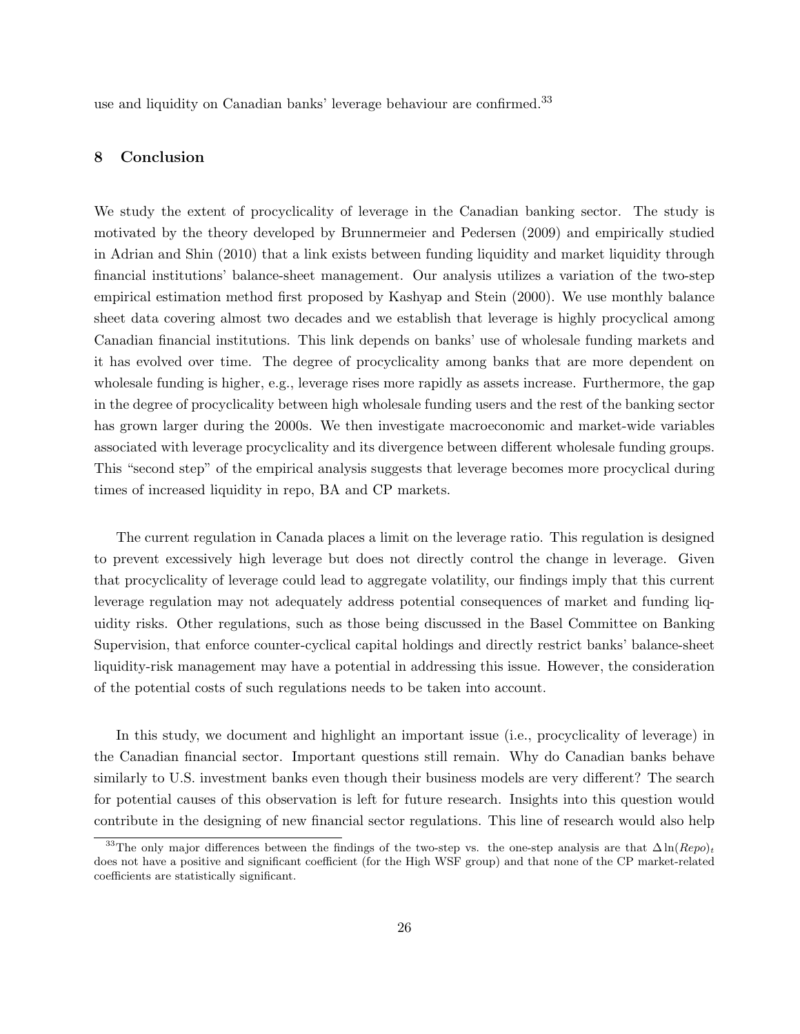use and liquidity on Canadian banks' leverage behaviour are confirmed.[33]

## 8 Conclusion

We study the extent of procyclicality of leverage in the Canadian banking sector. The study is motivated by the theory developed by Brunnermeier and Pedersen (2009) and empirically studied in Adrian and Shin (2010) that a link exists between funding liquidity and market liquidity through financial institutions' balance-sheet management. Our analysis utilizes a variation of the two-step empirical estimation method first proposed by Kashyap and Stein (2000). We use monthly balance sheet data covering almost two decades and we establish that leverage is highly procyclical among Canadian financial institutions. This link depends on banks' use of wholesale funding markets and it has evolved over time. The degree of procyclicality among banks that are more dependent on wholesale funding is higher, e.g., leverage rises more rapidly as assets increase. Furthermore, the gap in the degree of procyclicality between high wholesale funding users and the rest of the banking sector has grown larger during the 2000s. We then investigate macroeconomic and market-wide variables associated with leverage procyclicality and its divergence between different wholesale funding groups. This "second step" of the empirical analysis suggests that leverage becomes more procyclical during times of increased liquidity in repo, BA and CP markets.

The current regulation in Canada places a limit on the leverage ratio. This regulation is designed to prevent excessively high leverage but does not directly control the change in leverage. Given that procyclicality of leverage could lead to aggregate volatility, our findings imply that this current leverage regulation may not adequately address potential consequences of market and funding liquidity risks. Other regulations, such as those being discussed in the Basel Committee on Banking Supervision, that enforce counter-cyclical capital holdings and directly restrict banks' balance-sheet liquidity-risk management may have a potential in addressing this issue. However, the consideration of the potential costs of such regulations needs to be taken into account.

In this study, we document and highlight an important issue (i.e., procyclicality of leverage) in the Canadian financial sector. Important questions still remain. Why do Canadian banks behave similarly to U.S. investment banks even though their business models are very different? The search for potential causes of this observation is left for future research. Insights into this question would contribute in the designing of new financial sector regulations. This line of research would also help

[33] The only major differences between the findings of the two-step vs. the one-step analysis are that $\Delta \ln(Repo)_t$ does not have a positive and significant coefficient (for the High WSF group) and that none of the CP market-related coefficients are statistically significant.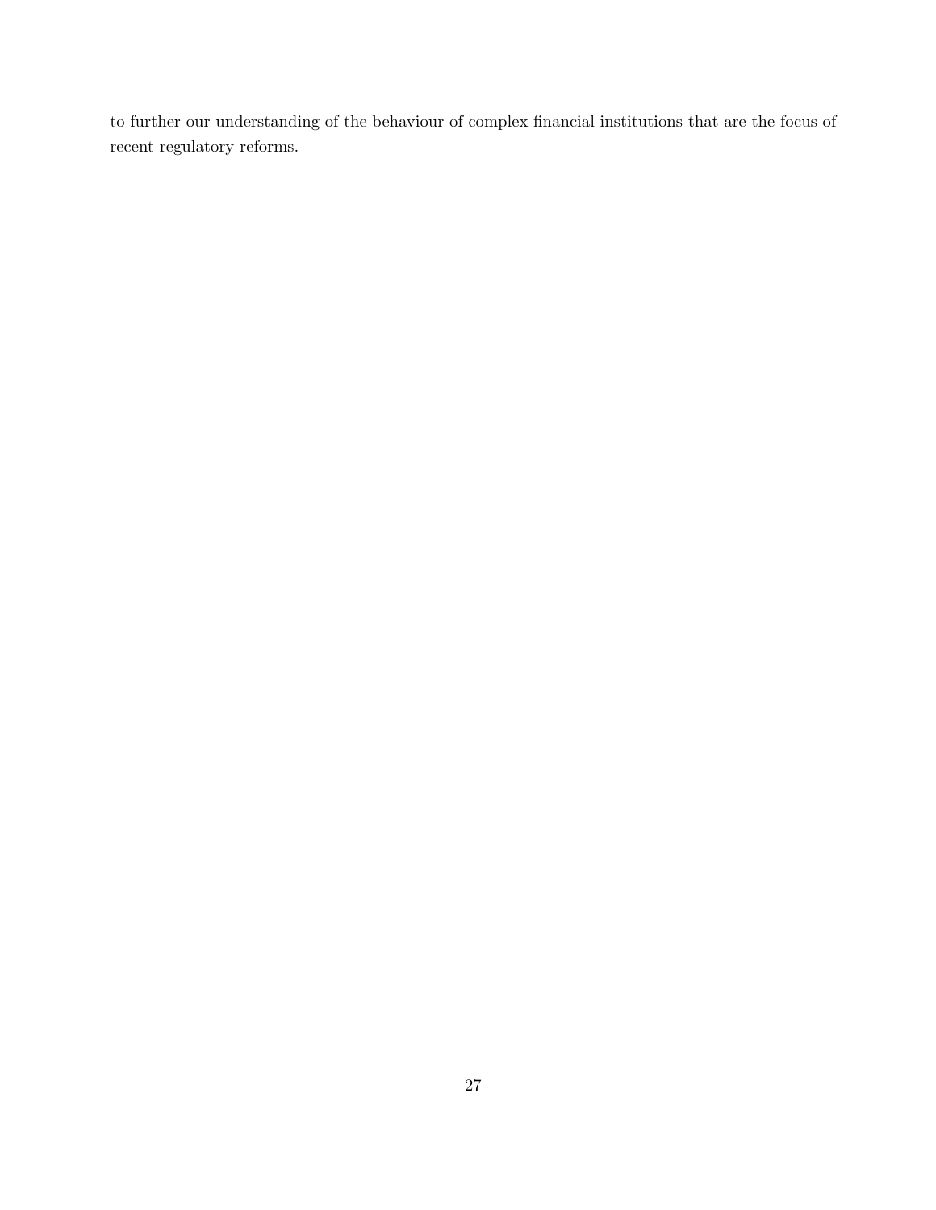to further our understanding of the behaviour of complex financial institutions that are the focus of recent regulatory reforms.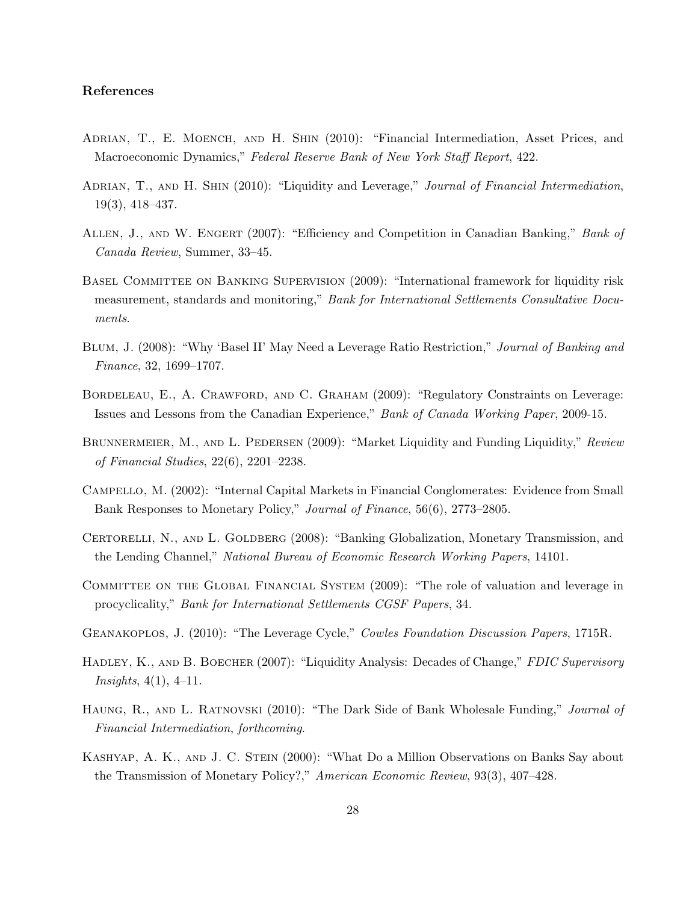## References

Adrian, T., E. Moench, and H. Shin (2010): "Financial Intermediation, Asset Prices, and Macroeconomic Dynamics," *Federal Reserve Bank of New York Staff Report*, 422.

Adrian, T., and H. Shin (2010): "Liquidity and Leverage," *Journal of Financial Intermediation*, 19(3), 418–437.

Allen, J., and W. Engert (2007): "Efficiency and Competition in Canadian Banking," *Bank of Canada Review*, Summer, 33–45.

Basel Committee on Banking Supervision (2009): "International framework for liquidity risk measurement, standards and monitoring," *Bank for International Settlements Consultative Documents*.

Blum, J. (2008): "Why 'Basel II' May Need a Leverage Ratio Restriction," *Journal of Banking and Finance*, 32, 1699–1707.

Bordeleau, E., A. Crawford, and C. Graham (2009): "Regulatory Constraints on Leverage: Issues and Lessons from the Canadian Experience," *Bank of Canada Working Paper*, 2009-15.

Brunnermeier, M., and L. Pedersen (2009): "Market Liquidity and Funding Liquidity," *Review of Financial Studies*, 22(6), 2201–2238.

Campello, M. (2002): "Internal Capital Markets in Financial Conglomerates: Evidence from Small Bank Responses to Monetary Policy," *Journal of Finance*, 56(6), 2773–2805.

Certorelli, N., and L. Goldberg (2008): "Banking Globalization, Monetary Transmission, and the Lending Channel," *National Bureau of Economic Research Working Papers*, 14101.

Committee on the Global Financial System (2009): "The role of valuation and leverage in procyclicality," *Bank for International Settlements CGSF Papers*, 34.

Geanakoplos, J. (2010): "The Leverage Cycle," *Cowles Foundation Discussion Papers*, 1715R.

Hadley, K., and B. Boecher (2007): "Liquidity Analysis: Decades of Change," *FDIC Supervisory Insights*, 4(1), 4–11.

Haung, R., and L. Ratnovski (2010): "The Dark Side of Bank Wholesale Funding," *Journal of Financial Intermediation, forthcoming*.

Kashyap, A. K., and J. C. Stein (2000): "What Do a Million Observations on Banks Say about the Transmission of Monetary Policy?," *American Economic Review*, 93(3), 407–428.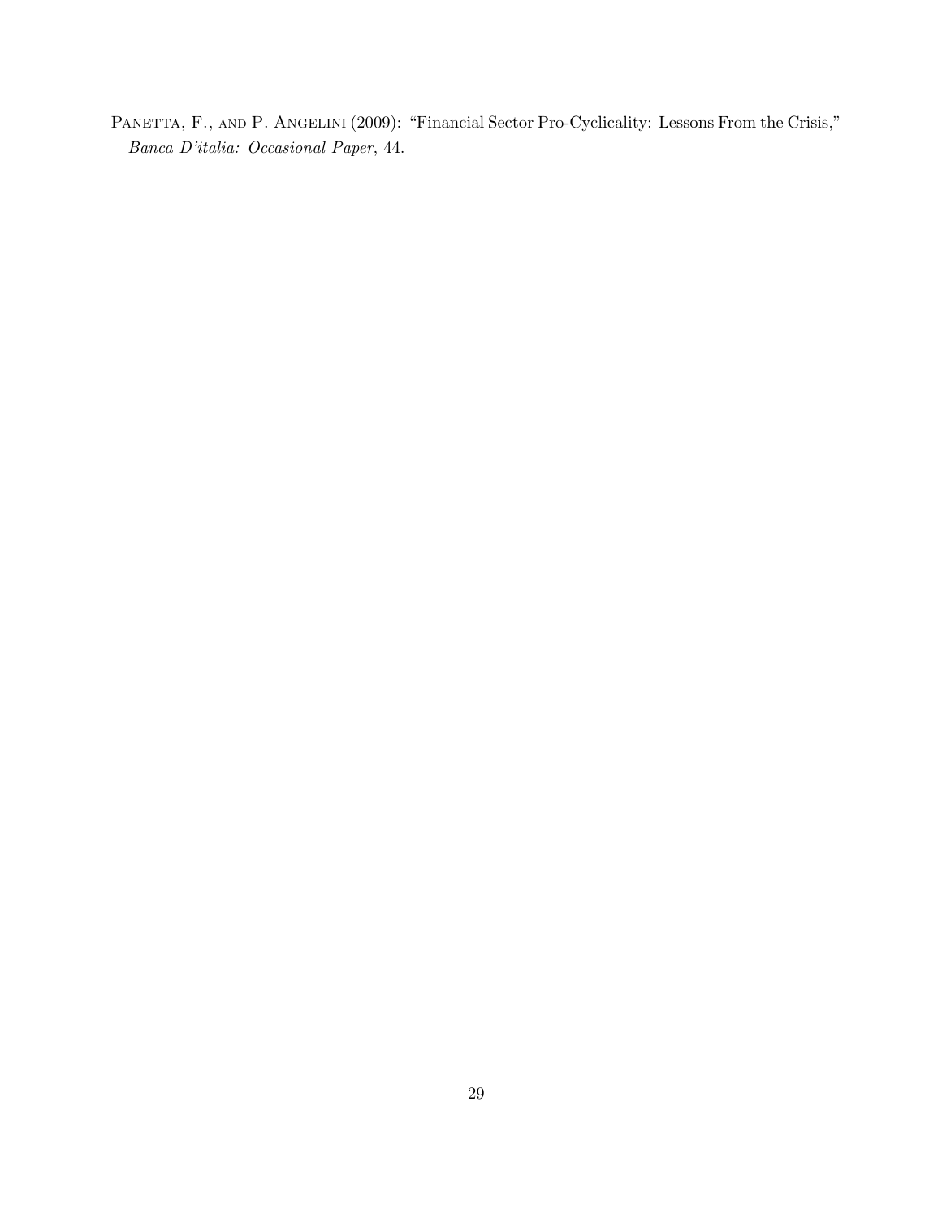Panetta, F., and P. Angelini (2009): "Financial Sector Pro-Cyclicality: Lessons From the Crisis," *Banca D'italia: Occasional Paper*, 44.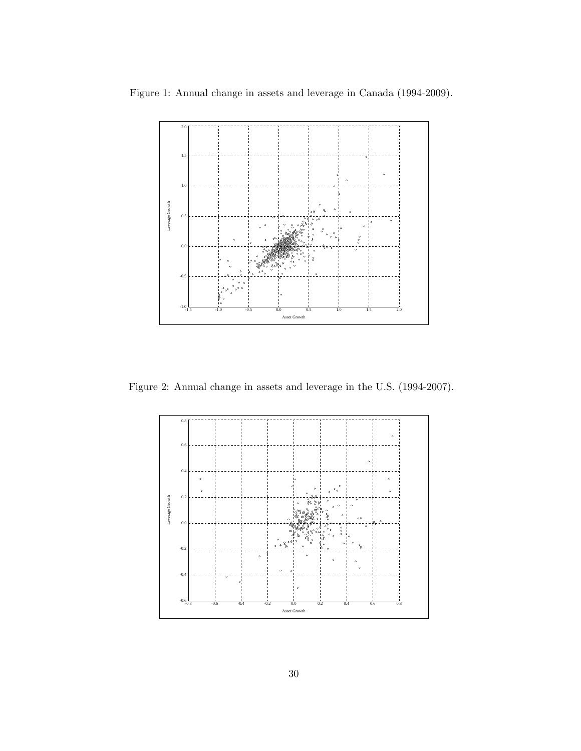Figure 1: Annual change in assets and leverage in Canada (1994-2009).

Figure 2: Annual change in assets and leverage in the U.S. (1994-2007).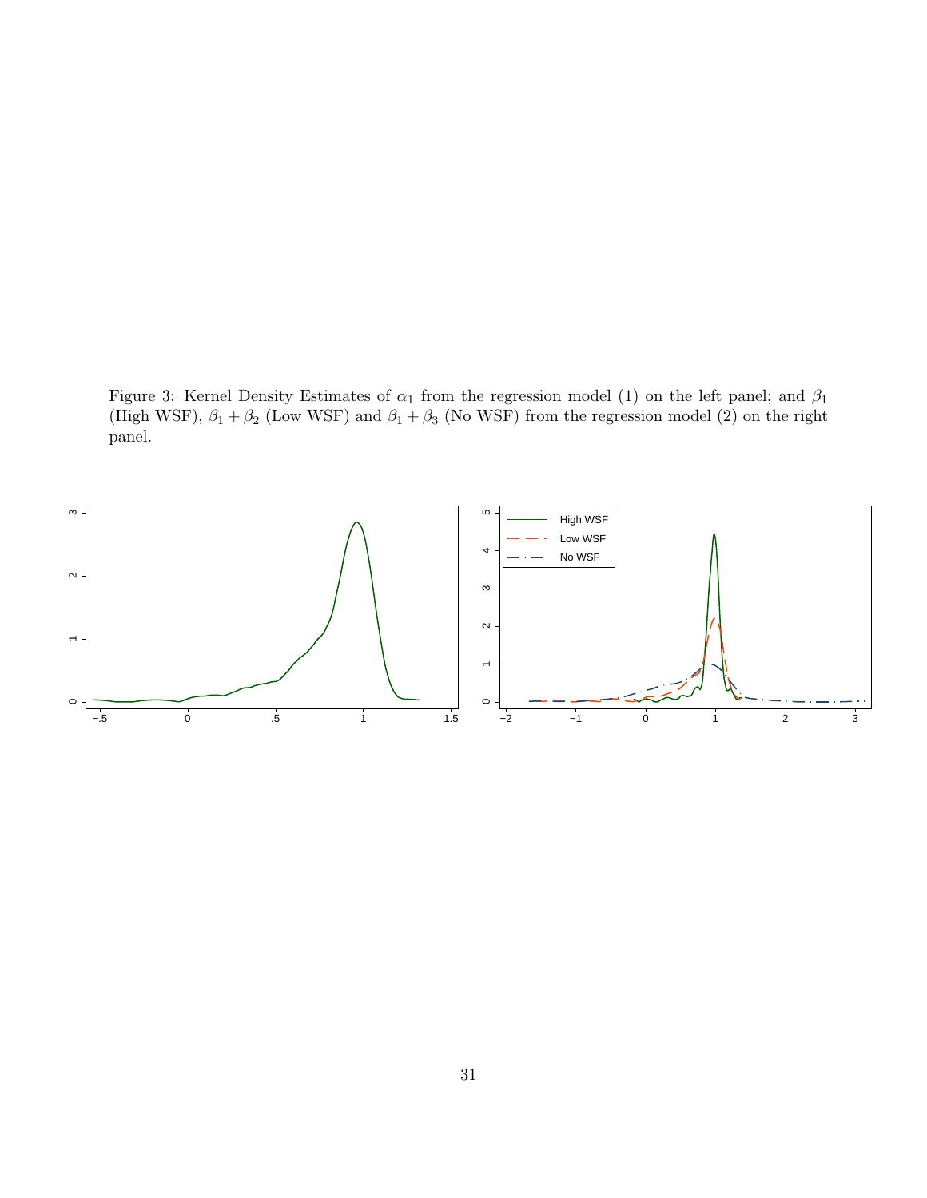Figure 3: Kernel Density Estimates of $\alpha_1$ from the regression model (1) on the left panel; and $\beta_1$ (High WSF), $\beta_1 + \beta_2$ (Low WSF) and $\beta_1 + \beta_3$ (No WSF) from the regression model (2) on the right panel.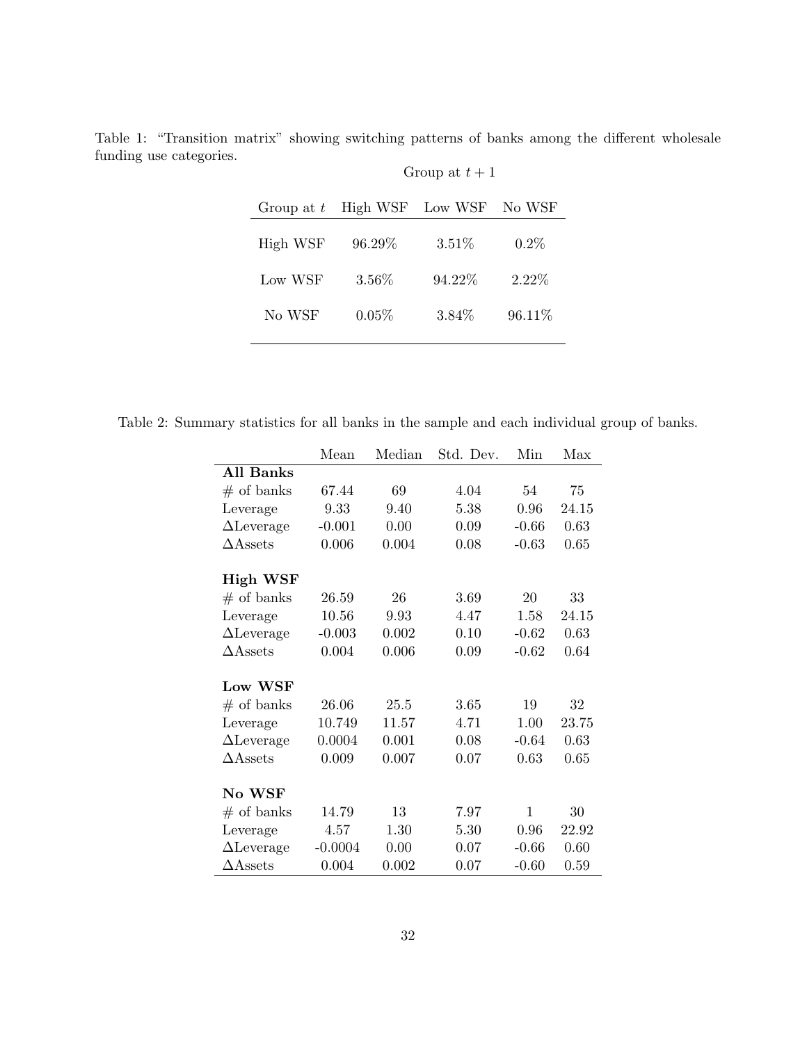Table 1: "Transition matrix" showing switching patterns of banks among the different wholesale funding use categories.

| | Group at $t+1$ | | |
|---|---|---|---|
| Group at $t$ | High WSF | Low WSF | No WSF |
| High WSF | 96.29% | 3.51% | 0.2% |
| Low WSF | 3.56% | 94.22% | 2.22% |
| No WSF | 0.05% | 3.84% | 96.11% |

Table 2: Summary statistics for all banks in the sample and each individual group of banks.

| | Mean | Median | Std. Dev. | Min | Max |
|---|---|---|---|---|---|
| **All Banks** | | | | | |
| # of banks | 67.44 | 69 | 4.04 | 54 | 75 |
| Leverage | 9.33 | 9.40 | 5.38 | 0.96 | 24.15 |
| $\Delta$Leverage | -0.001 | 0.00 | 0.09 | -0.66 | 0.63 |
| $\Delta$Assets | 0.006 | 0.004 | 0.08 | -0.63 | 0.65 |
| **High WSF** | | | | | |
| # of banks | 26.59 | 26 | 3.69 | 20 | 33 |
| Leverage | 10.56 | 9.93 | 4.47 | 1.58 | 24.15 |
| $\Delta$Leverage | -0.003 | 0.002 | 0.10 | -0.62 | 0.63 |
| $\Delta$Assets | 0.004 | 0.006 | 0.09 | -0.62 | 0.64 |
| **Low WSF** | | | | | |
| # of banks | 26.06 | 25.5 | 3.65 | 19 | 32 |
| Leverage | 10.749 | 11.57 | 4.71 | 1.00 | 23.75 |
| $\Delta$Leverage | 0.0004 | 0.001 | 0.08 | -0.64 | 0.63 |
| $\Delta$Assets | 0.009 | 0.007 | 0.07 | 0.63 | 0.65 |
| **No WSF** | | | | | |
| # of banks | 14.79 | 13 | 7.97 | 1 | 30 |
| Leverage | 4.57 | 1.30 | 5.30 | 0.96 | 22.92 |
| $\Delta$Leverage | -0.0004 | 0.00 | 0.07 | -0.66 | 0.60 |
| $\Delta$Assets | 0.004 | 0.002 | 0.07 | -0.60 | 0.59 |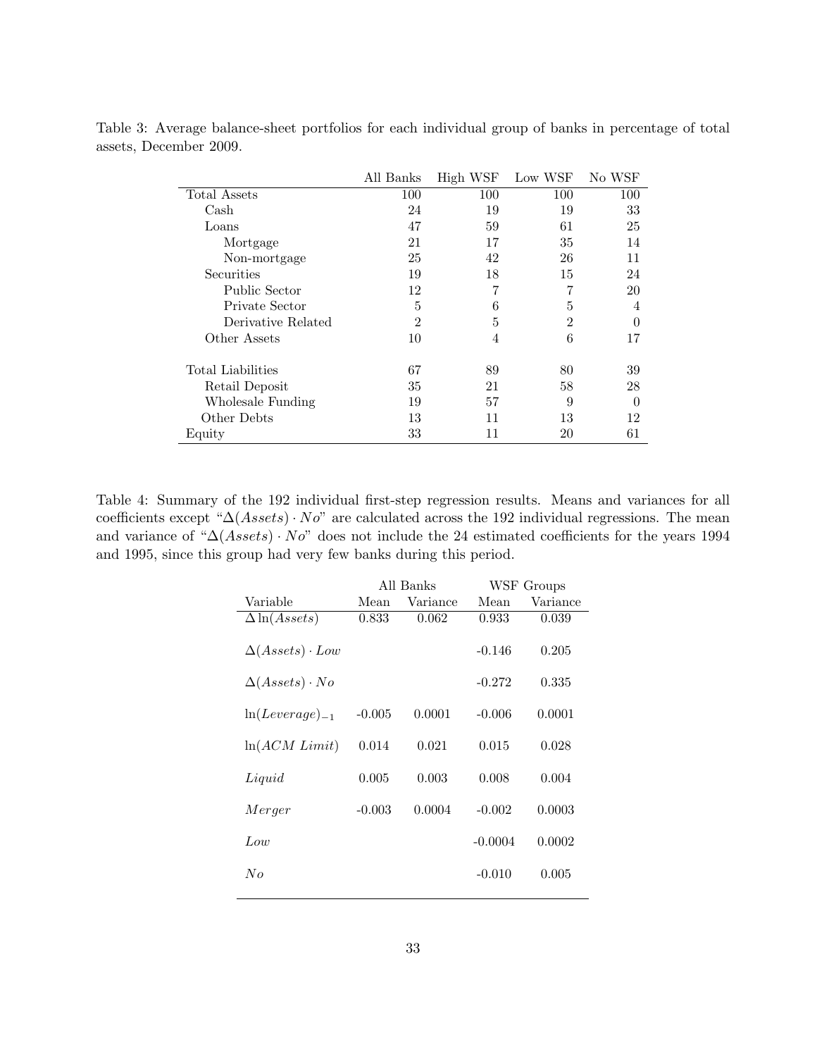Table 3: Average balance-sheet portfolios for each individual group of banks in percentage of total assets, December 2009.

| | All Banks | High WSF | Low WSF | No WSF |
|---|---|---|---|---|
| Total Assets | 100 | 100 | 100 | 100 |
| Cash | 24 | 19 | 19 | 33 |
| Loans | 47 | 59 | 61 | 25 |
| Mortgage | 21 | 17 | 35 | 14 |
| Non-mortgage | 25 | 42 | 26 | 11 |
| Securities | 19 | 18 | 15 | 24 |
| Public Sector | 12 | 7 | 7 | 20 |
| Private Sector | 5 | 6 | 5 | 4 |
| Derivative Related | 2 | 5 | 2 | 0 |
| Other Assets | 10 | 4 | 6 | 17 |
| | | | | |
| Total Liabilities | 67 | 89 | 80 | 39 |
| Retail Deposit | 35 | 21 | 58 | 28 |
| Wholesale Funding | 19 | 57 | 9 | 0 |
| Other Debts | 13 | 11 | 13 | 12 |
| Equity | 33 | 11 | 20 | 61 |

Table 4: Summary of the 192 individual first-step regression results. Means and variances for all coefficients except "$\Delta(Assets) \cdot No$" are calculated across the 192 individual regressions. The mean and variance of "$\Delta(Assets) \cdot No$" does not include the 24 estimated coefficients for the years 1994 and 1995, since this group had very few banks during this period.

| | All Banks | | WSF Groups | |
|---|---|---|---|---|
| Variable | Mean | Variance | Mean | Variance |
| $\Delta \ln(Assets)$ | 0.833 | 0.062 | 0.933 | 0.039 |
| $\Delta(Assets) \cdot Low$ | | | -0.146 | 0.205 |
| $\Delta(Assets) \cdot No$ | | | -0.272 | 0.335 |
| $\ln(Leverage)_{-1}$ | -0.005 | 0.0001 | -0.006 | 0.0001 |
| $\ln(ACM\ Limit)$ | 0.014 | 0.021 | 0.015 | 0.028 |
| $Liquid$ | 0.005 | 0.003 | 0.008 | 0.004 |
| $Merger$ | -0.003 | 0.0004 | -0.002 | 0.0003 |
| $Low$ | | | -0.0004 | 0.0002 |
| $No$ | | | -0.010 | 0.005 |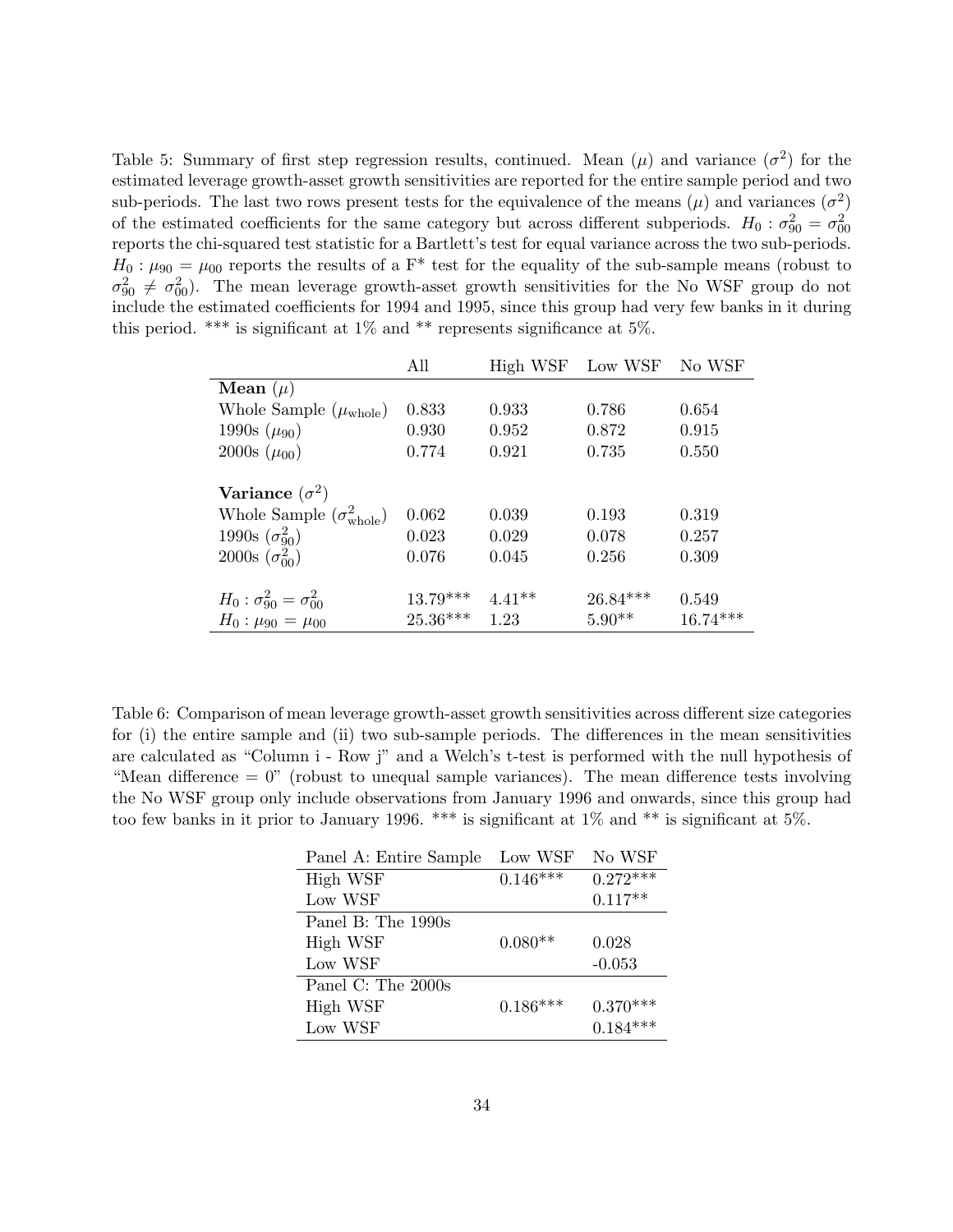Table 5: Summary of first step regression results, continued. Mean ($\mu$) and variance ($\sigma^2$) for the estimated leverage growth-asset growth sensitivities are reported for the entire sample period and two sub-periods. The last two rows present tests for the equivalence of the means ($\mu$) and variances ($\sigma^2$) of the estimated coefficients for the same category but across different subperiods. $H_0 : \sigma^2_{90} = \sigma^2_{00}$ reports the chi-squared test statistic for a Bartlett's test for equal variance across the two sub-periods. $H_0 : \mu_{90} = \mu_{00}$ reports the results of a F* test for the equality of the sub-sample means (robust to $\sigma^2_{90} \neq \sigma^2_{00}$). The mean leverage growth-asset growth sensitivities for the No WSF group do not include the estimated coefficients for 1994 and 1995, since this group had very few banks in it during this period. *** is significant at 1% and ** represents significance at 5%.

| | All | High WSF | Low WSF | No WSF |
|---|---|---|---|---|
| **Mean** ($\mu$) | | | | |
| Whole Sample ($\mu_{\text{whole}}$) | 0.833 | 0.933 | 0.786 | 0.654 |
| 1990s ($\mu_{90}$) | 0.930 | 0.952 | 0.872 | 0.915 |
| 2000s ($\mu_{00}$) | 0.774 | 0.921 | 0.735 | 0.550 |
| **Variance** ($\sigma^2$) | | | | |
| Whole Sample ($\sigma^2_{\text{whole}}$) | 0.062 | 0.039 | 0.193 | 0.319 |
| 1990s ($\sigma^2_{90}$) | 0.023 | 0.029 | 0.078 | 0.257 |
| 2000s ($\sigma^2_{00}$) | 0.076 | 0.045 | 0.256 | 0.309 |
| $H_0 : \sigma^2_{90} = \sigma^2_{00}$ | 13.79*** | 4.41** | 26.84*** | 0.549 |
| $H_0 : \mu_{90} = \mu_{00}$ | 25.36*** | 1.23 | 5.90** | 16.74*** |

Table 6: Comparison of mean leverage growth-asset growth sensitivities across different size categories for (i) the entire sample and (ii) two sub-sample periods. The differences in the mean sensitivities are calculated as "Column i - Row j" and a Welch's t-test is performed with the null hypothesis of "Mean difference = 0" (robust to unequal sample variances). The mean difference tests involving the No WSF group only include observations from January 1996 and onwards, since this group had too few banks in it prior to January 1996. *** is significant at 1% and ** is significant at 5%.

| Panel A: Entire Sample | Low WSF | No WSF |
|---|---|---|
| High WSF | 0.146*** | 0.272*** |
| Low WSF | | 0.117** |
| Panel B: The 1990s | | |
| High WSF | 0.080** | 0.028 |
| Low WSF | | -0.053 |
| Panel C: The 2000s | | |
| High WSF | 0.186*** | 0.370*** |
| Low WSF | | 0.184*** |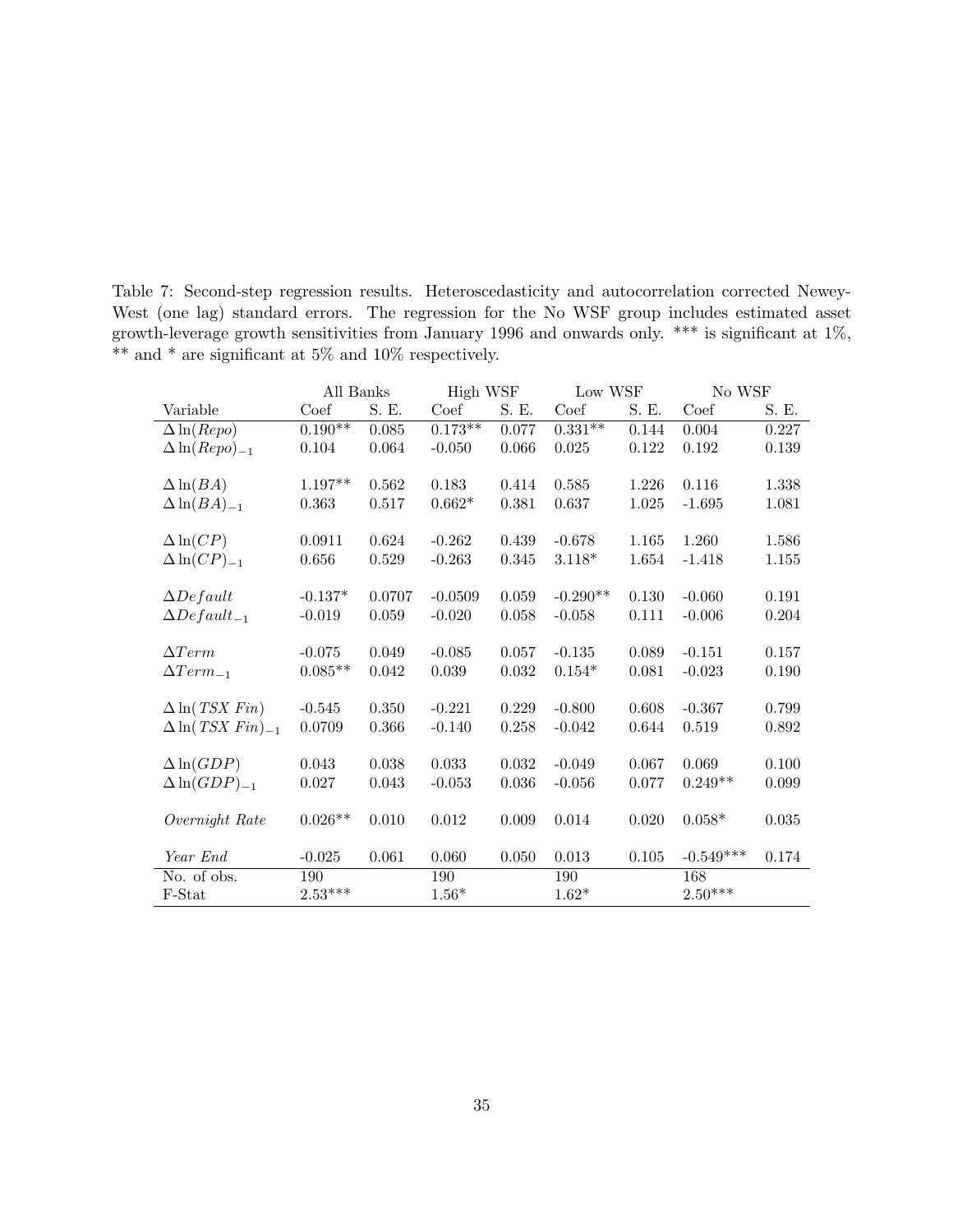Table 7: Second-step regression results. Heteroscedasticity and autocorrelation corrected Newey-West (one lag) standard errors. The regression for the No WSF group includes estimated asset growth-leverage growth sensitivities from January 1996 and onwards only. *** is significant at 1%, ** and * are significant at 5% and 10% respectively.

| | All Banks | | High WSF | | Low WSF | | No WSF | |
|---|---|---|---|---|---|---|---|---|
| Variable | Coef | S. E. | Coef | S. E. | Coef | S. E. | Coef | S. E. |
| $\Delta \ln(Repo)$ | 0.190** | 0.085 | 0.173** | 0.077 | 0.331** | 0.144 | 0.004 | 0.227 |
| $\Delta \ln(Repo)_{-1}$ | 0.104 | 0.064 | -0.050 | 0.066 | 0.025 | 0.122 | 0.192 | 0.139 |
| $\Delta \ln(BA)$ | 1.197** | 0.562 | 0.183 | 0.414 | 0.585 | 1.226 | 0.116 | 1.338 |
| $\Delta \ln(BA)_{-1}$ | 0.363 | 0.517 | 0.662* | 0.381 | 0.637 | 1.025 | -1.695 | 1.081 |
| $\Delta \ln(CP)$ | 0.0911 | 0.624 | -0.262 | 0.439 | -0.678 | 1.165 | 1.260 | 1.586 |
| $\Delta \ln(CP)_{-1}$ | 0.656 | 0.529 | -0.263 | 0.345 | 3.118* | 1.654 | -1.418 | 1.155 |
| $\Delta Default$ | -0.137* | 0.0707 | -0.0509 | 0.059 | -0.290** | 0.130 | -0.060 | 0.191 |
| $\Delta Default_{-1}$ | -0.019 | 0.059 | -0.020 | 0.058 | -0.058 | 0.111 | -0.006 | 0.204 |
| $\Delta Term$ | -0.075 | 0.049 | -0.085 | 0.057 | -0.135 | 0.089 | -0.151 | 0.157 |
| $\Delta Term_{-1}$ | 0.085** | 0.042 | 0.039 | 0.032 | 0.154* | 0.081 | -0.023 | 0.190 |
| $\Delta \ln(TSX\ Fin)$ | -0.545 | 0.350 | -0.221 | 0.229 | -0.800 | 0.608 | -0.367 | 0.799 |
| $\Delta \ln(TSX\ Fin)_{-1}$ | 0.0709 | 0.366 | -0.140 | 0.258 | -0.042 | 0.644 | 0.519 | 0.892 |
| $\Delta \ln(GDP)$ | 0.043 | 0.038 | 0.033 | 0.032 | -0.049 | 0.067 | 0.069 | 0.100 |
| $\Delta \ln(GDP)_{-1}$ | 0.027 | 0.043 | -0.053 | 0.036 | -0.056 | 0.077 | 0.249** | 0.099 |
| *Overnight Rate* | 0.026** | 0.010 | 0.012 | 0.009 | 0.014 | 0.020 | 0.058* | 0.035 |
| *Year End* | -0.025 | 0.061 | 0.060 | 0.050 | 0.013 | 0.105 | -0.549*** | 0.174 |
| No. of obs. | 190 | | 190 | | 190 | | 168 | |
| F-Stat | 2.53*** | | 1.56* | | 1.62* | | 2.50*** | |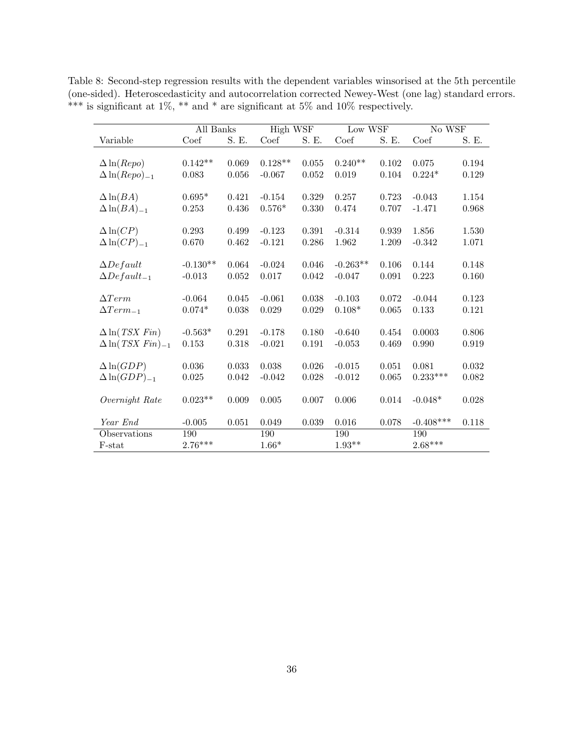Table 8: Second-step regression results with the dependent variables winsorised at the 5th percentile (one-sided). Heteroscedasticity and autocorrelation corrected Newey-West (one lag) standard errors. *** is significant at 1%, ** and * are significant at 5% and 10% respectively.

| | All Banks | | High WSF | | Low WSF | | No WSF | |
|---|---|---|---|---|---|---|---|---|
| Variable | Coef | S. E. | Coef | S. E. | Coef | S. E. | Coef | S. E. |
| $\Delta \ln(Repo)$ | 0.142** | 0.069 | 0.128** | 0.055 | 0.240** | 0.102 | 0.075 | 0.194 |
| $\Delta \ln(Repo)_{-1}$ | 0.083 | 0.056 | -0.067 | 0.052 | 0.019 | 0.104 | 0.224* | 0.129 |
| $\Delta \ln(BA)$ | 0.695* | 0.421 | -0.154 | 0.329 | 0.257 | 0.723 | -0.043 | 1.154 |
| $\Delta \ln(BA)_{-1}$ | 0.253 | 0.436 | 0.576* | 0.330 | 0.474 | 0.707 | -1.471 | 0.968 |
| $\Delta \ln(CP)$ | 0.293 | 0.499 | -0.123 | 0.391 | -0.314 | 0.939 | 1.856 | 1.530 |
| $\Delta \ln(CP)_{-1}$ | 0.670 | 0.462 | -0.121 | 0.286 | 1.962 | 1.209 | -0.342 | 1.071 |
| $\Delta Default$ | -0.130** | 0.064 | -0.024 | 0.046 | -0.263** | 0.106 | 0.144 | 0.148 |
| $\Delta Default_{-1}$ | -0.013 | 0.052 | 0.017 | 0.042 | -0.047 | 0.091 | 0.223 | 0.160 |
| $\Delta Term$ | -0.064 | 0.045 | -0.061 | 0.038 | -0.103 | 0.072 | -0.044 | 0.123 |
| $\Delta Term_{-1}$ | 0.074* | 0.038 | 0.029 | 0.029 | 0.108* | 0.065 | 0.133 | 0.121 |
| $\Delta \ln(TSX\ Fin)$ | -0.563* | 0.291 | -0.178 | 0.180 | -0.640 | 0.454 | 0.0003 | 0.806 |
| $\Delta \ln(TSX\ Fin)_{-1}$ | 0.153 | 0.318 | -0.021 | 0.191 | -0.053 | 0.469 | 0.990 | 0.919 |
| $\Delta \ln(GDP)$ | 0.036 | 0.033 | 0.038 | 0.026 | -0.015 | 0.051 | 0.081 | 0.032 |
| $\Delta \ln(GDP)_{-1}$ | 0.025 | 0.042 | -0.042 | 0.028 | -0.012 | 0.065 | 0.233*** | 0.082 |
| *Overnight Rate* | 0.023** | 0.009 | 0.005 | 0.007 | 0.006 | 0.014 | -0.048* | 0.028 |
| *Year End* | -0.005 | 0.051 | 0.049 | 0.039 | 0.016 | 0.078 | -0.408*** | 0.118 |
| Observations | 190 | | 190 | | 190 | | 190 | |
| F-stat | 2.76*** | | 1.66* | | 1.93** | | 2.68*** | |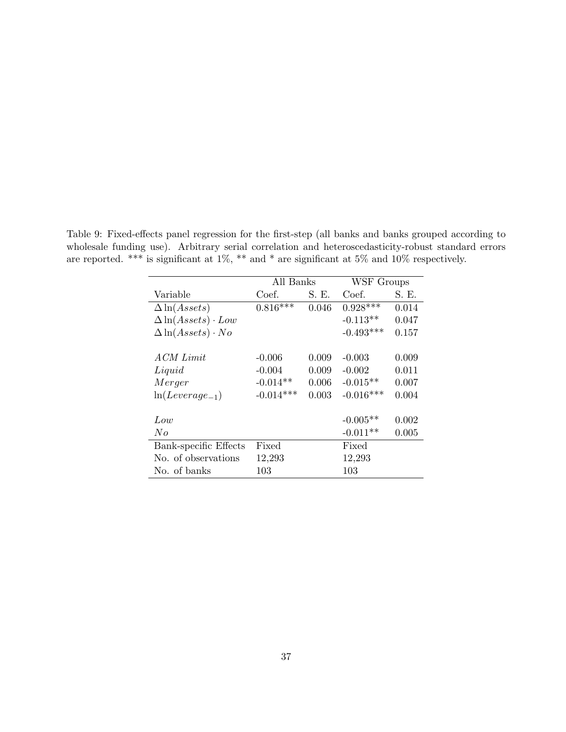Table 9: Fixed-effects panel regression for the first-step (all banks and banks grouped according to wholesale funding use). Arbitrary serial correlation and heteroscedasticity-robust standard errors are reported. *** is significant at 1%, ** and * are significant at 5% and 10% respectively.

| | All Banks | | WSF Groups | |
|---|---|---|---|---|
| Variable | Coef. | S. E. | Coef. | S. E. |
| $\Delta \ln(Assets)$ | 0.816*** | 0.046 | 0.928*** | 0.014 |
| $\Delta \ln(Assets) \cdot Low$ | | | -0.113** | 0.047 |
| $\Delta \ln(Assets) \cdot No$ | | | -0.493*** | 0.157 |
| | | | | |
| *ACM Limit* | -0.006 | 0.009 | -0.003 | 0.009 |
| *Liquid* | -0.004 | 0.009 | -0.002 | 0.011 |
| *Merger* | -0.014** | 0.006 | -0.015** | 0.007 |
| $\ln(Leverage_{-1})$ | -0.014*** | 0.003 | -0.016*** | 0.004 |
| | | | | |
| *Low* | | | -0.005** | 0.002 |
| *No* | | | -0.011** | 0.005 |
| Bank-specific Effects | Fixed | | Fixed | |
| No. of observations | 12,293 | | 12,293 | |
| No. of banks | 103 | | 103 | |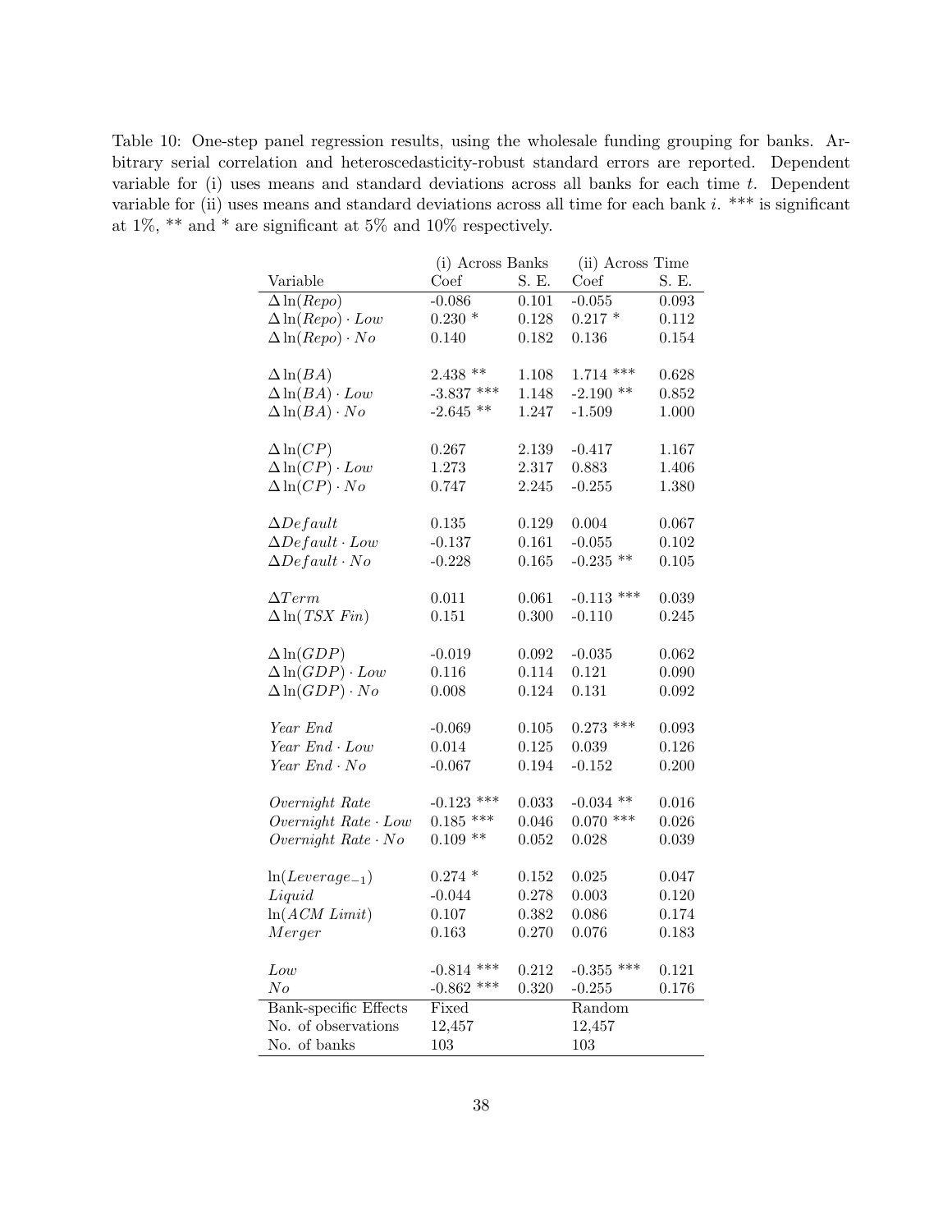Table 10: One-step panel regression results, using the wholesale funding grouping for banks. Arbitrary serial correlation and heteroscedasticity-robust standard errors are reported. Dependent variable for (i) uses means and standard deviations across all banks for each time $t$. Dependent variable for (ii) uses means and standard deviations across all time for each bank $i$. *** is significant at 1%, ** and * are significant at 5% and 10% respectively.

| | (i) Across Banks | | (ii) Across Time | |
|---|---|---|---|---|
| Variable | Coef | S. E. | Coef | S. E. |
| $\Delta \ln(Repo)$ | -0.086 | 0.101 | -0.055 | 0.093 |
| $\Delta \ln(Repo) \cdot Low$ | 0.230 * | 0.128 | 0.217 * | 0.112 |
| $\Delta \ln(Repo) \cdot No$ | 0.140 | 0.182 | 0.136 | 0.154 |
| | | | | |
| $\Delta \ln(BA)$ | 2.438 ** | 1.108 | 1.714 *** | 0.628 |
| $\Delta \ln(BA) \cdot Low$ | -3.837 *** | 1.148 | -2.190 ** | 0.852 |
| $\Delta \ln(BA) \cdot No$ | -2.645 ** | 1.247 | -1.509 | 1.000 |
| | | | | |
| $\Delta \ln(CP)$ | 0.267 | 2.139 | -0.417 | 1.167 |
| $\Delta \ln(CP) \cdot Low$ | 1.273 | 2.317 | 0.883 | 1.406 |
| $\Delta \ln(CP) \cdot No$ | 0.747 | 2.245 | -0.255 | 1.380 |
| | | | | |
| $\Delta Default$ | 0.135 | 0.129 | 0.004 | 0.067 |
| $\Delta Default \cdot Low$ | -0.137 | 0.161 | -0.055 | 0.102 |
| $\Delta Default \cdot No$ | -0.228 | 0.165 | -0.235 ** | 0.105 |
| | | | | |
| $\Delta Term$ | 0.011 | 0.061 | -0.113 *** | 0.039 |
| $\Delta \ln(TSX\ Fin)$ | 0.151 | 0.300 | -0.110 | 0.245 |
| | | | | |
| $\Delta \ln(GDP)$ | -0.019 | 0.092 | -0.035 | 0.062 |
| $\Delta \ln(GDP) \cdot Low$ | 0.116 | 0.114 | 0.121 | 0.090 |
| $\Delta \ln(GDP) \cdot No$ | 0.008 | 0.124 | 0.131 | 0.092 |
| | | | | |
| $Year\ End$ | -0.069 | 0.105 | 0.273 *** | 0.093 |
| $Year\ End \cdot Low$ | 0.014 | 0.125 | 0.039 | 0.126 |
| $Year\ End \cdot No$ | -0.067 | 0.194 | -0.152 | 0.200 |
| | | | | |
| $Overnight\ Rate$ | -0.123 *** | 0.033 | -0.034 ** | 0.016 |
| $Overnight\ Rate \cdot Low$ | 0.185 *** | 0.046 | 0.070 *** | 0.026 |
| $Overnight\ Rate \cdot No$ | 0.109 ** | 0.052 | 0.028 | 0.039 |
| | | | | |
| $\ln(Leverage_{-1})$ | 0.274 * | 0.152 | 0.025 | 0.047 |
| $Liquid$ | -0.044 | 0.278 | 0.003 | 0.120 |
| $\ln(ACM\ Limit)$ | 0.107 | 0.382 | 0.086 | 0.174 |
| $Merger$ | 0.163 | 0.270 | 0.076 | 0.183 |
| | | | | |
| $Low$ | -0.814 *** | 0.212 | -0.355 *** | 0.121 |
| $No$ | -0.862 *** | 0.320 | -0.255 | 0.176 |
| Bank-specific Effects | Fixed | | Random | |
| No. of observations | 12,457 | | 12,457 | |
| No. of banks | 103 | | 103 | |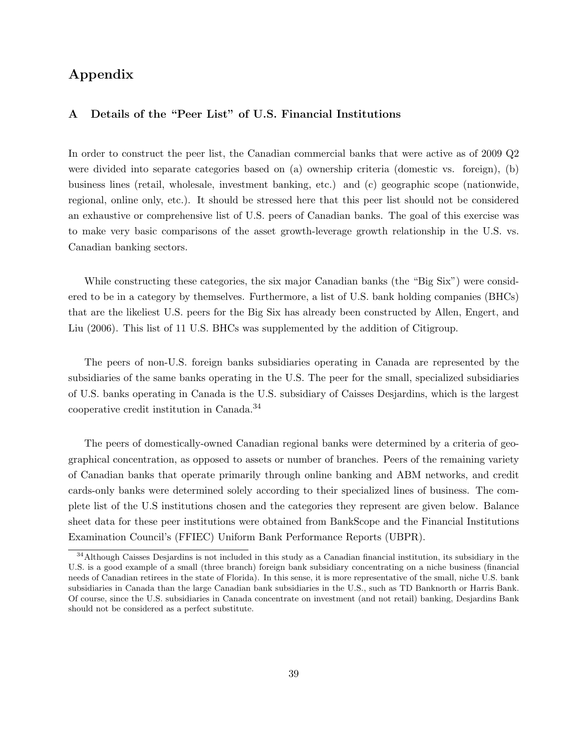# Appendix

## A Details of the "Peer List" of U.S. Financial Institutions

In order to construct the peer list, the Canadian commercial banks that were active as of 2009 Q2 were divided into separate categories based on (a) ownership criteria (domestic vs. foreign), (b) business lines (retail, wholesale, investment banking, etc.) and (c) geographic scope (nationwide, regional, online only, etc.). It should be stressed here that this peer list should not be considered an exhaustive or comprehensive list of U.S. peers of Canadian banks. The goal of this exercise was to make very basic comparisons of the asset growth-leverage growth relationship in the U.S. vs. Canadian banking sectors.

While constructing these categories, the six major Canadian banks (the "Big Six") were considered to be in a category by themselves. Furthermore, a list of U.S. bank holding companies (BHCs) that are the likeliest U.S. peers for the Big Six has already been constructed by Allen, Engert, and Liu (2006). This list of 11 U.S. BHCs was supplemented by the addition of Citigroup.

The peers of non-U.S. foreign banks subsidiaries operating in Canada are represented by the subsidiaries of the same banks operating in the U.S. The peer for the small, specialized subsidiaries of U.S. banks operating in Canada is the U.S. subsidiary of Caisses Desjardins, which is the largest cooperative credit institution in Canada.[34]

The peers of domestically-owned Canadian regional banks were determined by a criteria of geographical concentration, as opposed to assets or number of branches. Peers of the remaining variety of Canadian banks that operate primarily through online banking and ABM networks, and credit cards-only banks were determined solely according to their specialized lines of business. The complete list of the U.S institutions chosen and the categories they represent are given below. Balance sheet data for these peer institutions were obtained from BankScope and the Financial Institutions Examination Council's (FFIEC) Uniform Bank Performance Reports (UBPR).

[34] Although Caisses Desjardins is not included in this study as a Canadian financial institution, its subsidiary in the U.S. is a good example of a small (three branch) foreign bank subsidiary concentrating on a niche business (financial needs of Canadian retirees in the state of Florida). In this sense, it is more representative of the small, niche U.S. bank subsidiaries in Canada than the large Canadian bank subsidiaries in the U.S., such as TD Banknorth or Harris Bank. Of course, since the U.S. subsidiaries in Canada concentrate on investment (and not retail) banking, Desjardins Bank should not be considered as a perfect substitute.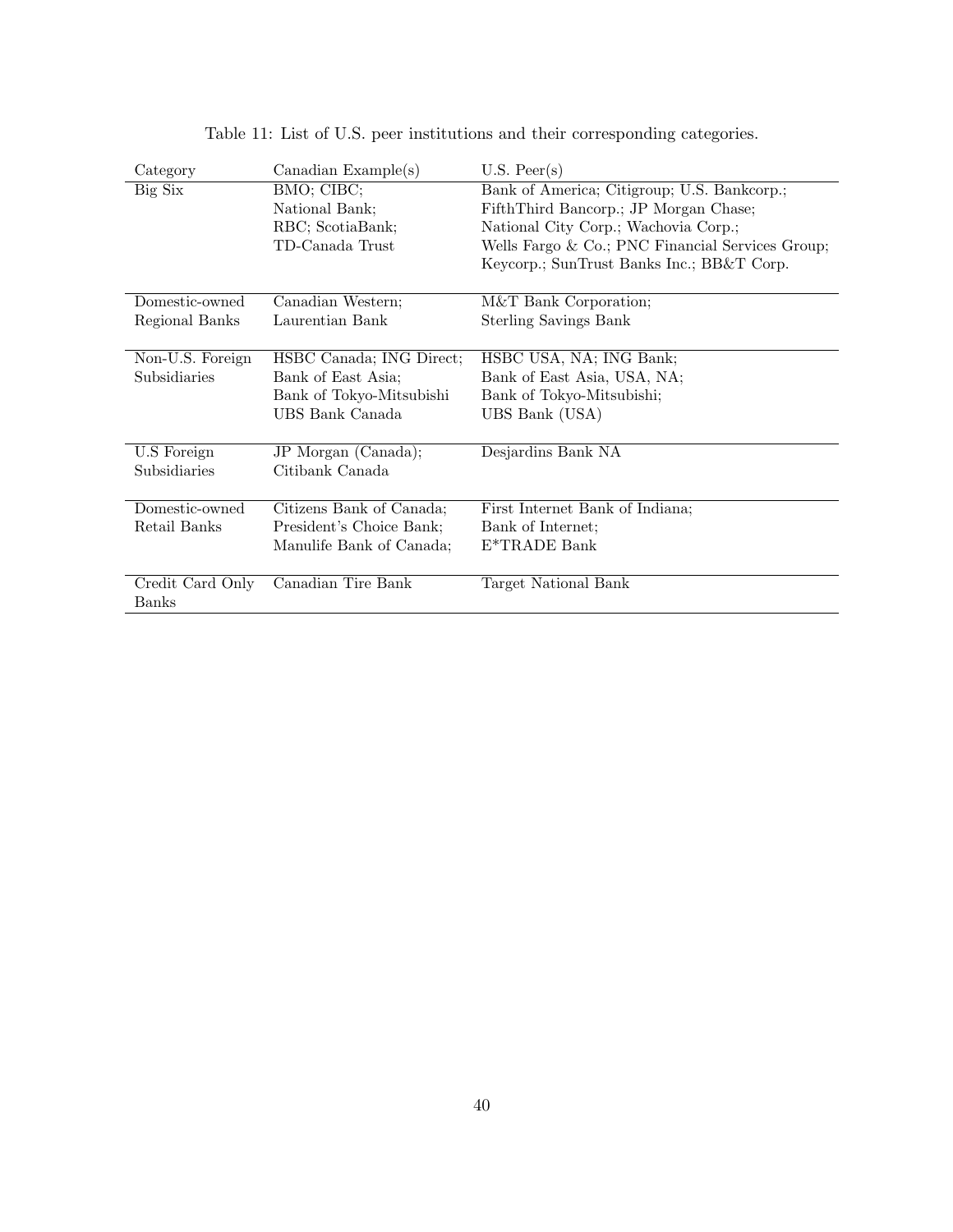Table 11: List of U.S. peer institutions and their corresponding categories.

| Category | Canadian Example(s) | U.S. Peer(s) |
|---|---|---|
| Big Six | BMO; CIBC; National Bank; RBC; ScotiaBank; TD-Canada Trust | Bank of America; Citigroup; U.S. Bankcorp.; FifthThird Bancorp.; JP Morgan Chase; National City Corp.; Wachovia Corp.; Wells Fargo & Co.; PNC Financial Services Group; Keycorp.; SunTrust Banks Inc.; BB&T Corp. |
| Domestic-owned Regional Banks | Canadian Western; Laurentian Bank | M&T Bank Corporation; Sterling Savings Bank |
| Non-U.S. Foreign Subsidiaries | HSBC Canada; ING Direct; Bank of East Asia; Bank of Tokyo-Mitsubishi UBS Bank Canada | HSBC USA, NA; ING Bank; Bank of East Asia, USA, NA; Bank of Tokyo-Mitsubishi; UBS Bank (USA) |
| U.S Foreign Subsidiaries | JP Morgan (Canada); Citibank Canada | Desjardins Bank NA |
| Domestic-owned Retail Banks | Citizens Bank of Canada; President's Choice Bank; Manulife Bank of Canada; | First Internet Bank of Indiana; Bank of Internet; E*TRADE Bank |
| Credit Card Only Banks | Canadian Tire Bank | Target National Bank |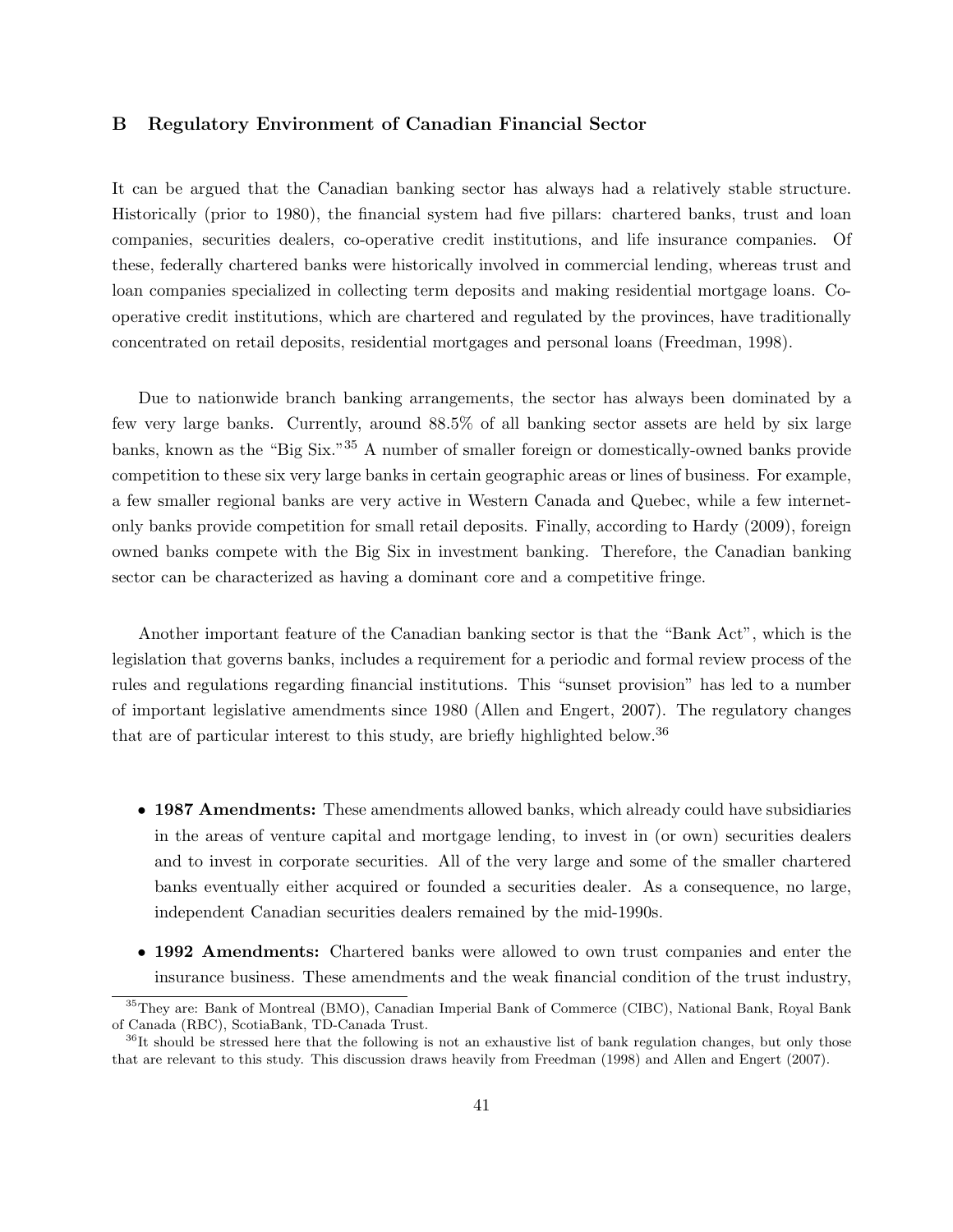## B Regulatory Environment of Canadian Financial Sector

It can be argued that the Canadian banking sector has always had a relatively stable structure. Historically (prior to 1980), the financial system had five pillars: chartered banks, trust and loan companies, securities dealers, co-operative credit institutions, and life insurance companies. Of these, federally chartered banks were historically involved in commercial lending, whereas trust and loan companies specialized in collecting term deposits and making residential mortgage loans. Co-operative credit institutions, which are chartered and regulated by the provinces, have traditionally concentrated on retail deposits, residential mortgages and personal loans (Freedman, 1998).

Due to nationwide branch banking arrangements, the sector has always been dominated by a few very large banks. Currently, around 88.5% of all banking sector assets are held by six large banks, known as the "Big Six."[35] A number of smaller foreign or domestically-owned banks provide competition to these six very large banks in certain geographic areas or lines of business. For example, a few smaller regional banks are very active in Western Canada and Quebec, while a few internet-only banks provide competition for small retail deposits. Finally, according to Hardy (2009), foreign owned banks compete with the Big Six in investment banking. Therefore, the Canadian banking sector can be characterized as having a dominant core and a competitive fringe.

Another important feature of the Canadian banking sector is that the "Bank Act", which is the legislation that governs banks, includes a requirement for a periodic and formal review process of the rules and regulations regarding financial institutions. This "sunset provision" has led to a number of important legislative amendments since 1980 (Allen and Engert, 2007). The regulatory changes that are of particular interest to this study, are briefly highlighted below.[36]

- **1987 Amendments:** These amendments allowed banks, which already could have subsidiaries in the areas of venture capital and mortgage lending, to invest in (or own) securities dealers and to invest in corporate securities. All of the very large and some of the smaller chartered banks eventually either acquired or founded a securities dealer. As a consequence, no large, independent Canadian securities dealers remained by the mid-1990s.
- **1992 Amendments:** Chartered banks were allowed to own trust companies and enter the insurance business. These amendments and the weak financial condition of the trust industry,

[35] They are: Bank of Montreal (BMO), Canadian Imperial Bank of Commerce (CIBC), National Bank, Royal Bank of Canada (RBC), ScotiaBank, TD-Canada Trust.

[36] It should be stressed here that the following is not an exhaustive list of bank regulation changes, but only those that are relevant to this study. This discussion draws heavily from Freedman (1998) and Allen and Engert (2007).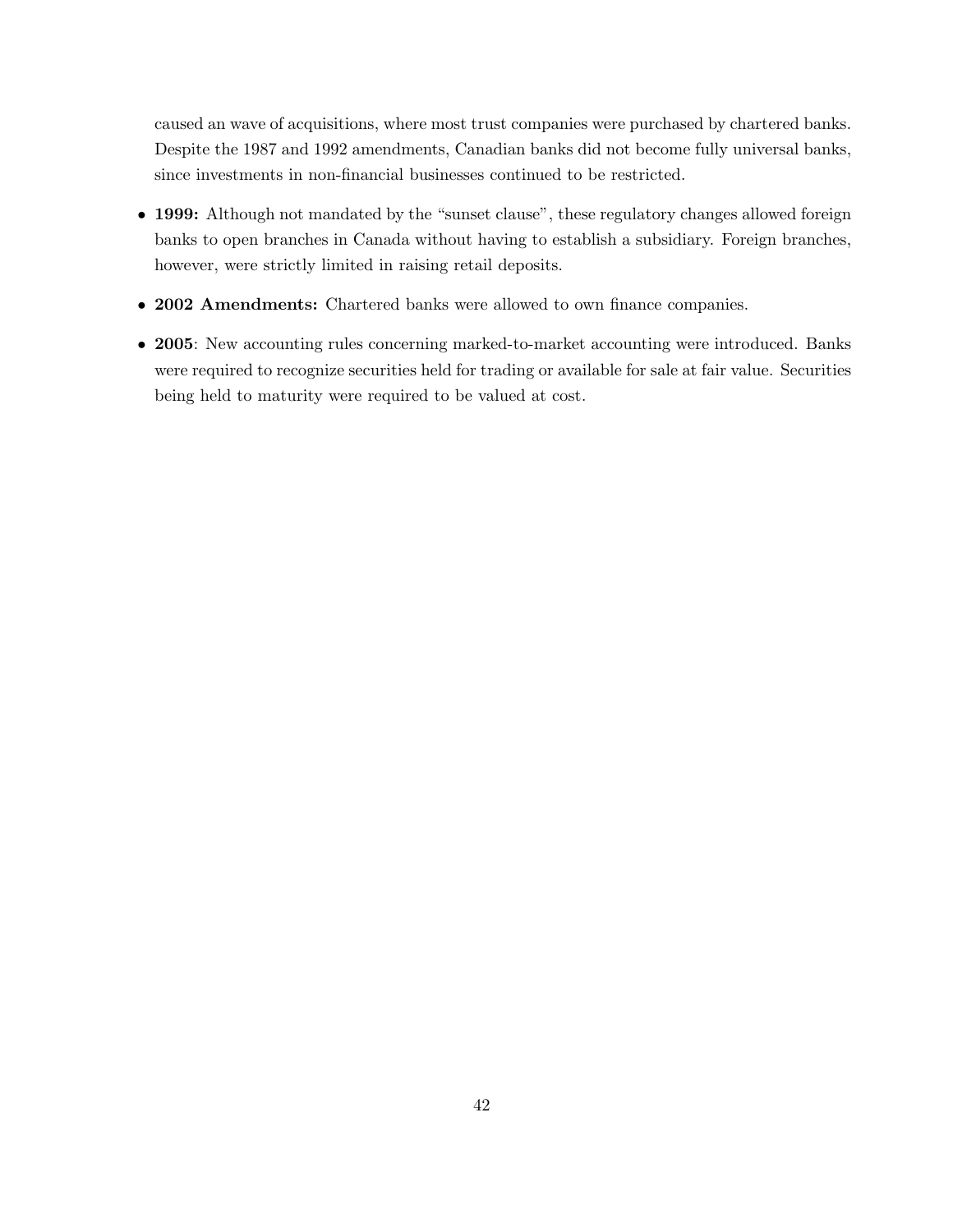caused an wave of acquisitions, where most trust companies were purchased by chartered banks. Despite the 1987 and 1992 amendments, Canadian banks did not become fully universal banks, since investments in non-financial businesses continued to be restricted.

- **1999:** Although not mandated by the "sunset clause", these regulatory changes allowed foreign banks to open branches in Canada without having to establish a subsidiary. Foreign branches, however, were strictly limited in raising retail deposits.
- **2002 Amendments:** Chartered banks were allowed to own finance companies.
- **2005**: New accounting rules concerning marked-to-market accounting were introduced. Banks were required to recognize securities held for trading or available for sale at fair value. Securities being held to maturity were required to be valued at cost.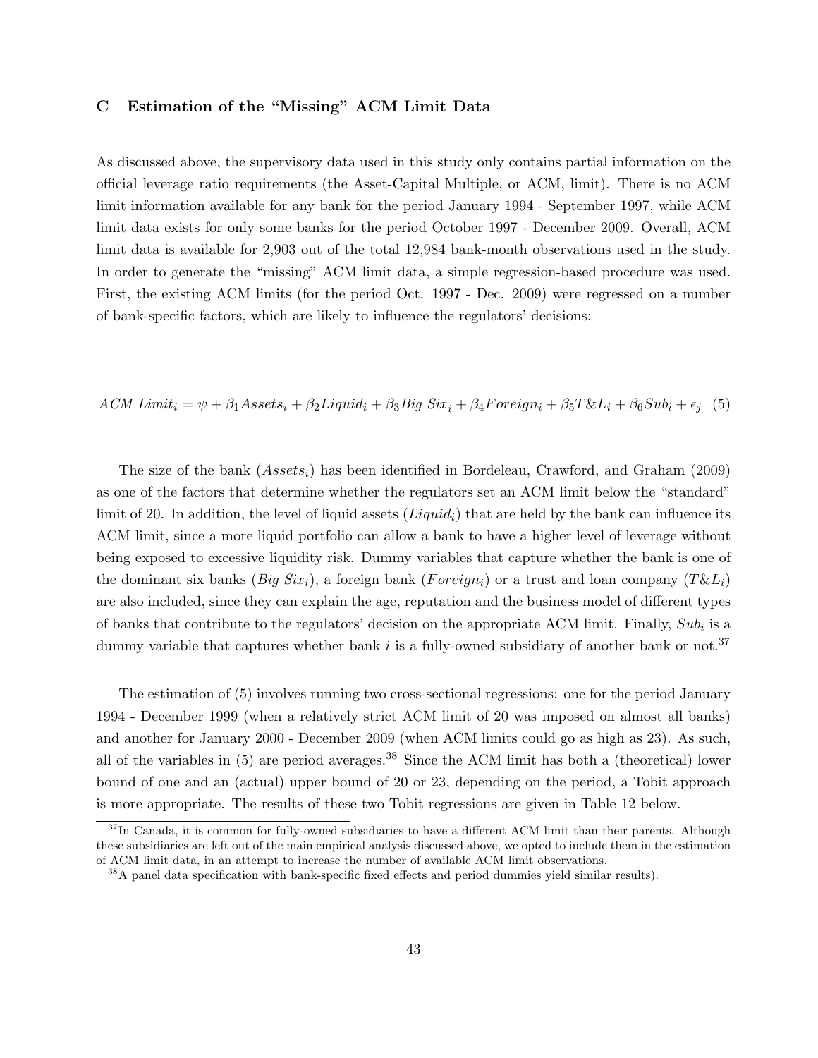## C Estimation of the "Missing" ACM Limit Data

As discussed above, the supervisory data used in this study only contains partial information on the official leverage ratio requirements (the Asset-Capital Multiple, or ACM, limit). There is no ACM limit information available for any bank for the period January 1994 - September 1997, while ACM limit data exists for only some banks for the period October 1997 - December 2009. Overall, ACM limit data is available for 2,903 out of the total 12,984 bank-month observations used in the study. In order to generate the "missing" ACM limit data, a simple regression-based procedure was used. First, the existing ACM limits (for the period Oct. 1997 - Dec. 2009) were regressed on a number of bank-specific factors, which are likely to influence the regulators' decisions:

$$ACM\ Limit_i = \psi + \beta_1 Assets_i + \beta_2 Liquid_i + \beta_3 Big\ Six_i + \beta_4 Foreign_i + \beta_5 T\&L_i + \beta_6 Sub_i + \epsilon_j \quad (5)$$

The size of the bank ($Assets_i$) has been identified in Bordeleau, Crawford, and Graham (2009) as one of the factors that determine whether the regulators set an ACM limit below the "standard" limit of 20. In addition, the level of liquid assets ($Liquid_i$) that are held by the bank can influence its ACM limit, since a more liquid portfolio can allow a bank to have a higher level of leverage without being exposed to excessive liquidity risk. Dummy variables that capture whether the bank is one of the dominant six banks ($Big\ Six_i$), a foreign bank ($Foreign_i$) or a trust and loan company ($T\&L_i$) are also included, since they can explain the age, reputation and the business model of different types of banks that contribute to the regulators' decision on the appropriate ACM limit. Finally, $Sub_i$ is a dummy variable that captures whether bank $i$ is a fully-owned subsidiary of another bank or not.[37]

The estimation of (5) involves running two cross-sectional regressions: one for the period January 1994 - December 1999 (when a relatively strict ACM limit of 20 was imposed on almost all banks) and another for January 2000 - December 2009 (when ACM limits could go as high as 23). As such, all of the variables in (5) are period averages.[38] Since the ACM limit has both a (theoretical) lower bound of one and an (actual) upper bound of 20 or 23, depending on the period, a Tobit approach is more appropriate. The results of these two Tobit regressions are given in Table 12 below.

[37] In Canada, it is common for fully-owned subsidiaries to have a different ACM limit than their parents. Although these subsidiaries are left out of the main empirical analysis discussed above, we opted to include them in the estimation of ACM limit data, in an attempt to increase the number of available ACM limit observations.

[38] A panel data specification with bank-specific fixed effects and period dummies yield similar results).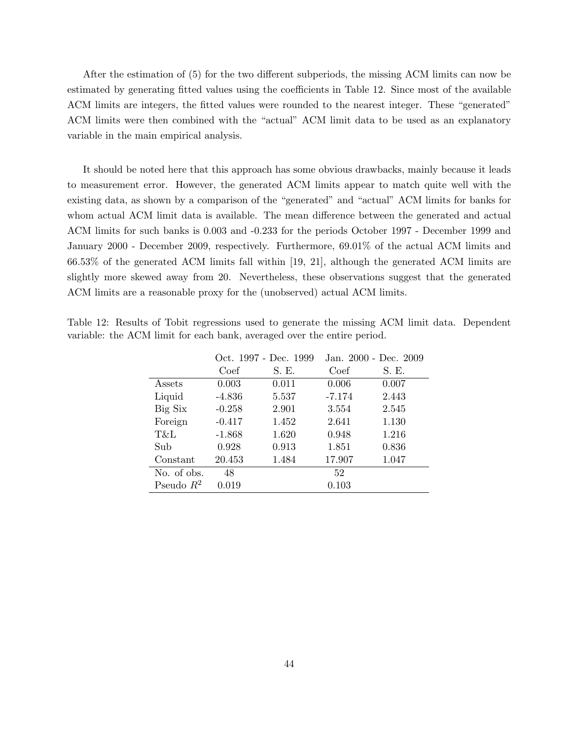After the estimation of (5) for the two different subperiods, the missing ACM limits can now be estimated by generating fitted values using the coefficients in Table 12. Since most of the available ACM limits are integers, the fitted values were rounded to the nearest integer. These "generated" ACM limits were then combined with the "actual" ACM limit data to be used as an explanatory variable in the main empirical analysis.

It should be noted here that this approach has some obvious drawbacks, mainly because it leads to measurement error. However, the generated ACM limits appear to match quite well with the existing data, as shown by a comparison of the "generated" and "actual" ACM limits for banks for whom actual ACM limit data is available. The mean difference between the generated and actual ACM limits for such banks is 0.003 and -0.233 for the periods October 1997 - December 1999 and January 2000 - December 2009, respectively. Furthermore, 69.01% of the actual ACM limits and 66.53% of the generated ACM limits fall within [19, 21], although the generated ACM limits are slightly more skewed away from 20. Nevertheless, these observations suggest that the generated ACM limits are a reasonable proxy for the (unobserved) actual ACM limits.

Table 12: Results of Tobit regressions used to generate the missing ACM limit data. Dependent variable: the ACM limit for each bank, averaged over the entire period.

| | Oct. 1997 - Dec. 1999 | | Jan. 2000 - Dec. 2009 | |
|---|---|---|---|---|
| | Coef | S. E. | Coef | S. E. |
| Assets | 0.003 | 0.011 | 0.006 | 0.007 |
| Liquid | -4.836 | 5.537 | -7.174 | 2.443 |
| Big Six | -0.258 | 2.901 | 3.554 | 2.545 |
| Foreign | -0.417 | 1.452 | 2.641 | 1.130 |
| T&L | -1.868 | 1.620 | 0.948 | 1.216 |
| Sub | 0.928 | 0.913 | 1.851 | 0.836 |
| Constant | 20.453 | 1.484 | 17.907 | 1.047 |
| No. of obs. | 48 | | 52 | |
| Pseudo $R^2$ | 0.019 | | 0.103 | |